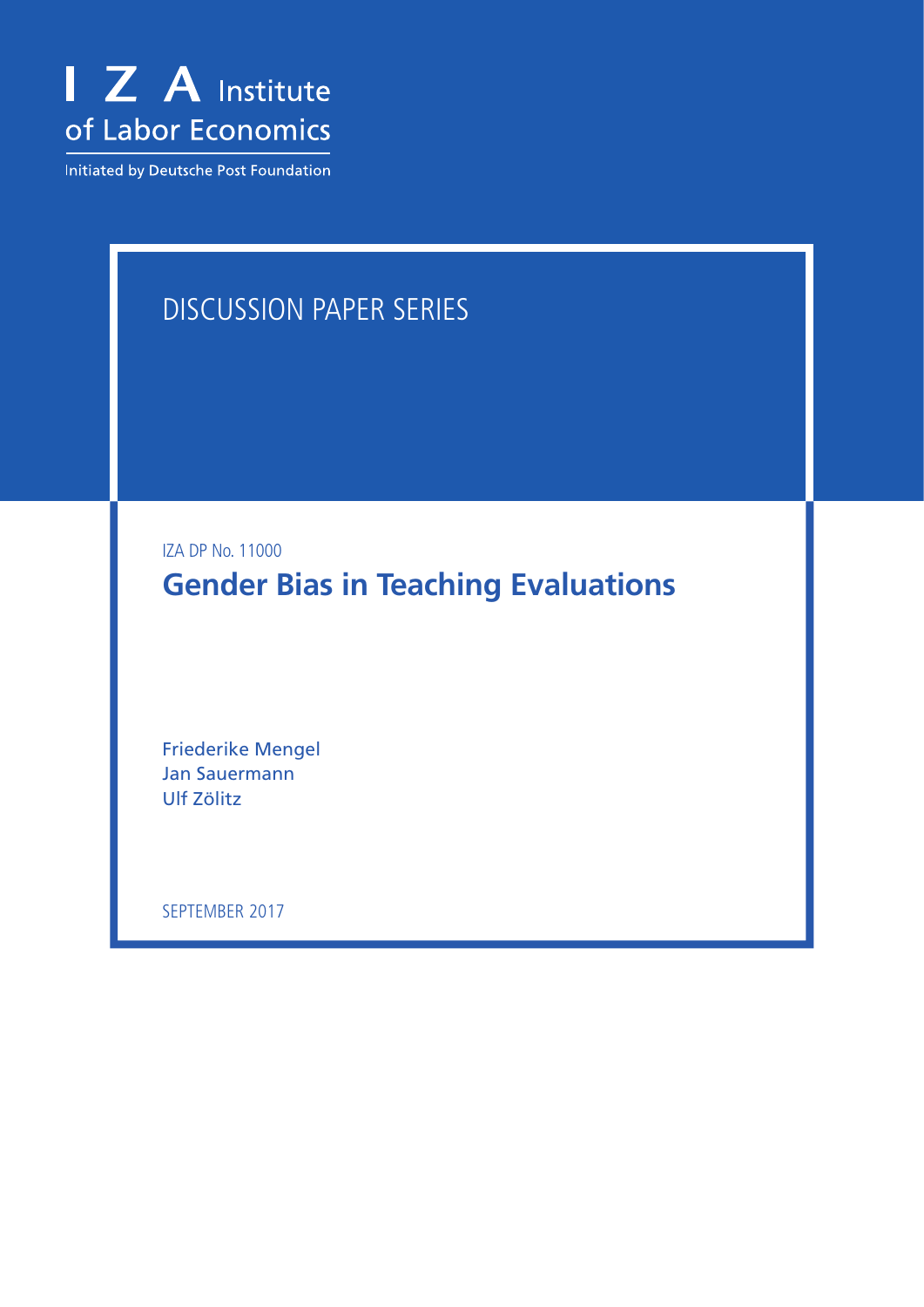I Z A Institute of Labor Economics

Initiated by Deutsche Post Foundation

DISCUSSION PAPER SERIES

IZA DP No. 11000

# Gender Bias in Teaching Evaluations

Friederike Mengel
Jan Sauermann
Ulf Zölitz

SEPTEMBER 2017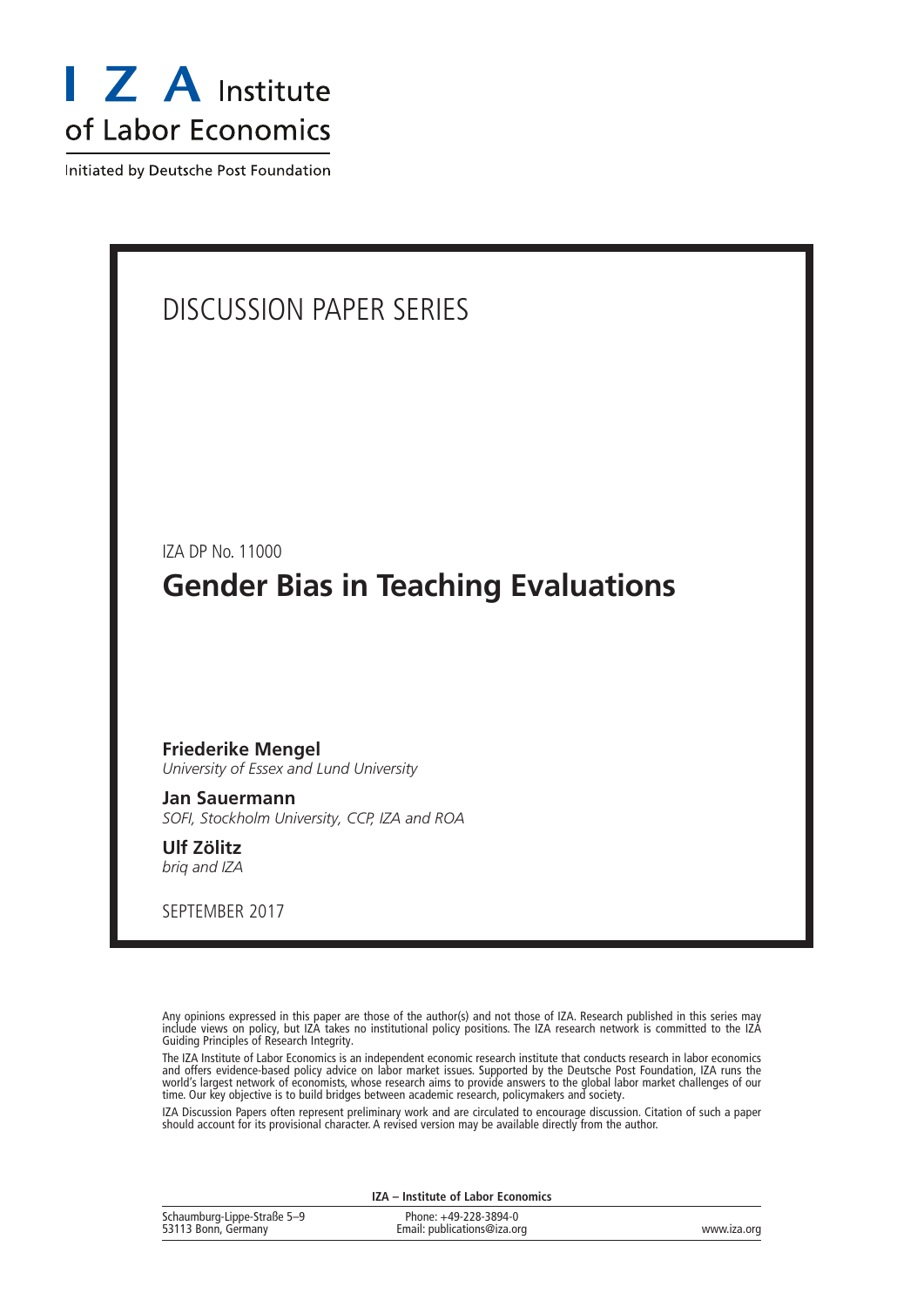I Z A Institute of Labor Economics

Initiated by Deutsche Post Foundation

DISCUSSION PAPER SERIES

IZA DP No. 11000

# Gender Bias in Teaching Evaluations

**Friederike Mengel**
*University of Essex and Lund University*

**Jan Sauermann**
*SOFI, Stockholm University, CCP, IZA and ROA*

**Ulf Zölitz**
*briq and IZA*

SEPTEMBER 2017

Any opinions expressed in this paper are those of the author(s) and not those of IZA. Research published in this series may include views on policy, but IZA takes no institutional policy positions. The IZA research network is committed to the IZA Guiding Principles of Research Integrity.

The IZA Institute of Labor Economics is an independent economic research institute that conducts research in labor economics and offers evidence-based policy advice on labor market issues. Supported by the Deutsche Post Foundation, IZA runs the world's largest network of economists, whose research aims to provide answers to the global labor market challenges of our time. Our key objective is to build bridges between academic research, policymakers and society.

IZA Discussion Papers often represent preliminary work and are circulated to encourage discussion. Citation of such a paper should account for its provisional character. A revised version may be available directly from the author.

**IZA – Institute of Labor Economics**

| Schaumburg-Lippe-Straße 5–9 53113 Bonn, Germany | Phone: +49-228-3894-0 Email: publications@iza.org | www.iza.org |
| --- | --- | --- |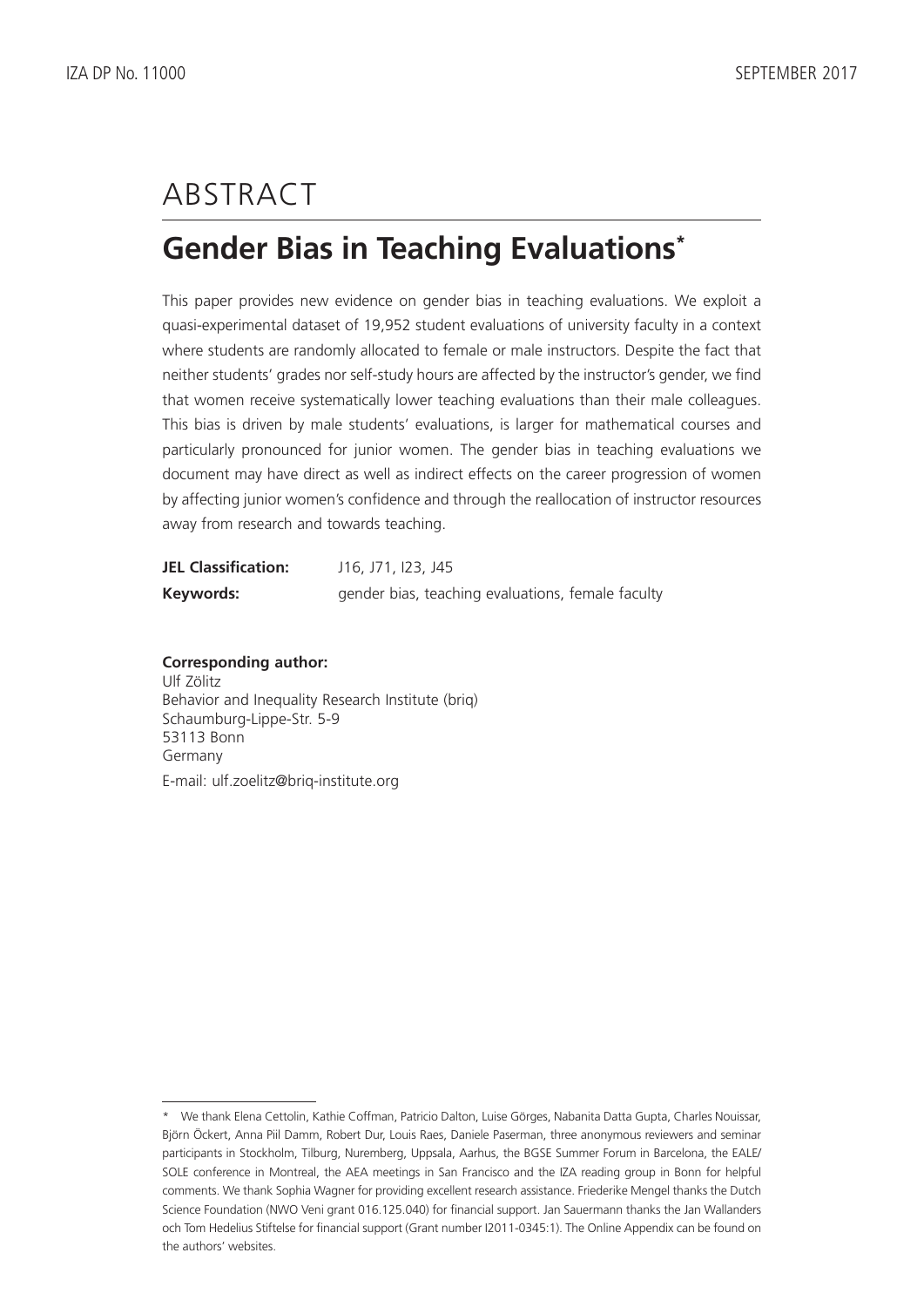# ABSTRACT

## Gender Bias in Teaching Evaluations*

This paper provides new evidence on gender bias in teaching evaluations. We exploit a quasi-experimental dataset of 19,952 student evaluations of university faculty in a context where students are randomly allocated to female or male instructors. Despite the fact that neither students' grades nor self-study hours are affected by the instructor's gender, we find that women receive systematically lower teaching evaluations than their male colleagues. This bias is driven by male students' evaluations, is larger for mathematical courses and particularly pronounced for junior women. The gender bias in teaching evaluations we document may have direct as well as indirect effects on the career progression of women by affecting junior women's confidence and through the reallocation of instructor resources away from research and towards teaching.

**JEL Classification:** J16, J71, I23, J45

**Keywords:** gender bias, teaching evaluations, female faculty

**Corresponding author:**
Ulf Zölitz
Behavior and Inequality Research Institute (briq)
Schaumburg-Lippe-Str. 5-9
53113 Bonn
Germany

E-mail: ulf.zoelitz@briq-institute.org

---

* We thank Elena Cettolin, Kathie Coffman, Patricio Dalton, Luise Görges, Nabanita Datta Gupta, Charles Nouissar, Björn Öckert, Anna Piil Damm, Robert Dur, Louis Raes, Daniele Paserman, three anonymous reviewers and seminar participants in Stockholm, Tilburg, Nuremberg, Uppsala, Aarhus, the BGSE Summer Forum in Barcelona, the EALE/SOLE conference in Montreal, the AEA meetings in San Francisco and the IZA reading group in Bonn for helpful comments. We thank Sophia Wagner for providing excellent research assistance. Friederike Mengel thanks the Dutch Science Foundation (NWO Veni grant 016.125.040) for financial support. Jan Sauermann thanks the Jan Wallanders och Tom Hedelius Stiftelse for financial support (Grant number I2011-0345:1). The Online Appendix can be found on the authors' websites.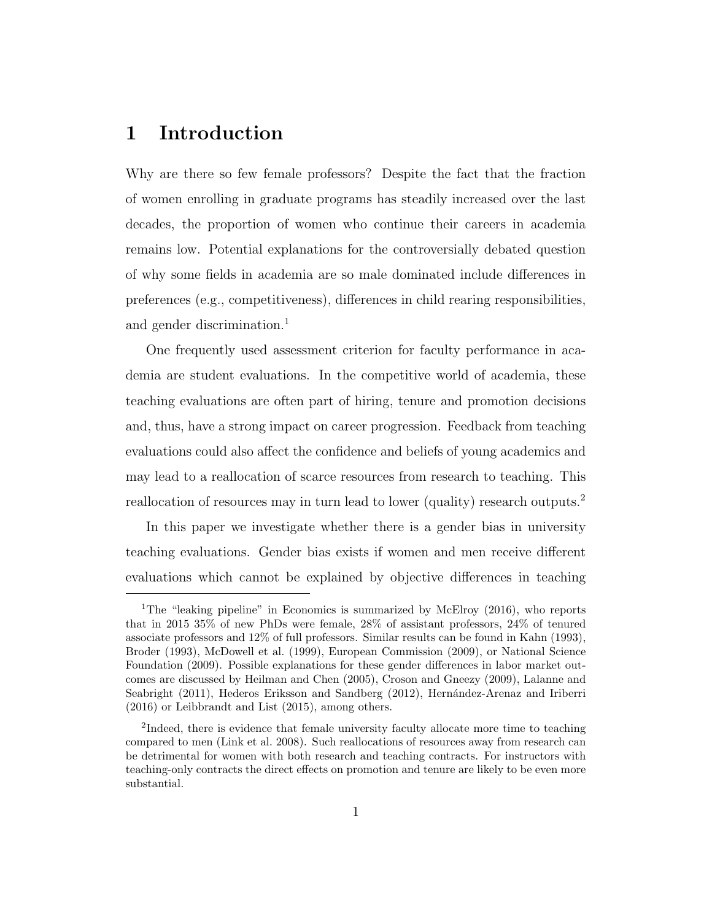# 1 Introduction

Why are there so few female professors? Despite the fact that the fraction of women enrolling in graduate programs has steadily increased over the last decades, the proportion of women who continue their careers in academia remains low. Potential explanations for the controversially debated question of why some fields in academia are so male dominated include differences in preferences (e.g., competitiveness), differences in child rearing responsibilities, and gender discrimination.[1]

One frequently used assessment criterion for faculty performance in academia are student evaluations. In the competitive world of academia, these teaching evaluations are often part of hiring, tenure and promotion decisions and, thus, have a strong impact on career progression. Feedback from teaching evaluations could also affect the confidence and beliefs of young academics and may lead to a reallocation of scarce resources from research to teaching. This reallocation of resources may in turn lead to lower (quality) research outputs.[2]

In this paper we investigate whether there is a gender bias in university teaching evaluations. Gender bias exists if women and men receive different evaluations which cannot be explained by objective differences in teaching

---

[1] The "leaking pipeline" in Economics is summarized by McElroy (2016), who reports that in 2015 35% of new PhDs were female, 28% of assistant professors, 24% of tenured associate professors and 12% of full professors. Similar results can be found in Kahn (1993), Broder (1993), McDowell et al. (1999), European Commission (2009), or National Science Foundation (2009). Possible explanations for these gender differences in labor market outcomes are discussed by Heilman and Chen (2005), Croson and Gneezy (2009), Lalanne and Seabright (2011), Hederos Eriksson and Sandberg (2012), Hernández-Arenaz and Iriberri (2016) or Leibbrandt and List (2015), among others.

[2] Indeed, there is evidence that female university faculty allocate more time to teaching compared to men (Link et al. 2008). Such reallocations of resources away from research can be detrimental for women with both research and teaching contracts. For instructors with teaching-only contracts the direct effects on promotion and tenure are likely to be even more substantial.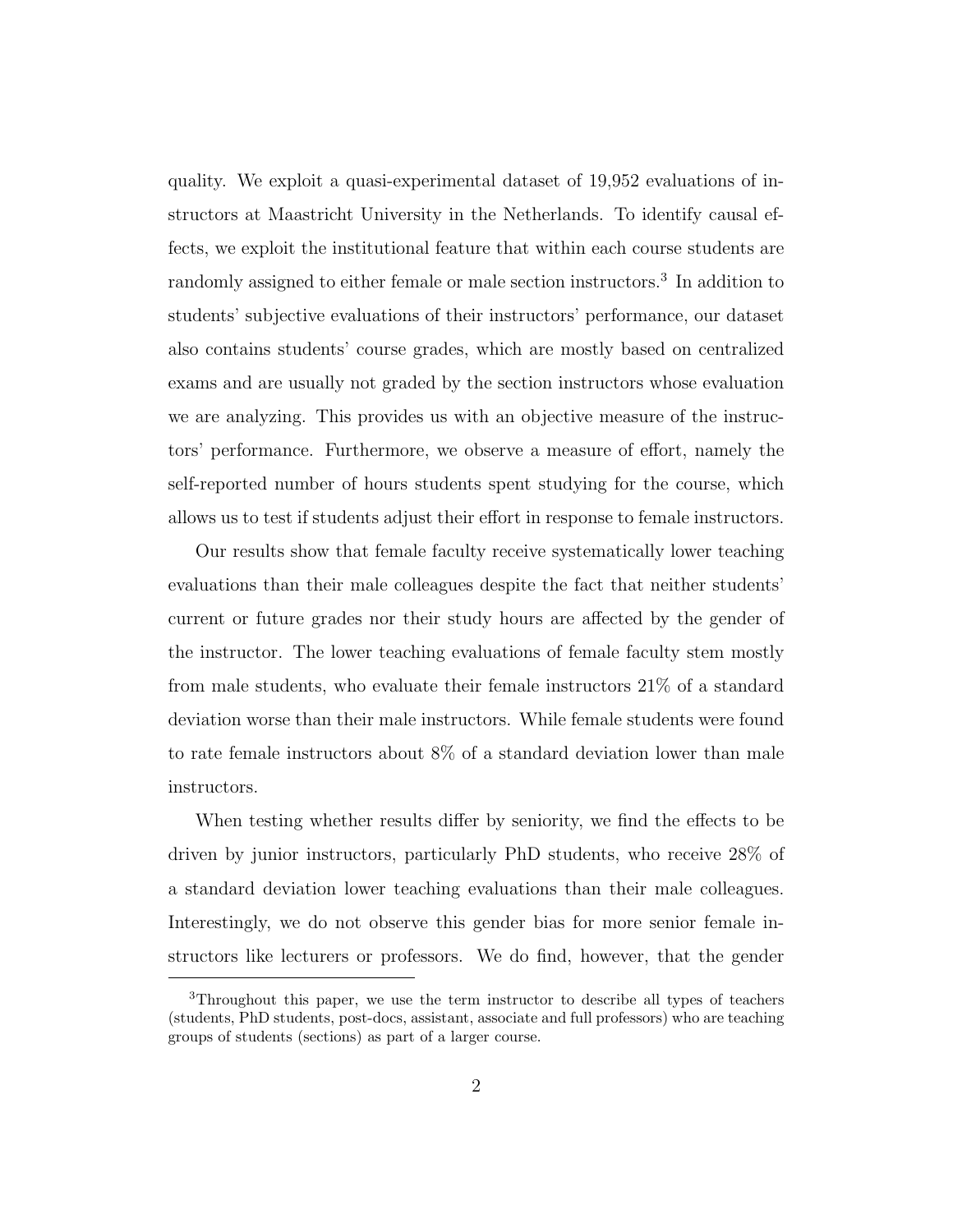quality. We exploit a quasi-experimental dataset of 19,952 evaluations of instructors at Maastricht University in the Netherlands. To identify causal effects, we exploit the institutional feature that within each course students are randomly assigned to either female or male section instructors.[3] In addition to students' subjective evaluations of their instructors' performance, our dataset also contains students' course grades, which are mostly based on centralized exams and are usually not graded by the section instructors whose evaluation we are analyzing. This provides us with an objective measure of the instructors' performance. Furthermore, we observe a measure of effort, namely the self-reported number of hours students spent studying for the course, which allows us to test if students adjust their effort in response to female instructors.

Our results show that female faculty receive systematically lower teaching evaluations than their male colleagues despite the fact that neither students' current or future grades nor their study hours are affected by the gender of the instructor. The lower teaching evaluations of female faculty stem mostly from male students, who evaluate their female instructors 21% of a standard deviation worse than their male instructors. While female students were found to rate female instructors about 8% of a standard deviation lower than male instructors.

When testing whether results differ by seniority, we find the effects to be driven by junior instructors, particularly PhD students, who receive 28% of a standard deviation lower teaching evaluations than their male colleagues. Interestingly, we do not observe this gender bias for more senior female instructors like lecturers or professors. We do find, however, that the gender

[3] Throughout this paper, we use the term instructor to describe all types of teachers (students, PhD students, post-docs, assistant, associate and full professors) who are teaching groups of students (sections) as part of a larger course.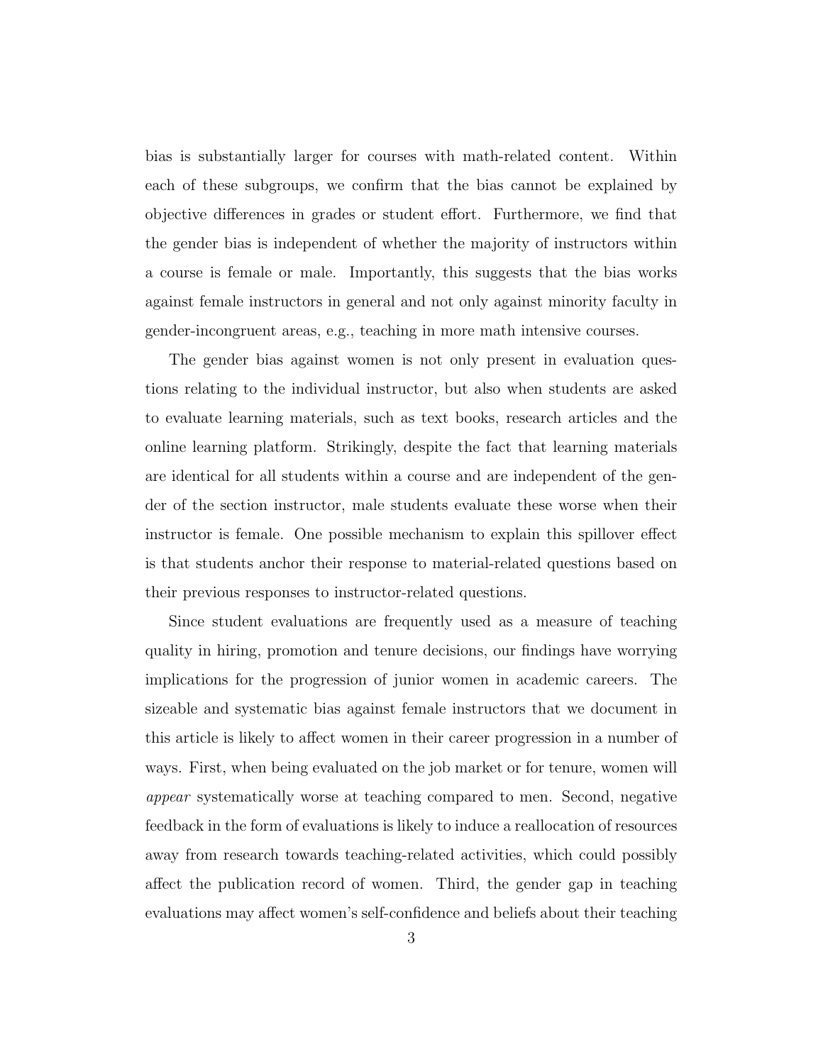bias is substantially larger for courses with math-related content. Within each of these subgroups, we confirm that the bias cannot be explained by objective differences in grades or student effort. Furthermore, we find that the gender bias is independent of whether the majority of instructors within a course is female or male. Importantly, this suggests that the bias works against female instructors in general and not only against minority faculty in gender-incongruent areas, e.g., teaching in more math intensive courses.

The gender bias against women is not only present in evaluation questions relating to the individual instructor, but also when students are asked to evaluate learning materials, such as text books, research articles and the online learning platform. Strikingly, despite the fact that learning materials are identical for all students within a course and are independent of the gender of the section instructor, male students evaluate these worse when their instructor is female. One possible mechanism to explain this spillover effect is that students anchor their response to material-related questions based on their previous responses to instructor-related questions.

Since student evaluations are frequently used as a measure of teaching quality in hiring, promotion and tenure decisions, our findings have worrying implications for the progression of junior women in academic careers. The sizeable and systematic bias against female instructors that we document in this article is likely to affect women in their career progression in a number of ways. First, when being evaluated on the job market or for tenure, women will *appear* systematically worse at teaching compared to men. Second, negative feedback in the form of evaluations is likely to induce a reallocation of resources away from research towards teaching-related activities, which could possibly affect the publication record of women. Third, the gender gap in teaching evaluations may affect women's self-confidence and beliefs about their teaching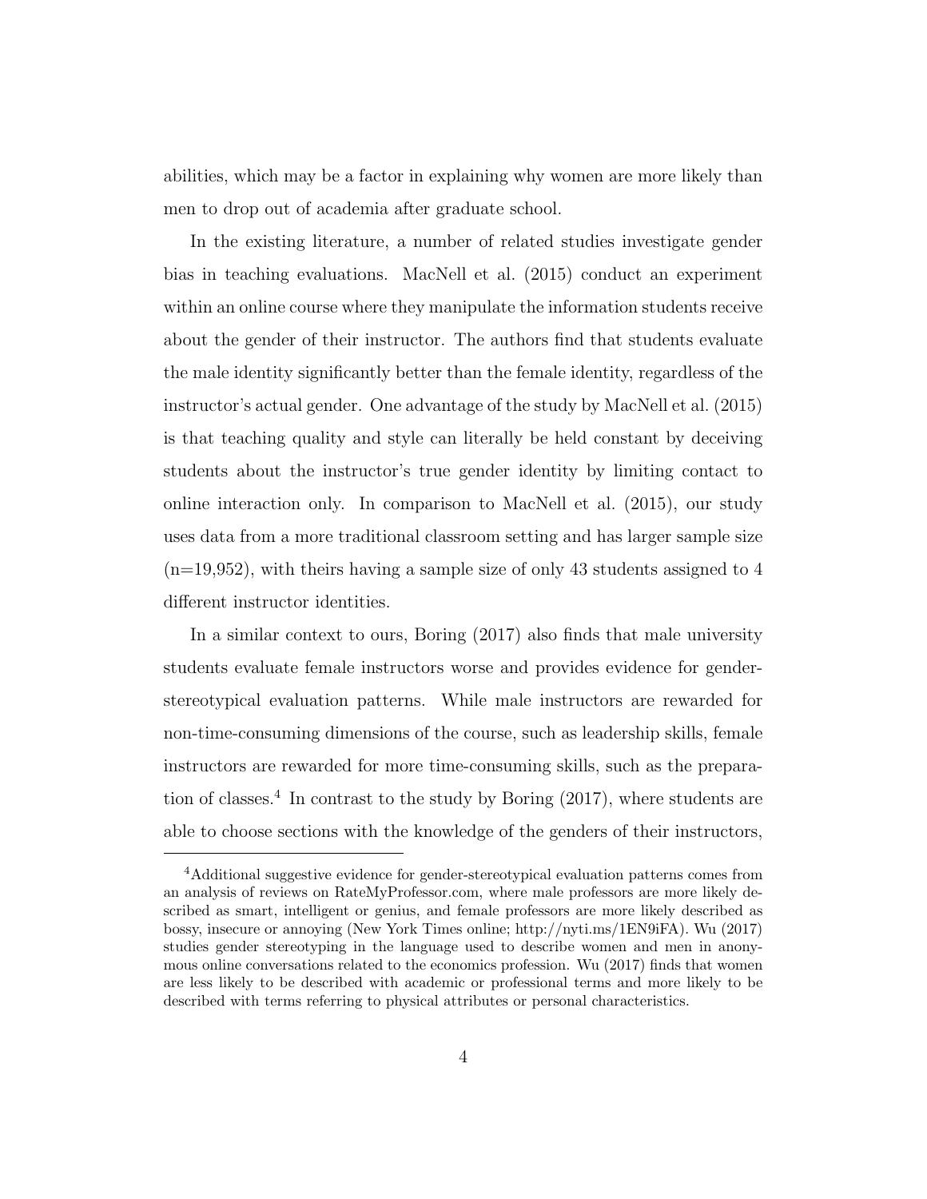abilities, which may be a factor in explaining why women are more likely than men to drop out of academia after graduate school.

In the existing literature, a number of related studies investigate gender bias in teaching evaluations. MacNell et al. (2015) conduct an experiment within an online course where they manipulate the information students receive about the gender of their instructor. The authors find that students evaluate the male identity significantly better than the female identity, regardless of the instructor's actual gender. One advantage of the study by MacNell et al. (2015) is that teaching quality and style can literally be held constant by deceiving students about the instructor's true gender identity by limiting contact to online interaction only. In comparison to MacNell et al. (2015), our study uses data from a more traditional classroom setting and has larger sample size (n=19,952), with theirs having a sample size of only 43 students assigned to 4 different instructor identities.

In a similar context to ours, Boring (2017) also finds that male university students evaluate female instructors worse and provides evidence for gender-stereotypical evaluation patterns. While male instructors are rewarded for non-time-consuming dimensions of the course, such as leadership skills, female instructors are rewarded for more time-consuming skills, such as the preparation of classes.[4] In contrast to the study by Boring (2017), where students are able to choose sections with the knowledge of the genders of their instructors,

[4]Additional suggestive evidence for gender-stereotypical evaluation patterns comes from an analysis of reviews on RateMyProfessor.com, where male professors are more likely described as smart, intelligent or genius, and female professors are more likely described as bossy, insecure or annoying (New York Times online; http://nyti.ms/1EN9iFA). Wu (2017) studies gender stereotyping in the language used to describe women and men in anonymous online conversations related to the economics profession. Wu (2017) finds that women are less likely to be described with academic or professional terms and more likely to be described with terms referring to physical attributes or personal characteristics.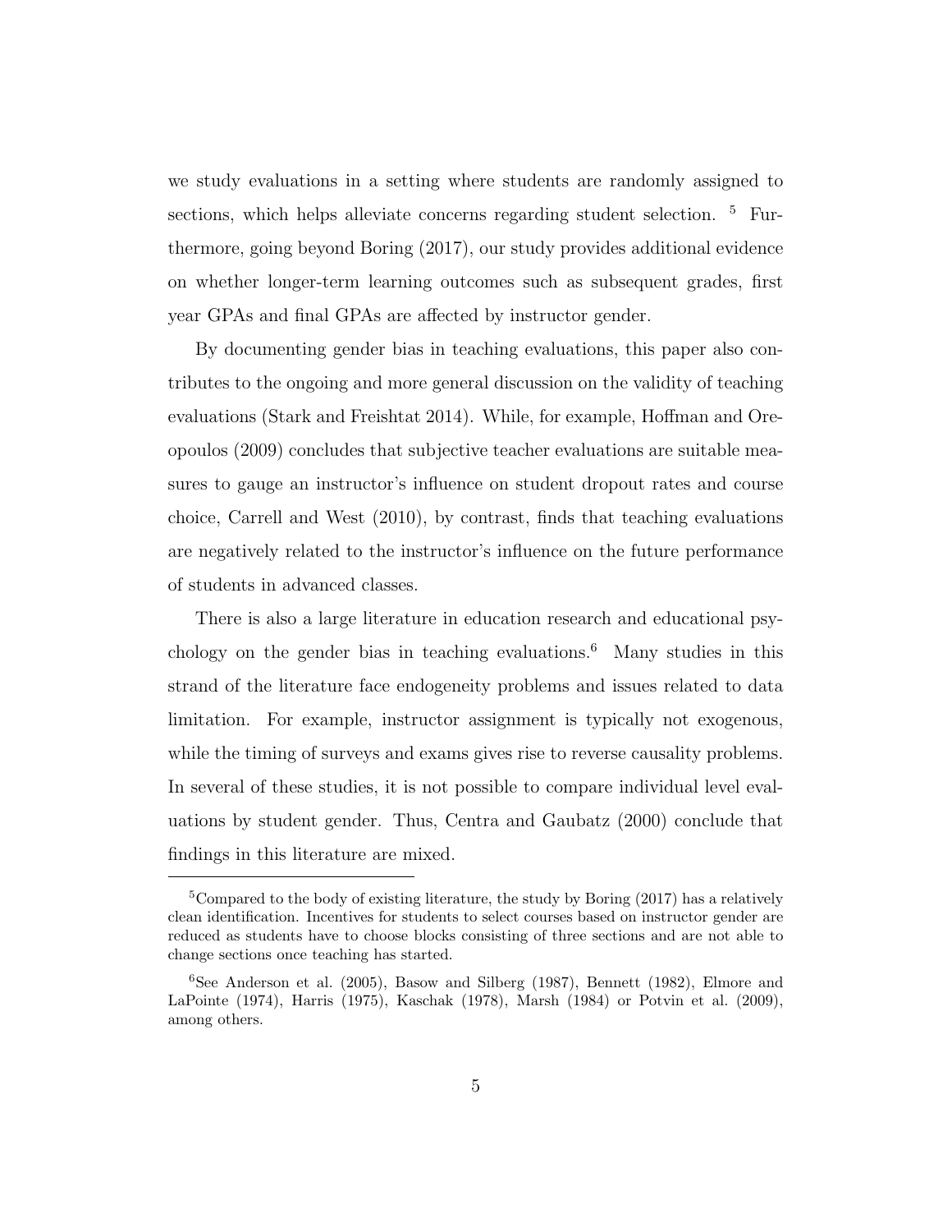we study evaluations in a setting where students are randomly assigned to sections, which helps alleviate concerns regarding student selection. [5] Furthermore, going beyond Boring (2017), our study provides additional evidence on whether longer-term learning outcomes such as subsequent grades, first year GPAs and final GPAs are affected by instructor gender.

By documenting gender bias in teaching evaluations, this paper also contributes to the ongoing and more general discussion on the validity of teaching evaluations (Stark and Freishtat 2014). While, for example, Hoffman and Oreopoulos (2009) concludes that subjective teacher evaluations are suitable measures to gauge an instructor's influence on student dropout rates and course choice, Carrell and West (2010), by contrast, finds that teaching evaluations are negatively related to the instructor's influence on the future performance of students in advanced classes.

There is also a large literature in education research and educational psychology on the gender bias in teaching evaluations.[6] Many studies in this strand of the literature face endogeneity problems and issues related to data limitation. For example, instructor assignment is typically not exogenous, while the timing of surveys and exams gives rise to reverse causality problems. In several of these studies, it is not possible to compare individual level evaluations by student gender. Thus, Centra and Gaubatz (2000) conclude that findings in this literature are mixed.

[5] Compared to the body of existing literature, the study by Boring (2017) has a relatively clean identification. Incentives for students to select courses based on instructor gender are reduced as students have to choose blocks consisting of three sections and are not able to change sections once teaching has started.

[6] See Anderson et al. (2005), Basow and Silberg (1987), Bennett (1982), Elmore and LaPointe (1974), Harris (1975), Kaschak (1978), Marsh (1984) or Potvin et al. (2009), among others.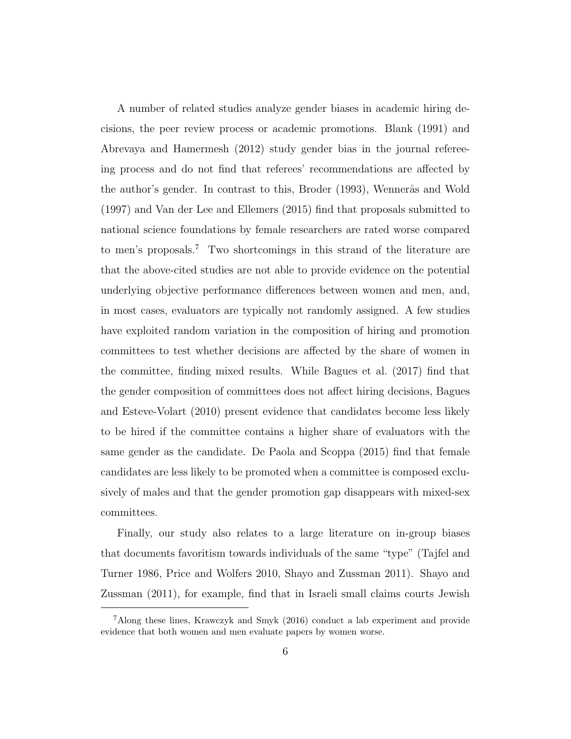A number of related studies analyze gender biases in academic hiring decisions, the peer review process or academic promotions. Blank (1991) and Abrevaya and Hamermesh (2012) study gender bias in the journal refereeing process and do not find that referees' recommendations are affected by the author's gender. In contrast to this, Broder (1993), Wennerås and Wold (1997) and Van der Lee and Ellemers (2015) find that proposals submitted to national science foundations by female researchers are rated worse compared to men's proposals.[7] Two shortcomings in this strand of the literature are that the above-cited studies are not able to provide evidence on the potential underlying objective performance differences between women and men, and, in most cases, evaluators are typically not randomly assigned. A few studies have exploited random variation in the composition of hiring and promotion committees to test whether decisions are affected by the share of women in the committee, finding mixed results. While Bagues et al. (2017) find that the gender composition of committees does not affect hiring decisions, Bagues and Esteve-Volart (2010) present evidence that candidates become less likely to be hired if the committee contains a higher share of evaluators with the same gender as the candidate. De Paola and Scoppa (2015) find that female candidates are less likely to be promoted when a committee is composed exclusively of males and that the gender promotion gap disappears with mixed-sex committees.

Finally, our study also relates to a large literature on in-group biases that documents favoritism towards individuals of the same "type" (Tajfel and Turner 1986, Price and Wolfers 2010, Shayo and Zussman 2011). Shayo and Zussman (2011), for example, find that in Israeli small claims courts Jewish

[7] Along these lines, Krawczyk and Smyk (2016) conduct a lab experiment and provide evidence that both women and men evaluate papers by women worse.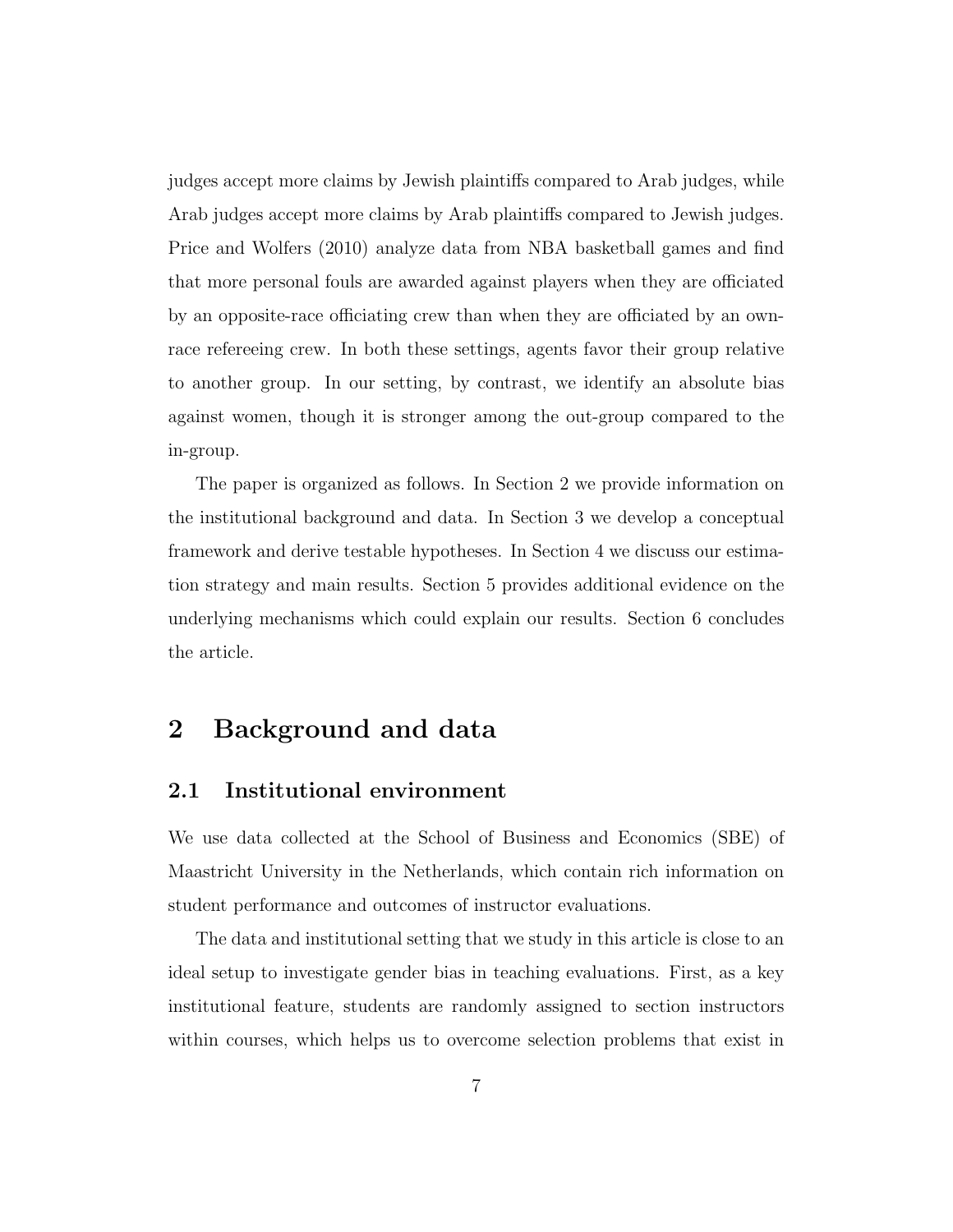judges accept more claims by Jewish plaintiffs compared to Arab judges, while Arab judges accept more claims by Arab plaintiffs compared to Jewish judges. Price and Wolfers (2010) analyze data from NBA basketball games and find that more personal fouls are awarded against players when they are officiated by an opposite-race officiating crew than when they are officiated by an own-race refereeing crew. In both these settings, agents favor their group relative to another group. In our setting, by contrast, we identify an absolute bias against women, though it is stronger among the out-group compared to the in-group.

The paper is organized as follows. In Section 2 we provide information on the institutional background and data. In Section 3 we develop a conceptual framework and derive testable hypotheses. In Section 4 we discuss our estimation strategy and main results. Section 5 provides additional evidence on the underlying mechanisms which could explain our results. Section 6 concludes the article.

# 2 Background and data

## 2.1 Institutional environment

We use data collected at the School of Business and Economics (SBE) of Maastricht University in the Netherlands, which contain rich information on student performance and outcomes of instructor evaluations.

The data and institutional setting that we study in this article is close to an ideal setup to investigate gender bias in teaching evaluations. First, as a key institutional feature, students are randomly assigned to section instructors within courses, which helps us to overcome selection problems that exist in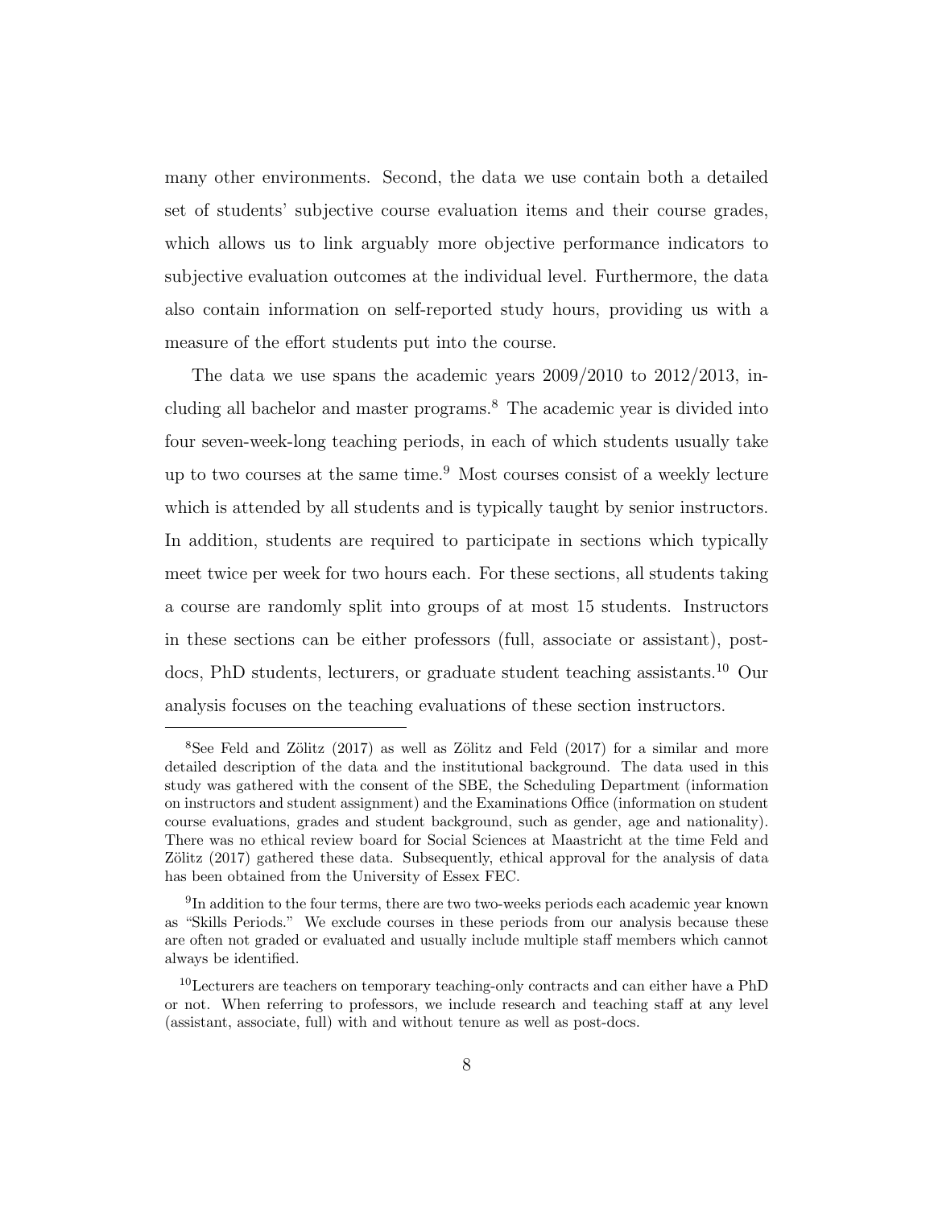many other environments. Second, the data we use contain both a detailed set of students' subjective course evaluation items and their course grades, which allows us to link arguably more objective performance indicators to subjective evaluation outcomes at the individual level. Furthermore, the data also contain information on self-reported study hours, providing us with a measure of the effort students put into the course.

The data we use spans the academic years 2009/2010 to 2012/2013, including all bachelor and master programs.[8] The academic year is divided into four seven-week-long teaching periods, in each of which students usually take up to two courses at the same time.[9] Most courses consist of a weekly lecture which is attended by all students and is typically taught by senior instructors. In addition, students are required to participate in sections which typically meet twice per week for two hours each. For these sections, all students taking a course are randomly split into groups of at most 15 students. Instructors in these sections can be either professors (full, associate or assistant), post-docs, PhD students, lecturers, or graduate student teaching assistants.[10] Our analysis focuses on the teaching evaluations of these section instructors.

[8]See Feld and Zölitz (2017) as well as Zölitz and Feld (2017) for a similar and more detailed description of the data and the institutional background. The data used in this study was gathered with the consent of the SBE, the Scheduling Department (information on instructors and student assignment) and the Examinations Office (information on student course evaluations, grades and student background, such as gender, age and nationality). There was no ethical review board for Social Sciences at Maastricht at the time Feld and Zölitz (2017) gathered these data. Subsequently, ethical approval for the analysis of data has been obtained from the University of Essex FEC.

[9]In addition to the four terms, there are two two-weeks periods each academic year known as "Skills Periods." We exclude courses in these periods from our analysis because these are often not graded or evaluated and usually include multiple staff members which cannot always be identified.

[10]Lecturers are teachers on temporary teaching-only contracts and can either have a PhD or not. When referring to professors, we include research and teaching staff at any level (assistant, associate, full) with and without tenure as well as post-docs.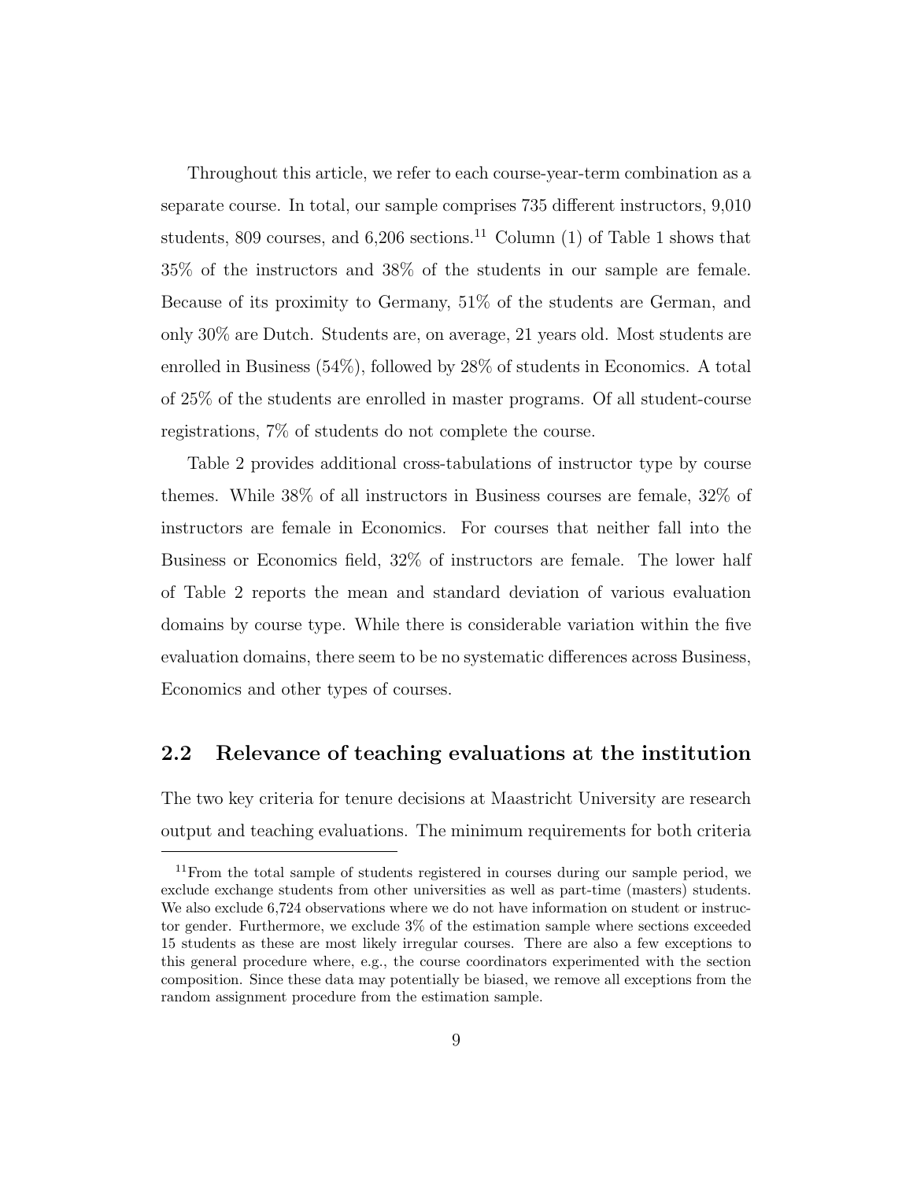Throughout this article, we refer to each course-year-term combination as a separate course. In total, our sample comprises 735 different instructors, 9,010 students, 809 courses, and 6,206 sections.[11] Column (1) of Table 1 shows that 35% of the instructors and 38% of the students in our sample are female. Because of its proximity to Germany, 51% of the students are German, and only 30% are Dutch. Students are, on average, 21 years old. Most students are enrolled in Business (54%), followed by 28% of students in Economics. A total of 25% of the students are enrolled in master programs. Of all student-course registrations, 7% of students do not complete the course.

Table 2 provides additional cross-tabulations of instructor type by course themes. While 38% of all instructors in Business courses are female, 32% of instructors are female in Economics. For courses that neither fall into the Business or Economics field, 32% of instructors are female. The lower half of Table 2 reports the mean and standard deviation of various evaluation domains by course type. While there is considerable variation within the five evaluation domains, there seem to be no systematic differences across Business, Economics and other types of courses.

## 2.2 Relevance of teaching evaluations at the institution

The two key criteria for tenure decisions at Maastricht University are research output and teaching evaluations. The minimum requirements for both criteria

[11] From the total sample of students registered in courses during our sample period, we exclude exchange students from other universities as well as part-time (masters) students. We also exclude 6,724 observations where we do not have information on student or instructor gender. Furthermore, we exclude 3% of the estimation sample where sections exceeded 15 students as these are most likely irregular courses. There are also a few exceptions to this general procedure where, e.g., the course coordinators experimented with the section composition. Since these data may potentially be biased, we remove all exceptions from the random assignment procedure from the estimation sample.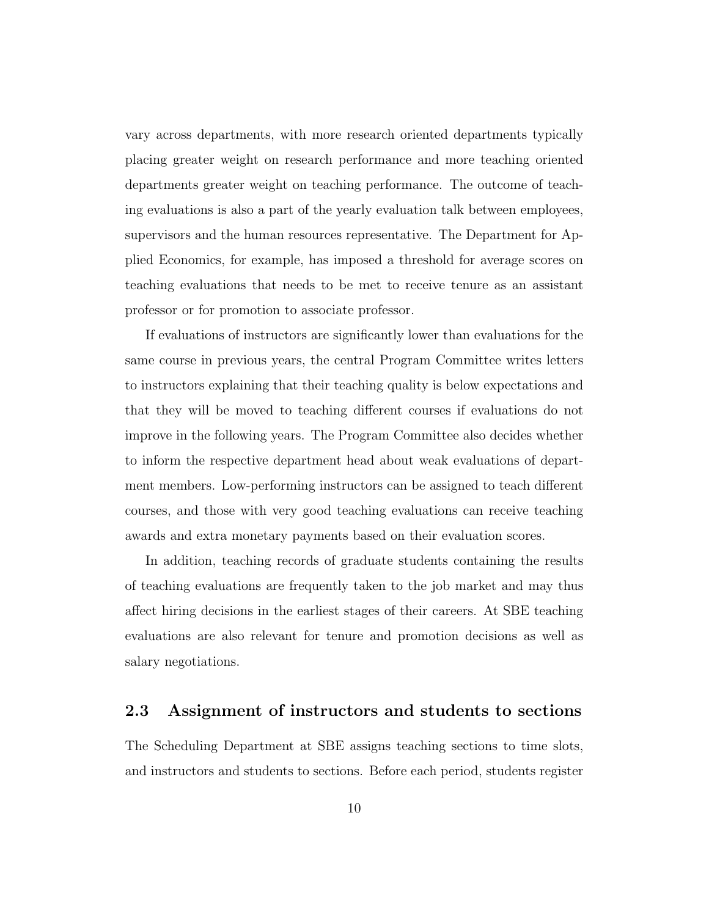vary across departments, with more research oriented departments typically placing greater weight on research performance and more teaching oriented departments greater weight on teaching performance. The outcome of teaching evaluations is also a part of the yearly evaluation talk between employees, supervisors and the human resources representative. The Department for Applied Economics, for example, has imposed a threshold for average scores on teaching evaluations that needs to be met to receive tenure as an assistant professor or for promotion to associate professor.

If evaluations of instructors are significantly lower than evaluations for the same course in previous years, the central Program Committee writes letters to instructors explaining that their teaching quality is below expectations and that they will be moved to teaching different courses if evaluations do not improve in the following years. The Program Committee also decides whether to inform the respective department head about weak evaluations of department members. Low-performing instructors can be assigned to teach different courses, and those with very good teaching evaluations can receive teaching awards and extra monetary payments based on their evaluation scores.

In addition, teaching records of graduate students containing the results of teaching evaluations are frequently taken to the job market and may thus affect hiring decisions in the earliest stages of their careers. At SBE teaching evaluations are also relevant for tenure and promotion decisions as well as salary negotiations.

## 2.3 Assignment of instructors and students to sections

The Scheduling Department at SBE assigns teaching sections to time slots, and instructors and students to sections. Before each period, students register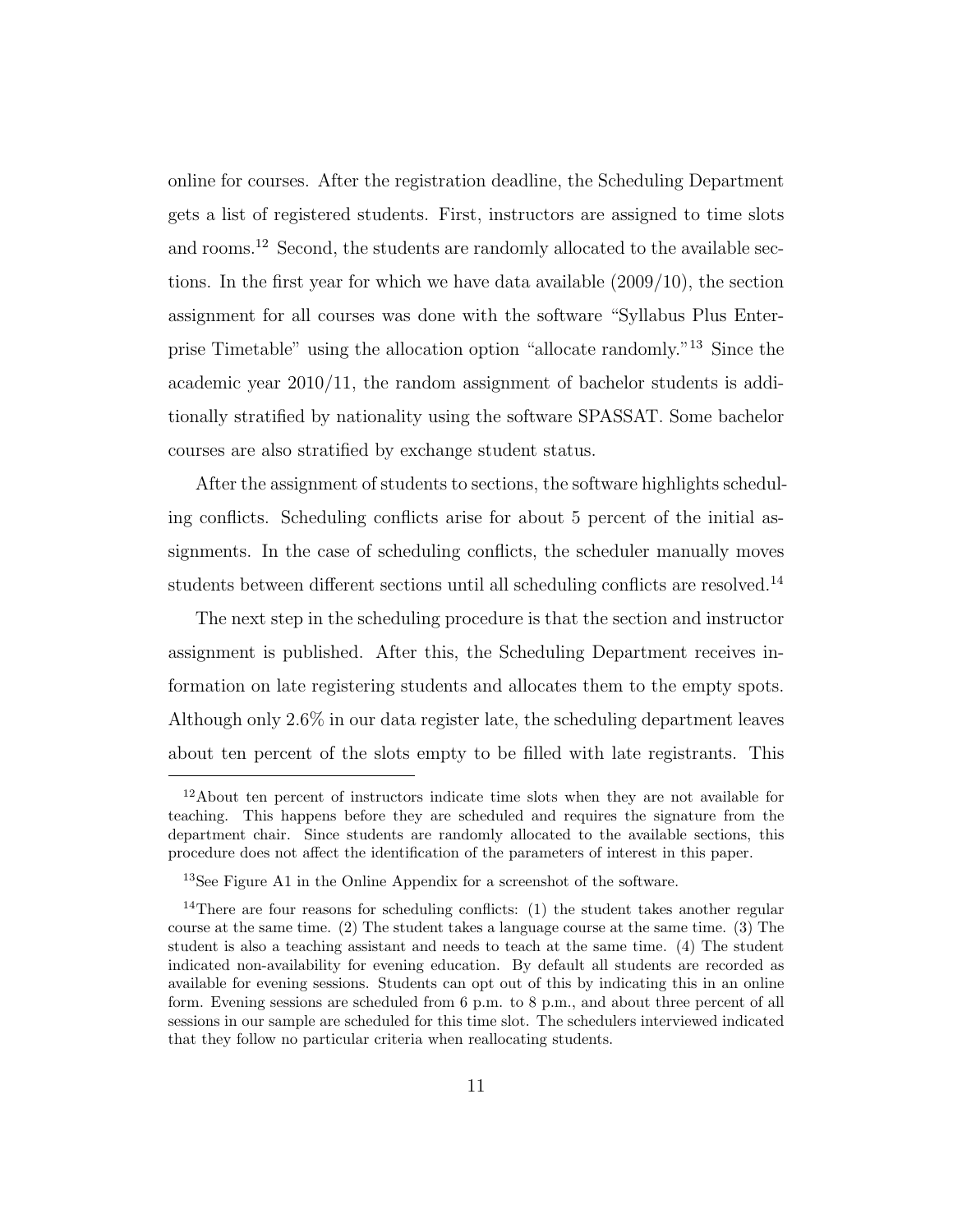online for courses. After the registration deadline, the Scheduling Department gets a list of registered students. First, instructors are assigned to time slots and rooms.[12] Second, the students are randomly allocated to the available sections. In the first year for which we have data available (2009/10), the section assignment for all courses was done with the software "Syllabus Plus Enterprise Timetable" using the allocation option "allocate randomly."[13] Since the academic year 2010/11, the random assignment of bachelor students is additionally stratified by nationality using the software SPASSAT. Some bachelor courses are also stratified by exchange student status.

After the assignment of students to sections, the software highlights scheduling conflicts. Scheduling conflicts arise for about 5 percent of the initial assignments. In the case of scheduling conflicts, the scheduler manually moves students between different sections until all scheduling conflicts are resolved.[14]

The next step in the scheduling procedure is that the section and instructor assignment is published. After this, the Scheduling Department receives information on late registering students and allocates them to the empty spots. Although only 2.6% in our data register late, the scheduling department leaves about ten percent of the slots empty to be filled with late registrants. This

[12] About ten percent of instructors indicate time slots when they are not available for teaching. This happens before they are scheduled and requires the signature from the department chair. Since students are randomly allocated to the available sections, this procedure does not affect the identification of the parameters of interest in this paper.

[13] See Figure A1 in the Online Appendix for a screenshot of the software.

[14] There are four reasons for scheduling conflicts: (1) the student takes another regular course at the same time. (2) The student takes a language course at the same time. (3) The student is also a teaching assistant and needs to teach at the same time. (4) The student indicated non-availability for evening education. By default all students are recorded as available for evening sessions. Students can opt out of this by indicating this in an online form. Evening sessions are scheduled from 6 p.m. to 8 p.m., and about three percent of all sessions in our sample are scheduled for this time slot. The schedulers interviewed indicated that they follow no particular criteria when reallocating students.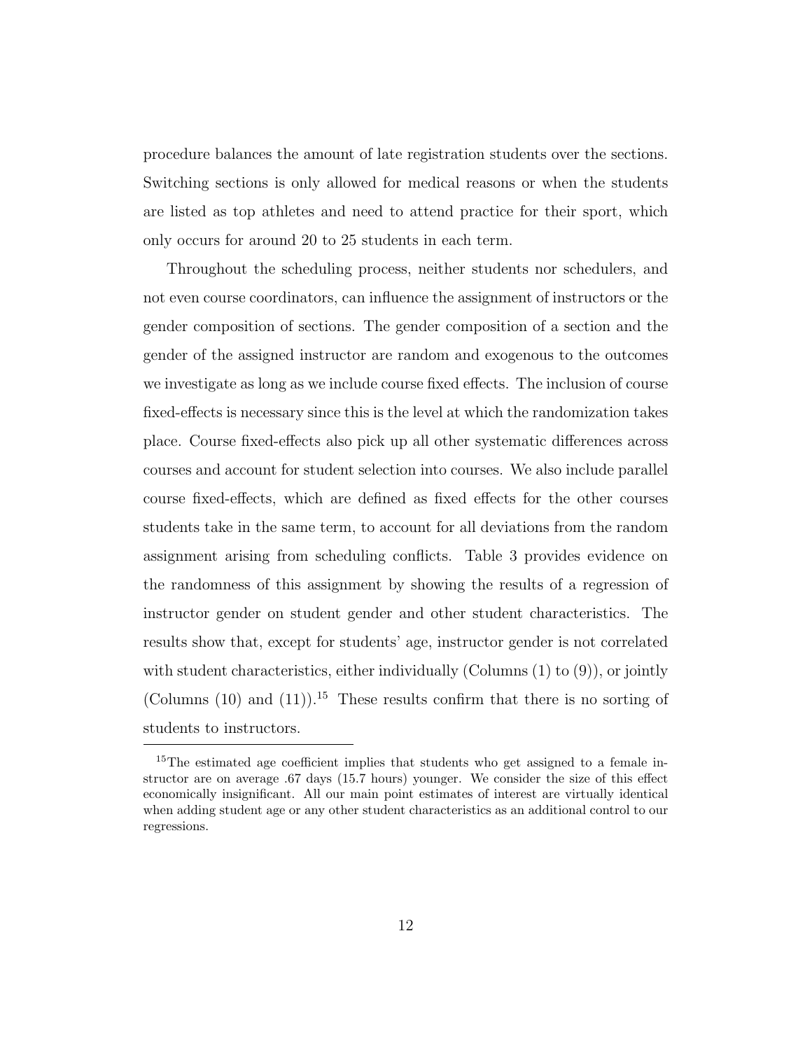procedure balances the amount of late registration students over the sections. Switching sections is only allowed for medical reasons or when the students are listed as top athletes and need to attend practice for their sport, which only occurs for around 20 to 25 students in each term.

Throughout the scheduling process, neither students nor schedulers, and not even course coordinators, can influence the assignment of instructors or the gender composition of sections. The gender composition of a section and the gender of the assigned instructor are random and exogenous to the outcomes we investigate as long as we include course fixed effects. The inclusion of course fixed-effects is necessary since this is the level at which the randomization takes place. Course fixed-effects also pick up all other systematic differences across courses and account for student selection into courses. We also include parallel course fixed-effects, which are defined as fixed effects for the other courses students take in the same term, to account for all deviations from the random assignment arising from scheduling conflicts. Table 3 provides evidence on the randomness of this assignment by showing the results of a regression of instructor gender on student gender and other student characteristics. The results show that, except for students' age, instructor gender is not correlated with student characteristics, either individually (Columns (1) to (9)), or jointly (Columns (10) and (11)).[15] These results confirm that there is no sorting of students to instructors.

[15] The estimated age coefficient implies that students who get assigned to a female instructor are on average .67 days (15.7 hours) younger. We consider the size of this effect economically insignificant. All our main point estimates of interest are virtually identical when adding student age or any other student characteristics as an additional control to our regressions.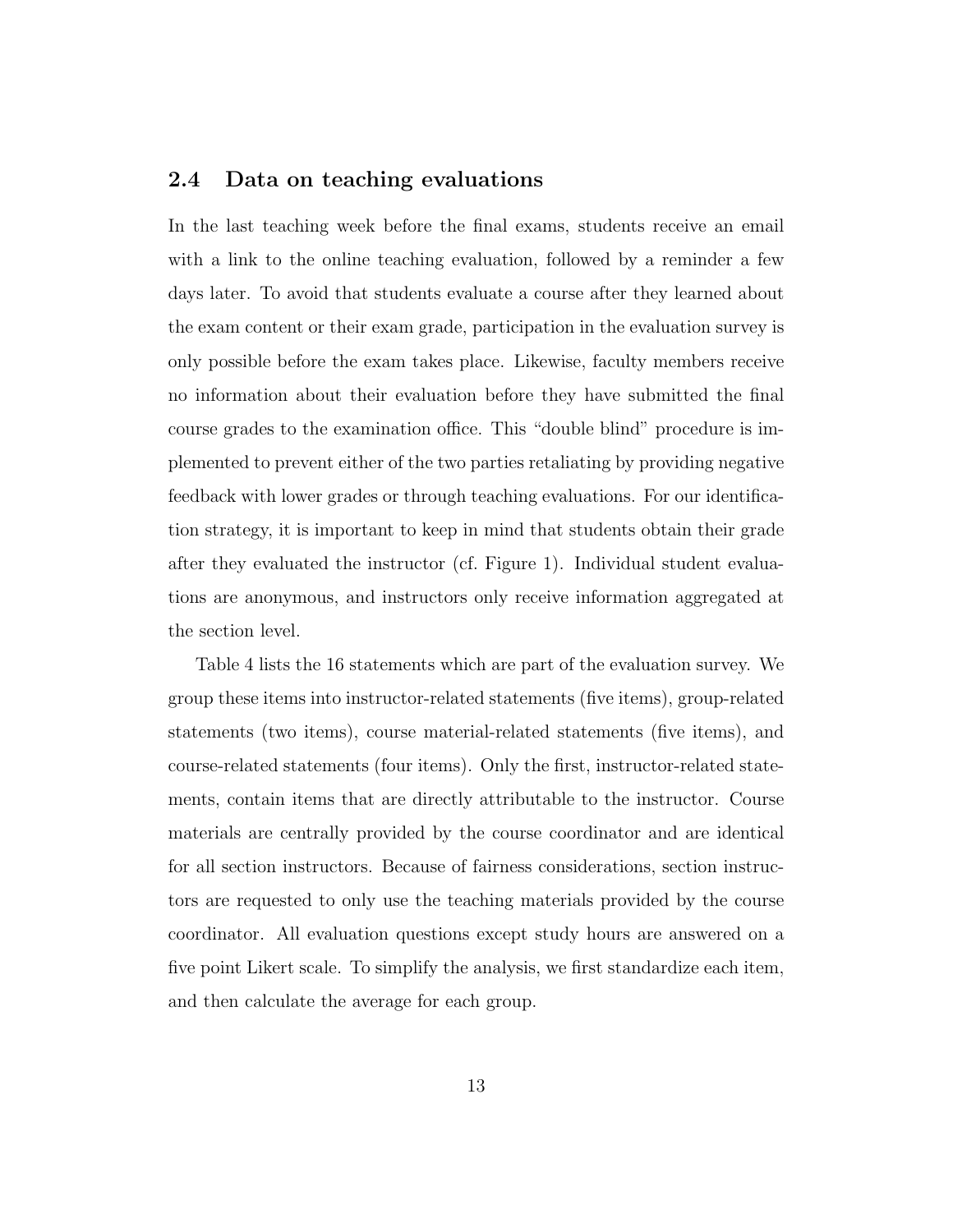## 2.4 Data on teaching evaluations

In the last teaching week before the final exams, students receive an email with a link to the online teaching evaluation, followed by a reminder a few days later. To avoid that students evaluate a course after they learned about the exam content or their exam grade, participation in the evaluation survey is only possible before the exam takes place. Likewise, faculty members receive no information about their evaluation before they have submitted the final course grades to the examination office. This "double blind" procedure is implemented to prevent either of the two parties retaliating by providing negative feedback with lower grades or through teaching evaluations. For our identification strategy, it is important to keep in mind that students obtain their grade after they evaluated the instructor (cf. Figure 1). Individual student evaluations are anonymous, and instructors only receive information aggregated at the section level.

Table 4 lists the 16 statements which are part of the evaluation survey. We group these items into instructor-related statements (five items), group-related statements (two items), course material-related statements (five items), and course-related statements (four items). Only the first, instructor-related statements, contain items that are directly attributable to the instructor. Course materials are centrally provided by the course coordinator and are identical for all section instructors. Because of fairness considerations, section instructors are requested to only use the teaching materials provided by the course coordinator. All evaluation questions except study hours are answered on a five point Likert scale. To simplify the analysis, we first standardize each item, and then calculate the average for each group.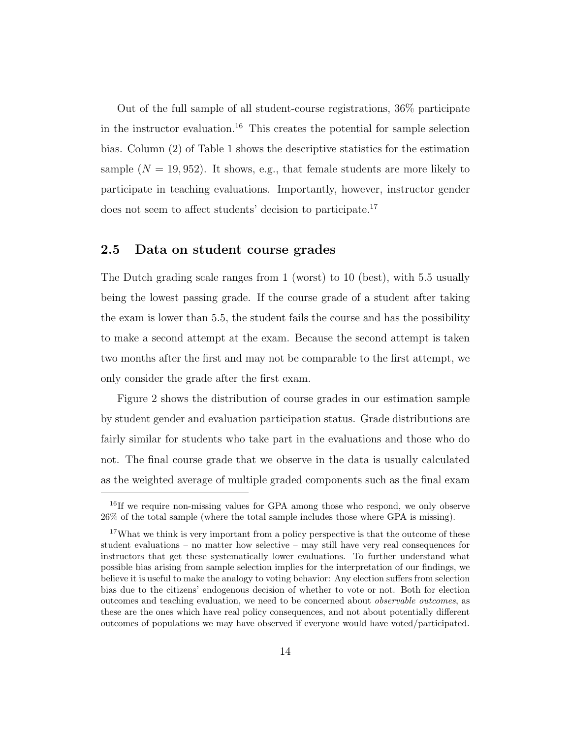Out of the full sample of all student-course registrations, 36% participate in the instructor evaluation.[16] This creates the potential for sample selection bias. Column (2) of Table 1 shows the descriptive statistics for the estimation sample ($N = 19,952$). It shows, e.g., that female students are more likely to participate in teaching evaluations. Importantly, however, instructor gender does not seem to affect students' decision to participate.[17]

## 2.5 Data on student course grades

The Dutch grading scale ranges from 1 (worst) to 10 (best), with 5.5 usually being the lowest passing grade. If the course grade of a student after taking the exam is lower than 5.5, the student fails the course and has the possibility to make a second attempt at the exam. Because the second attempt is taken two months after the first and may not be comparable to the first attempt, we only consider the grade after the first exam.

Figure 2 shows the distribution of course grades in our estimation sample by student gender and evaluation participation status. Grade distributions are fairly similar for students who take part in the evaluations and those who do not. The final course grade that we observe in the data is usually calculated as the weighted average of multiple graded components such as the final exam

[16] If we require non-missing values for GPA among those who respond, we only observe 26% of the total sample (where the total sample includes those where GPA is missing).

[17] What we think is very important from a policy perspective is that the outcome of these student evaluations – no matter how selective – may still have very real consequences for instructors that get these systematically lower evaluations. To further understand what possible bias arising from sample selection implies for the interpretation of our findings, we believe it is useful to make the analogy to voting behavior: Any election suffers from selection bias due to the citizens' endogenous decision of whether to vote or not. Both for election outcomes and teaching evaluation, we need to be concerned about *observable outcomes*, as these are the ones which have real policy consequences, and not about potentially different outcomes of populations we may have observed if everyone would have voted/participated.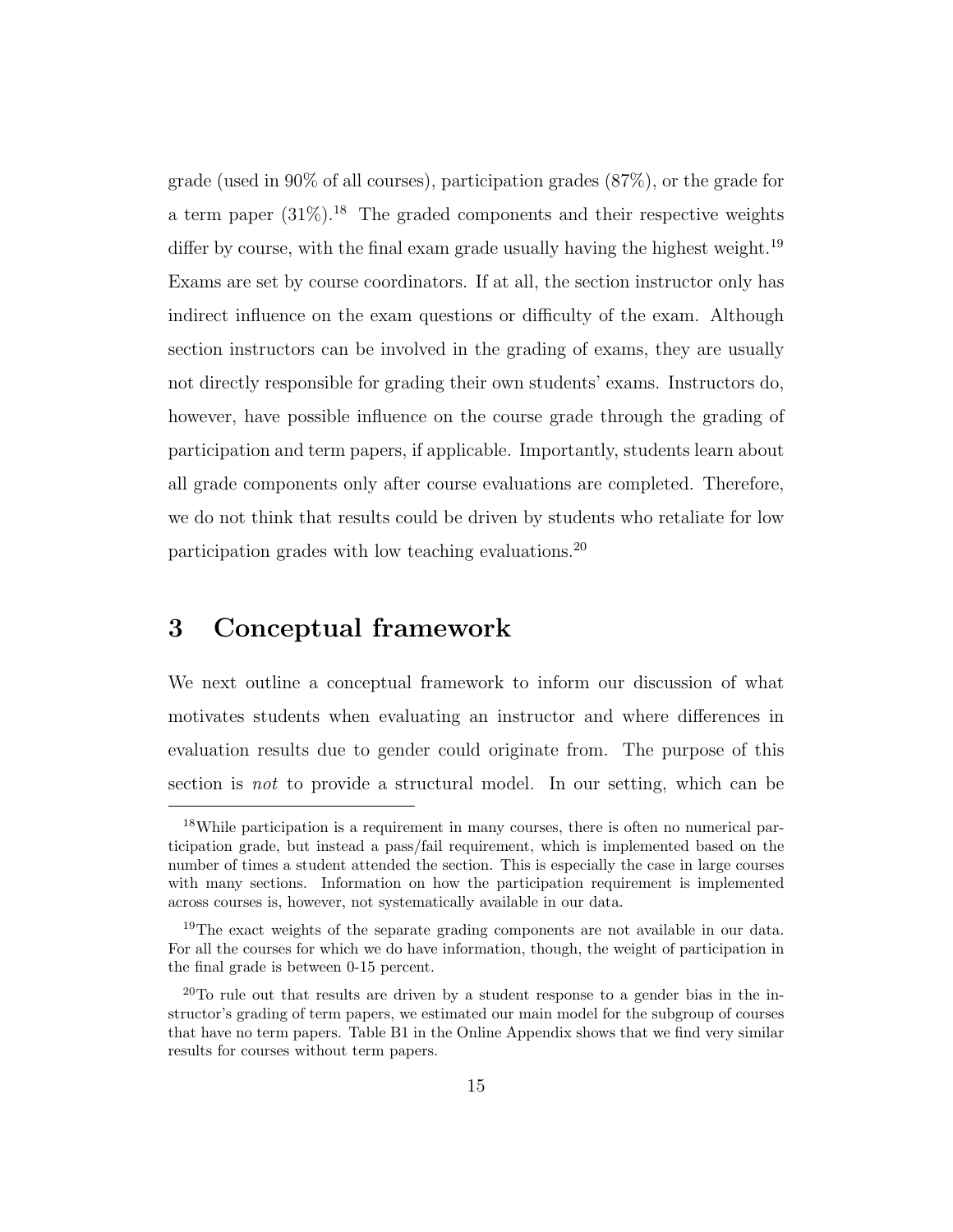grade (used in 90% of all courses), participation grades (87%), or the grade for a term paper (31%).[18] The graded components and their respective weights differ by course, with the final exam grade usually having the highest weight.[19] Exams are set by course coordinators. If at all, the section instructor only has indirect influence on the exam questions or difficulty of the exam. Although section instructors can be involved in the grading of exams, they are usually not directly responsible for grading their own students' exams. Instructors do, however, have possible influence on the course grade through the grading of participation and term papers, if applicable. Importantly, students learn about all grade components only after course evaluations are completed. Therefore, we do not think that results could be driven by students who retaliate for low participation grades with low teaching evaluations.[20]

# 3 Conceptual framework

We next outline a conceptual framework to inform our discussion of what motivates students when evaluating an instructor and where differences in evaluation results due to gender could originate from. The purpose of this section is *not* to provide a structural model. In our setting, which can be

---

[18] While participation is a requirement in many courses, there is often no numerical participation grade, but instead a pass/fail requirement, which is implemented based on the number of times a student attended the section. This is especially the case in large courses with many sections. Information on how the participation requirement is implemented across courses is, however, not systematically available in our data.

[19] The exact weights of the separate grading components are not available in our data. For all the courses for which we do have information, though, the weight of participation in the final grade is between 0-15 percent.

[20] To rule out that results are driven by a student response to a gender bias in the instructor's grading of term papers, we estimated our main model for the subgroup of courses that have no term papers. Table B1 in the Online Appendix shows that we find very similar results for courses without term papers.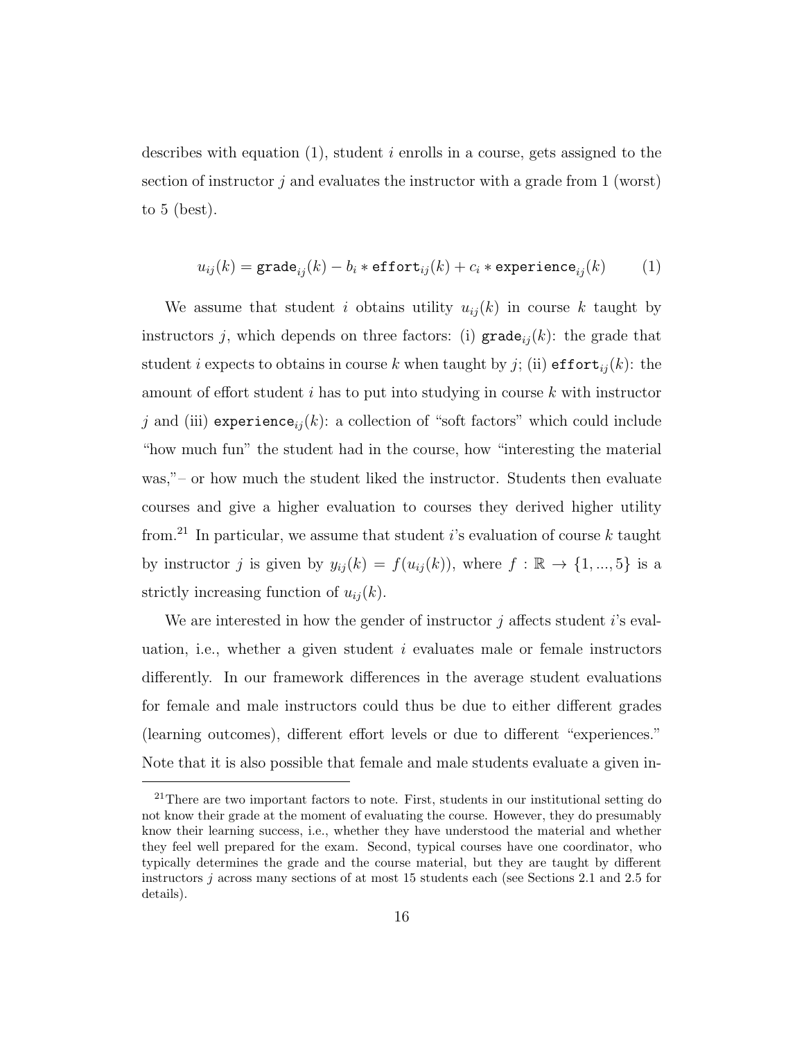describes with equation (1), student $i$ enrolls in a course, gets assigned to the section of instructor $j$ and evaluates the instructor with a grade from 1 (worst) to 5 (best).

$$u_{ij}(k) = \texttt{grade}_{ij}(k) - b_i * \texttt{effort}_{ij}(k) + c_i * \texttt{experience}_{ij}(k) \tag{1}$$

We assume that student $i$ obtains utility $u_{ij}(k)$ in course $k$ taught by instructors $j$, which depends on three factors: (i) $\texttt{grade}_{ij}(k)$: the grade that student $i$ expects to obtains in course $k$ when taught by $j$; (ii) $\texttt{effort}_{ij}(k)$: the amount of effort student $i$ has to put into studying in course $k$ with instructor $j$ and (iii) $\texttt{experience}_{ij}(k)$: a collection of "soft factors" which could include "how much fun" the student had in the course, how "interesting the material was,"– or how much the student liked the instructor. Students then evaluate courses and give a higher evaluation to courses they derived higher utility from.[21] In particular, we assume that student $i$'s evaluation of course $k$ taught by instructor $j$ is given by $y_{ij}(k) = f(u_{ij}(k))$, where $f : \mathbb{R} \rightarrow \{1, ..., 5\}$ is a strictly increasing function of $u_{ij}(k)$.

We are interested in how the gender of instructor $j$ affects student $i$'s evaluation, i.e., whether a given student $i$ evaluates male or female instructors differently. In our framework differences in the average student evaluations for female and male instructors could thus be due to either different grades (learning outcomes), different effort levels or due to different "experiences." Note that it is also possible that female and male students evaluate a given in-

[21] There are two important factors to note. First, students in our institutional setting do not know their grade at the moment of evaluating the course. However, they do presumably know their learning success, i.e., whether they have understood the material and whether they feel well prepared for the exam. Second, typical courses have one coordinator, who typically determines the grade and the course material, but they are taught by different instructors $j$ across many sections of at most 15 students each (see Sections 2.1 and 2.5 for details).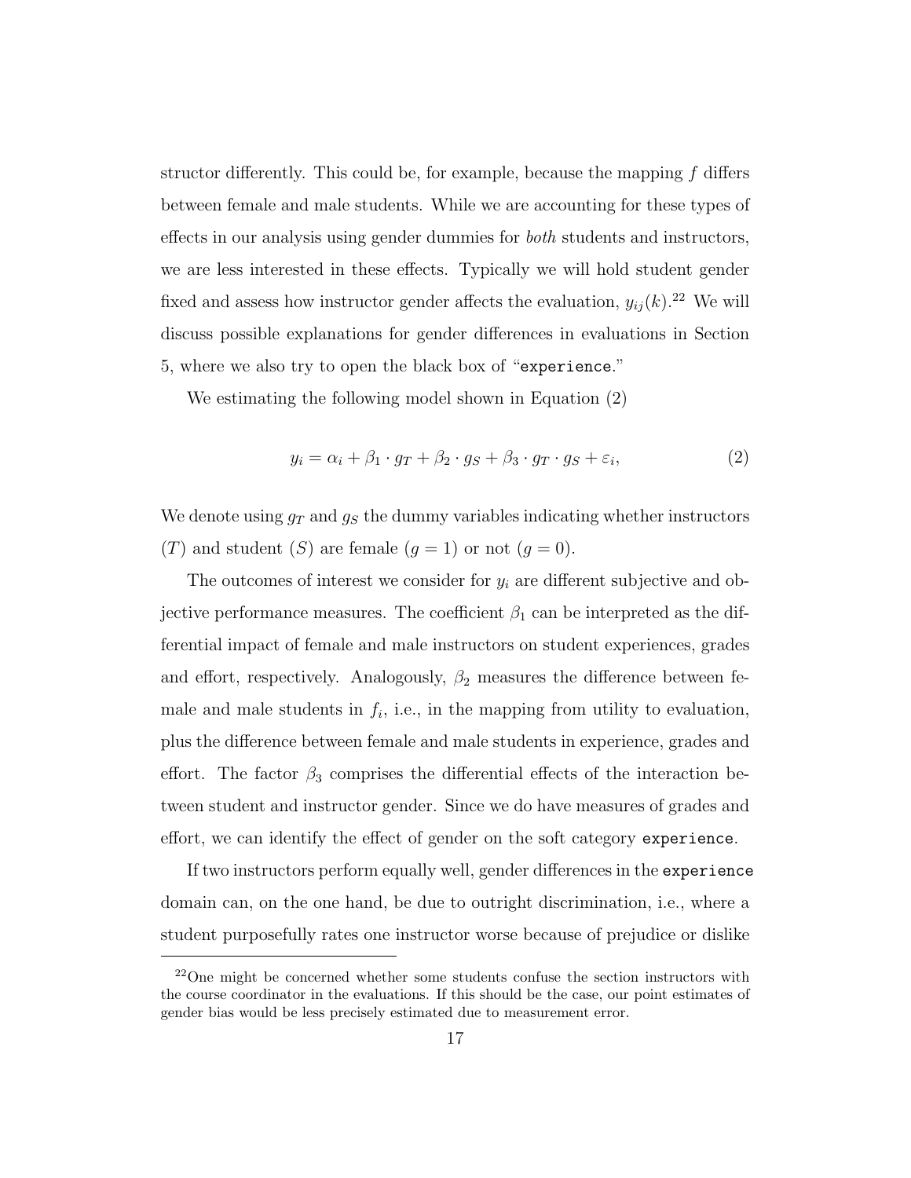structor differently. This could be, for example, because the mapping $f$ differs between female and male students. While we are accounting for these types of effects in our analysis using gender dummies for *both* students and instructors, we are less interested in these effects. Typically we will hold student gender fixed and assess how instructor gender affects the evaluation, $y_{ij}(k)$.[22] We will discuss possible explanations for gender differences in evaluations in Section 5, where we also try to open the black box of "`experience`."

We estimating the following model shown in Equation (2)

$$y_i = \alpha_i + \beta_1 \cdot g_T + \beta_2 \cdot g_S + \beta_3 \cdot g_T \cdot g_S + \varepsilon_i, \tag{2}$$

We denote using $g_T$ and $g_S$ the dummy variables indicating whether instructors ($T$) and student ($S$) are female ($g = 1$) or not ($g = 0$).

The outcomes of interest we consider for $y_i$ are different subjective and objective performance measures. The coefficient $\beta_1$ can be interpreted as the differential impact of female and male instructors on student experiences, grades and effort, respectively. Analogously, $\beta_2$ measures the difference between female and male students in $f_i$, i.e., in the mapping from utility to evaluation, plus the difference between female and male students in experience, grades and effort. The factor $\beta_3$ comprises the differential effects of the interaction between student and instructor gender. Since we do have measures of grades and effort, we can identify the effect of gender on the soft category `experience`.

If two instructors perform equally well, gender differences in the `experience` domain can, on the one hand, be due to outright discrimination, i.e., where a student purposefully rates one instructor worse because of prejudice or dislike

[22] One might be concerned whether some students confuse the section instructors with the course coordinator in the evaluations. If this should be the case, our point estimates of gender bias would be less precisely estimated due to measurement error.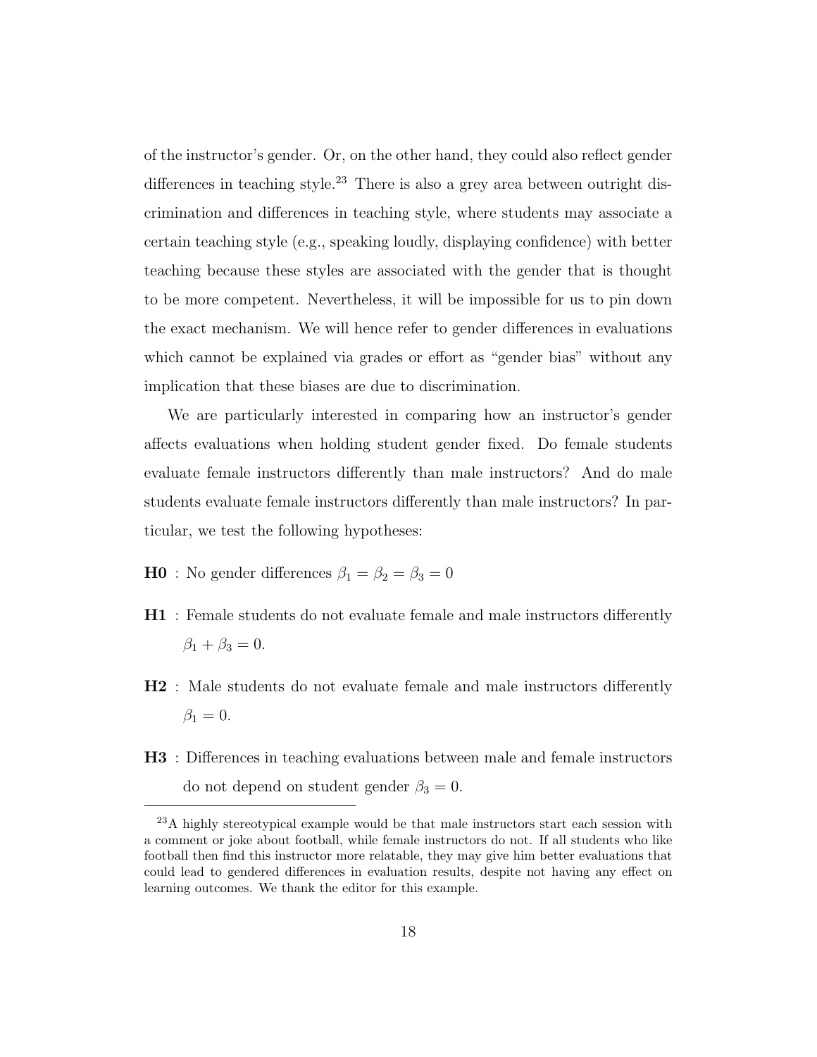of the instructor's gender. Or, on the other hand, they could also reflect gender differences in teaching style.[23] There is also a grey area between outright discrimination and differences in teaching style, where students may associate a certain teaching style (e.g., speaking loudly, displaying confidence) with better teaching because these styles are associated with the gender that is thought to be more competent. Nevertheless, it will be impossible for us to pin down the exact mechanism. We will hence refer to gender differences in evaluations which cannot be explained via grades or effort as "gender bias" without any implication that these biases are due to discrimination.

We are particularly interested in comparing how an instructor's gender affects evaluations when holding student gender fixed. Do female students evaluate female instructors differently than male instructors? And do male students evaluate female instructors differently than male instructors? In particular, we test the following hypotheses:

**H0** : No gender differences $\beta_1 = \beta_2 = \beta_3 = 0$

**H1** : Female students do not evaluate female and male instructors differently $\beta_1 + \beta_3 = 0$.

**H2** : Male students do not evaluate female and male instructors differently $\beta_1 = 0$.

**H3** : Differences in teaching evaluations between male and female instructors do not depend on student gender $\beta_3 = 0$.

[23] A highly stereotypical example would be that male instructors start each session with a comment or joke about football, while female instructors do not. If all students who like football then find this instructor more relatable, they may give him better evaluations that could lead to gendered differences in evaluation results, despite not having any effect on learning outcomes. We thank the editor for this example.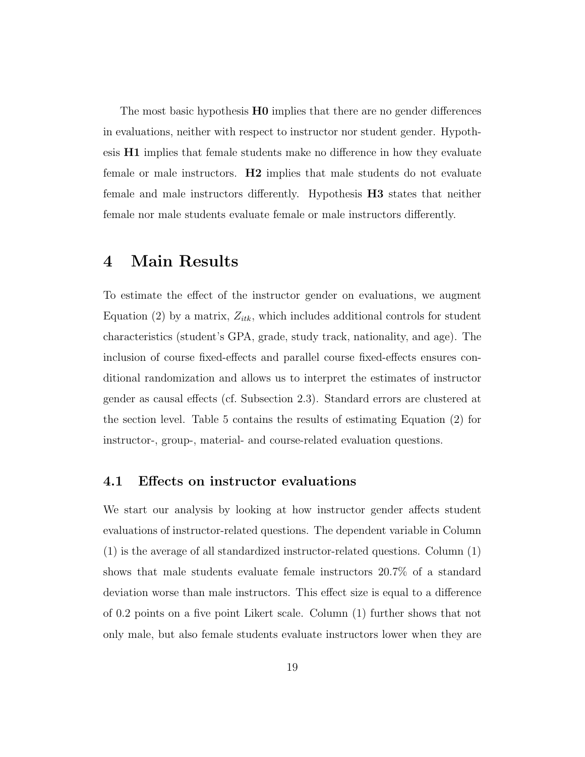The most basic hypothesis **H0** implies that there are no gender differences in evaluations, neither with respect to instructor nor student gender. Hypothesis **H1** implies that female students make no difference in how they evaluate female or male instructors. **H2** implies that male students do not evaluate female and male instructors differently. Hypothesis **H3** states that neither female nor male students evaluate female or male instructors differently.

# 4 Main Results

To estimate the effect of the instructor gender on evaluations, we augment Equation (2) by a matrix, $Z_{itk}$, which includes additional controls for student characteristics (student's GPA, grade, study track, nationality, and age). The inclusion of course fixed-effects and parallel course fixed-effects ensures conditional randomization and allows us to interpret the estimates of instructor gender as causal effects (cf. Subsection 2.3). Standard errors are clustered at the section level. Table 5 contains the results of estimating Equation (2) for instructor-, group-, material- and course-related evaluation questions.

## 4.1 Effects on instructor evaluations

We start our analysis by looking at how instructor gender affects student evaluations of instructor-related questions. The dependent variable in Column (1) is the average of all standardized instructor-related questions. Column (1) shows that male students evaluate female instructors 20.7% of a standard deviation worse than male instructors. This effect size is equal to a difference of 0.2 points on a five point Likert scale. Column (1) further shows that not only male, but also female students evaluate instructors lower when they are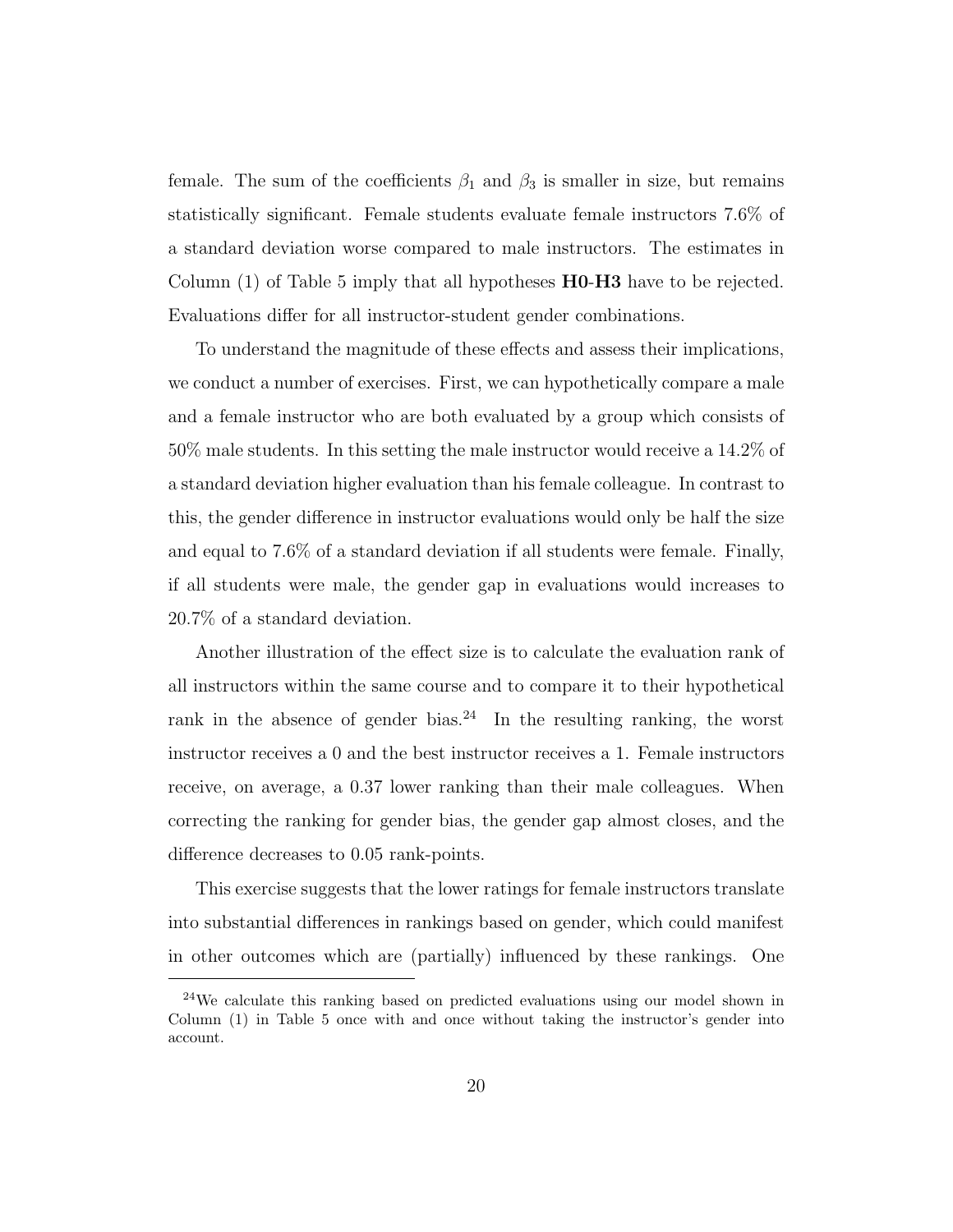female. The sum of the coefficients $\beta_1$ and $\beta_3$ is smaller in size, but remains statistically significant. Female students evaluate female instructors 7.6% of a standard deviation worse compared to male instructors. The estimates in Column (1) of Table 5 imply that all hypotheses **H0**-**H3** have to be rejected. Evaluations differ for all instructor-student gender combinations.

To understand the magnitude of these effects and assess their implications, we conduct a number of exercises. First, we can hypothetically compare a male and a female instructor who are both evaluated by a group which consists of 50% male students. In this setting the male instructor would receive a 14.2% of a standard deviation higher evaluation than his female colleague. In contrast to this, the gender difference in instructor evaluations would only be half the size and equal to 7.6% of a standard deviation if all students were female. Finally, if all students were male, the gender gap in evaluations would increases to 20.7% of a standard deviation.

Another illustration of the effect size is to calculate the evaluation rank of all instructors within the same course and to compare it to their hypothetical rank in the absence of gender bias.[24] In the resulting ranking, the worst instructor receives a 0 and the best instructor receives a 1. Female instructors receive, on average, a 0.37 lower ranking than their male colleagues. When correcting the ranking for gender bias, the gender gap almost closes, and the difference decreases to 0.05 rank-points.

This exercise suggests that the lower ratings for female instructors translate into substantial differences in rankings based on gender, which could manifest in other outcomes which are (partially) influenced by these rankings. One

[24] We calculate this ranking based on predicted evaluations using our model shown in Column (1) in Table 5 once with and once without taking the instructor's gender into account.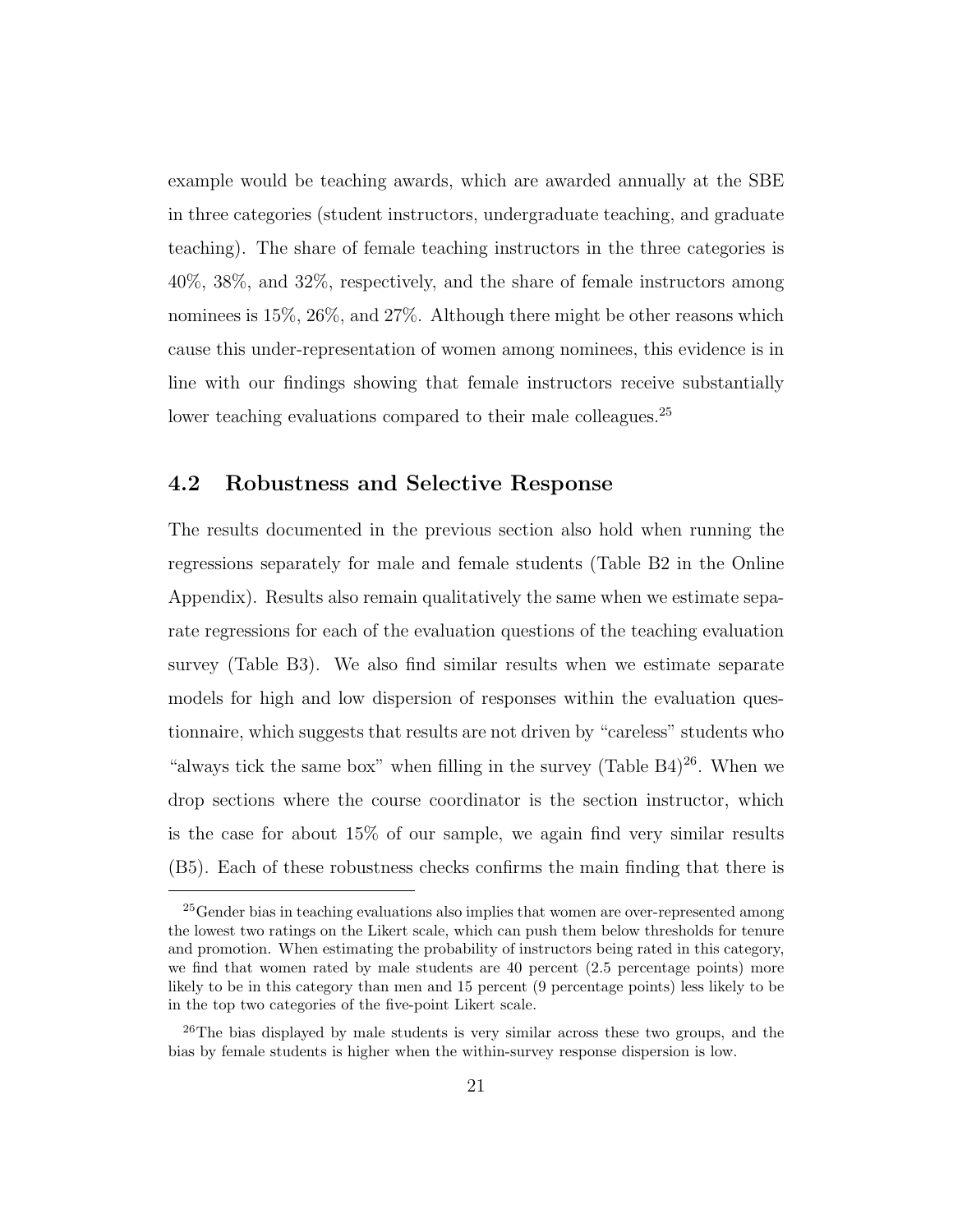example would be teaching awards, which are awarded annually at the SBE in three categories (student instructors, undergraduate teaching, and graduate teaching). The share of female teaching instructors in the three categories is 40%, 38%, and 32%, respectively, and the share of female instructors among nominees is 15%, 26%, and 27%. Although there might be other reasons which cause this under-representation of women among nominees, this evidence is in line with our findings showing that female instructors receive substantially lower teaching evaluations compared to their male colleagues.[25]

## 4.2 Robustness and Selective Response

The results documented in the previous section also hold when running the regressions separately for male and female students (Table B2 in the Online Appendix). Results also remain qualitatively the same when we estimate separate regressions for each of the evaluation questions of the teaching evaluation survey (Table B3). We also find similar results when we estimate separate models for high and low dispersion of responses within the evaluation questionnaire, which suggests that results are not driven by "careless" students who "always tick the same box" when filling in the survey (Table B4)[26]. When we drop sections where the course coordinator is the section instructor, which is the case for about 15% of our sample, we again find very similar results (B5). Each of these robustness checks confirms the main finding that there is

[25]Gender bias in teaching evaluations also implies that women are over-represented among the lowest two ratings on the Likert scale, which can push them below thresholds for tenure and promotion. When estimating the probability of instructors being rated in this category, we find that women rated by male students are 40 percent (2.5 percentage points) more likely to be in this category than men and 15 percent (9 percentage points) less likely to be in the top two categories of the five-point Likert scale.

[26]The bias displayed by male students is very similar across these two groups, and the bias by female students is higher when the within-survey response dispersion is low.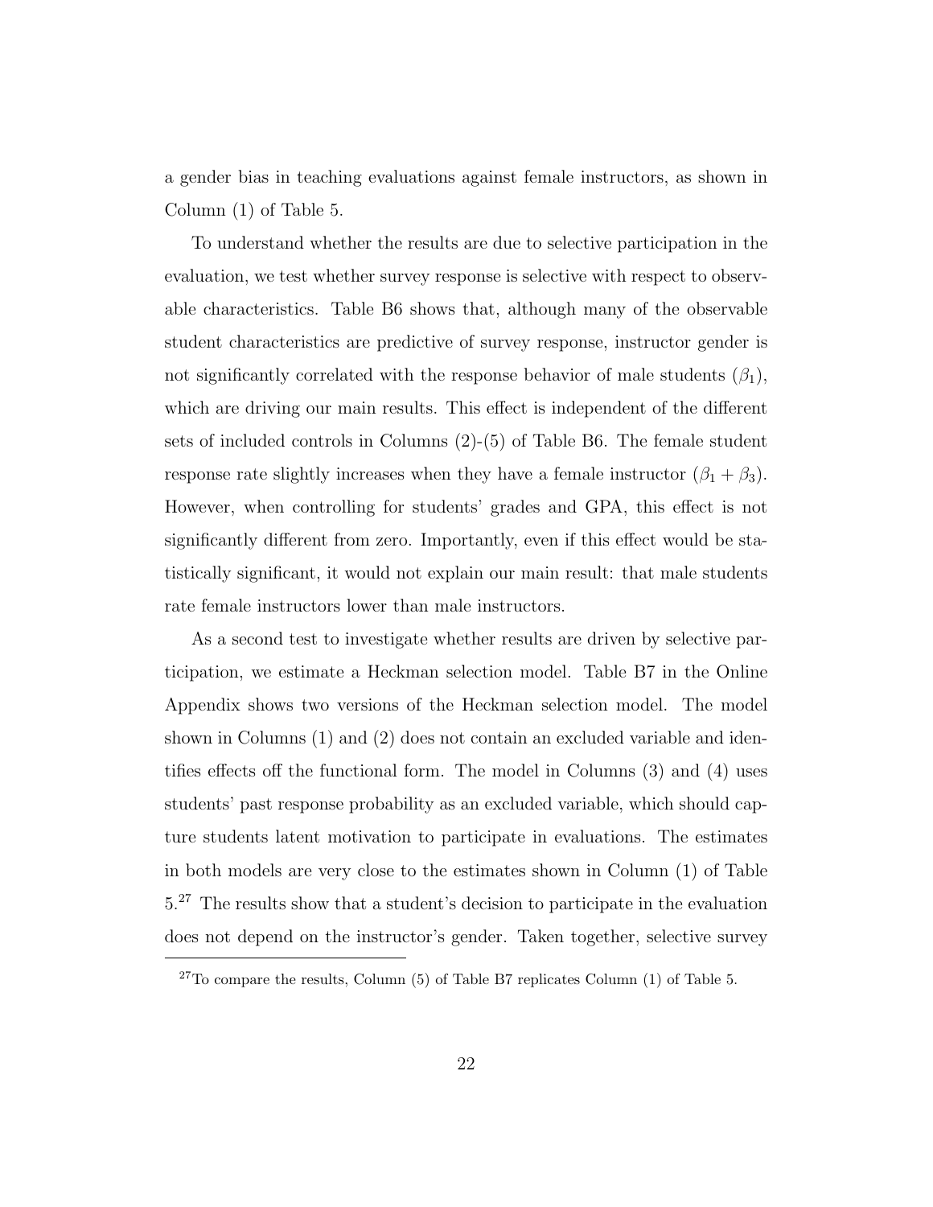a gender bias in teaching evaluations against female instructors, as shown in Column (1) of Table 5.

To understand whether the results are due to selective participation in the evaluation, we test whether survey response is selective with respect to observable characteristics. Table B6 shows that, although many of the observable student characteristics are predictive of survey response, instructor gender is not significantly correlated with the response behavior of male students ($\beta_1$), which are driving our main results. This effect is independent of the different sets of included controls in Columns (2)-(5) of Table B6. The female student response rate slightly increases when they have a female instructor ($\beta_1 + \beta_3$). However, when controlling for students' grades and GPA, this effect is not significantly different from zero. Importantly, even if this effect would be statistically significant, it would not explain our main result: that male students rate female instructors lower than male instructors.

As a second test to investigate whether results are driven by selective participation, we estimate a Heckman selection model. Table B7 in the Online Appendix shows two versions of the Heckman selection model. The model shown in Columns (1) and (2) does not contain an excluded variable and identifies effects off the functional form. The model in Columns (3) and (4) uses students' past response probability as an excluded variable, which should capture students latent motivation to participate in evaluations. The estimates in both models are very close to the estimates shown in Column (1) of Table 5.[27] The results show that a student's decision to participate in the evaluation does not depend on the instructor's gender. Taken together, selective survey

[27] To compare the results, Column (5) of Table B7 replicates Column (1) of Table 5.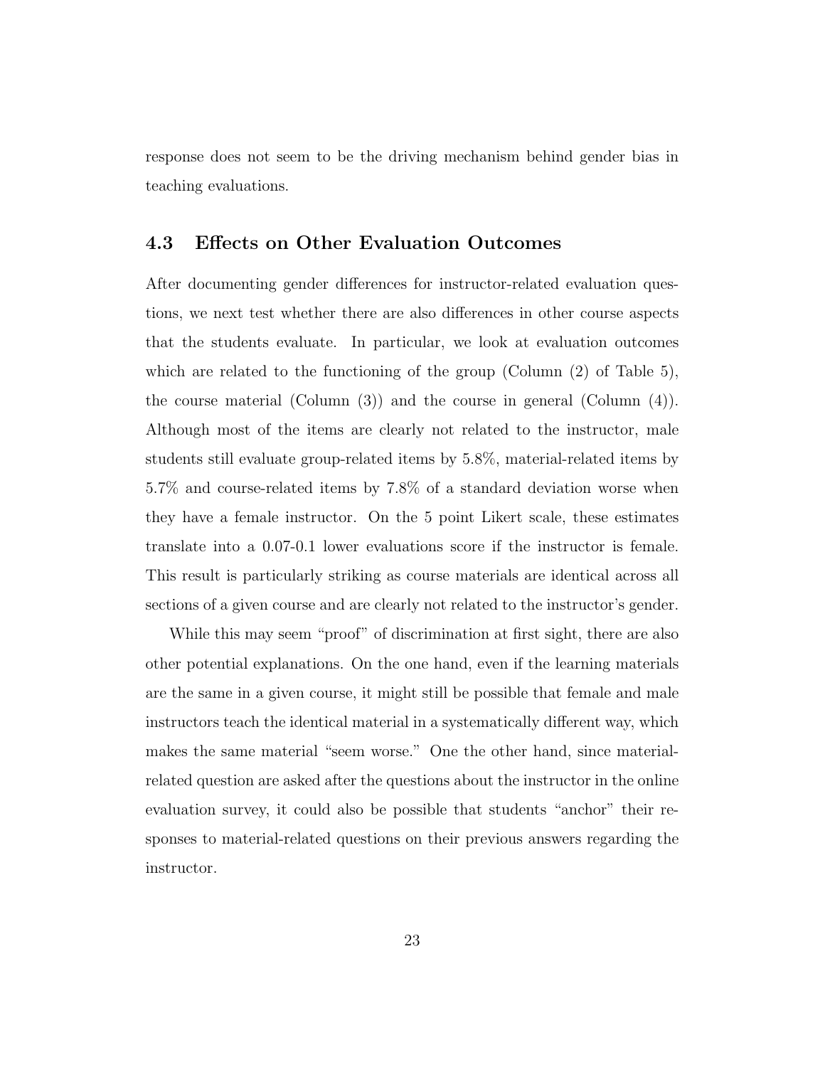response does not seem to be the driving mechanism behind gender bias in teaching evaluations.

## 4.3 Effects on Other Evaluation Outcomes

After documenting gender differences for instructor-related evaluation questions, we next test whether there are also differences in other course aspects that the students evaluate. In particular, we look at evaluation outcomes which are related to the functioning of the group (Column (2) of Table 5), the course material (Column (3)) and the course in general (Column (4)). Although most of the items are clearly not related to the instructor, male students still evaluate group-related items by 5.8%, material-related items by 5.7% and course-related items by 7.8% of a standard deviation worse when they have a female instructor. On the 5 point Likert scale, these estimates translate into a 0.07-0.1 lower evaluations score if the instructor is female. This result is particularly striking as course materials are identical across all sections of a given course and are clearly not related to the instructor's gender.

While this may seem "proof" of discrimination at first sight, there are also other potential explanations. On the one hand, even if the learning materials are the same in a given course, it might still be possible that female and male instructors teach the identical material in a systematically different way, which makes the same material "seem worse." One the other hand, since material-related question are asked after the questions about the instructor in the online evaluation survey, it could also be possible that students "anchor" their responses to material-related questions on their previous answers regarding the instructor.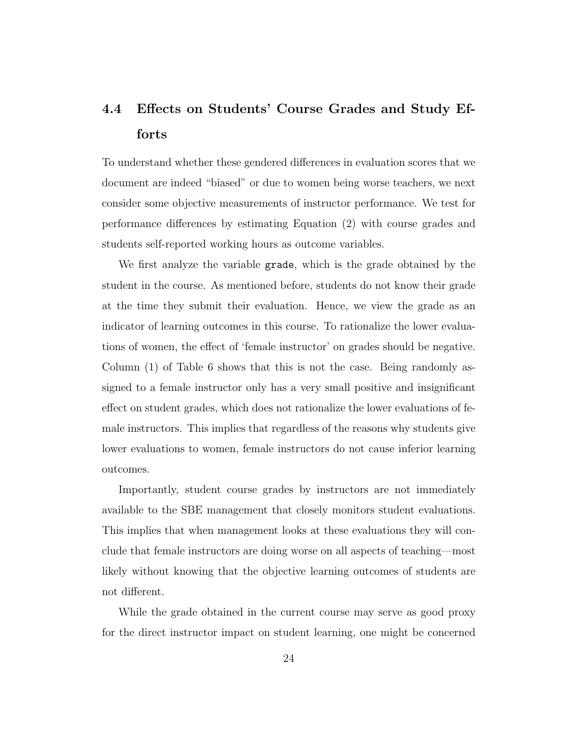### 4.4 Effects on Students' Course Grades and Study Efforts

To understand whether these gendered differences in evaluation scores that we document are indeed "biased" or due to women being worse teachers, we next consider some objective measurements of instructor performance. We test for performance differences by estimating Equation (2) with course grades and students self-reported working hours as outcome variables.

We first analyze the variable `grade`, which is the grade obtained by the student in the course. As mentioned before, students do not know their grade at the time they submit their evaluation. Hence, we view the grade as an indicator of learning outcomes in this course. To rationalize the lower evaluations of women, the effect of 'female instructor' on grades should be negative. Column (1) of Table 6 shows that this is not the case. Being randomly assigned to a female instructor only has a very small positive and insignificant effect on student grades, which does not rationalize the lower evaluations of female instructors. This implies that regardless of the reasons why students give lower evaluations to women, female instructors do not cause inferior learning outcomes.

Importantly, student course grades by instructors are not immediately available to the SBE management that closely monitors student evaluations. This implies that when management looks at these evaluations they will conclude that female instructors are doing worse on all aspects of teaching—most likely without knowing that the objective learning outcomes of students are not different.

While the grade obtained in the current course may serve as good proxy for the direct instructor impact on student learning, one might be concerned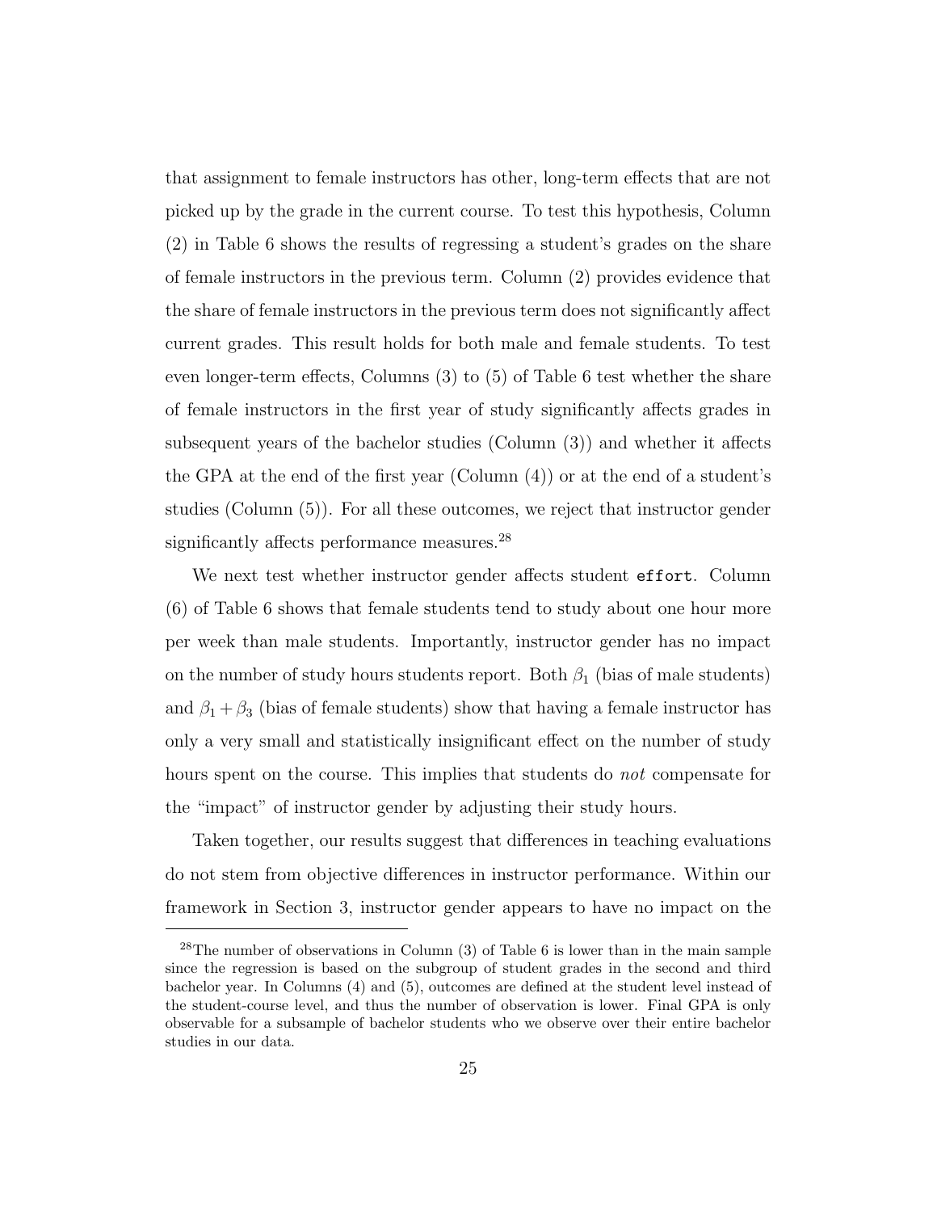that assignment to female instructors has other, long-term effects that are not picked up by the grade in the current course. To test this hypothesis, Column (2) in Table 6 shows the results of regressing a student's grades on the share of female instructors in the previous term. Column (2) provides evidence that the share of female instructors in the previous term does not significantly affect current grades. This result holds for both male and female students. To test even longer-term effects, Columns (3) to (5) of Table 6 test whether the share of female instructors in the first year of study significantly affects grades in subsequent years of the bachelor studies (Column (3)) and whether it affects the GPA at the end of the first year (Column (4)) or at the end of a student's studies (Column (5)). For all these outcomes, we reject that instructor gender significantly affects performance measures.[28]

We next test whether instructor gender affects student `effort`. Column (6) of Table 6 shows that female students tend to study about one hour more per week than male students. Importantly, instructor gender has no impact on the number of study hours students report. Both $\beta_1$ (bias of male students) and $\beta_1 + \beta_3$ (bias of female students) show that having a female instructor has only a very small and statistically insignificant effect on the number of study hours spent on the course. This implies that students do *not* compensate for the "impact" of instructor gender by adjusting their study hours.

Taken together, our results suggest that differences in teaching evaluations do not stem from objective differences in instructor performance. Within our framework in Section 3, instructor gender appears to have no impact on the

[28]The number of observations in Column (3) of Table 6 is lower than in the main sample since the regression is based on the subgroup of student grades in the second and third bachelor year. In Columns (4) and (5), outcomes are defined at the student level instead of the student-course level, and thus the number of observation is lower. Final GPA is only observable for a subsample of bachelor students who we observe over their entire bachelor studies in our data.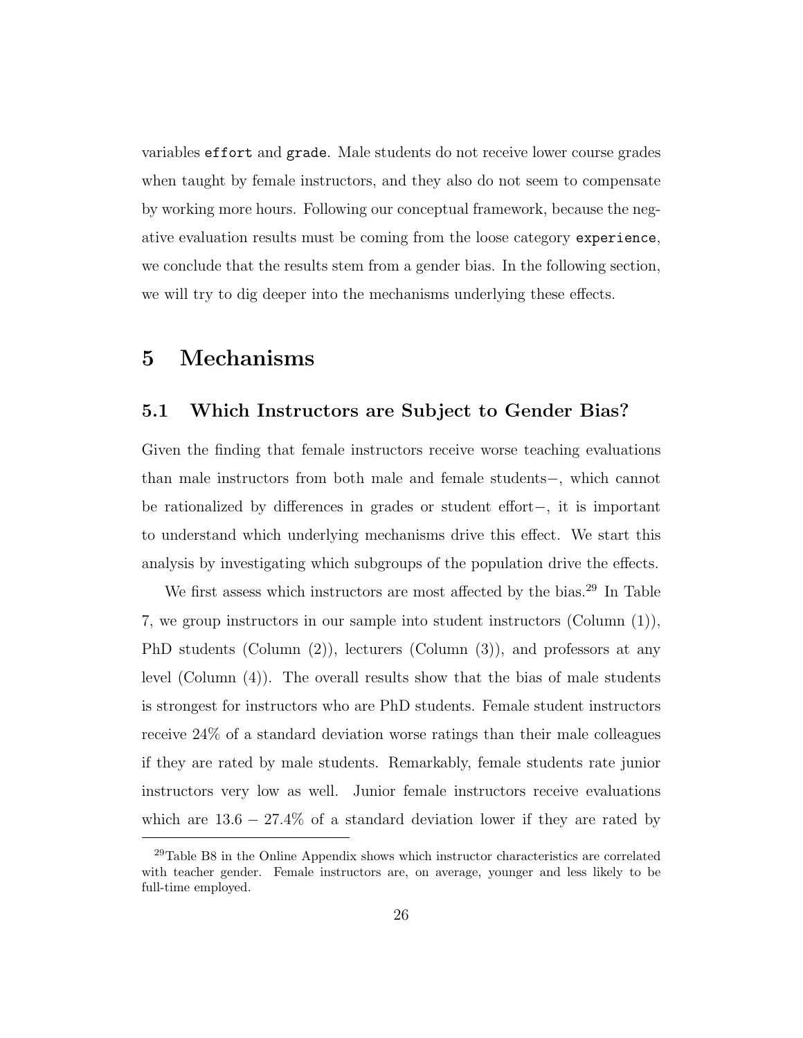variables `effort` and `grade`. Male students do not receive lower course grades when taught by female instructors, and they also do not seem to compensate by working more hours. Following our conceptual framework, because the negative evaluation results must be coming from the loose category `experience`, we conclude that the results stem from a gender bias. In the following section, we will try to dig deeper into the mechanisms underlying these effects.

# 5 Mechanisms

## 5.1 Which Instructors are Subject to Gender Bias?

Given the finding that female instructors receive worse teaching evaluations than male instructors from both male and female students−, which cannot be rationalized by differences in grades or student effort−, it is important to understand which underlying mechanisms drive this effect. We start this analysis by investigating which subgroups of the population drive the effects.

We first assess which instructors are most affected by the bias.[29] In Table 7, we group instructors in our sample into student instructors (Column (1)), PhD students (Column (2)), lecturers (Column (3)), and professors at any level (Column (4)). The overall results show that the bias of male students is strongest for instructors who are PhD students. Female student instructors receive 24% of a standard deviation worse ratings than their male colleagues if they are rated by male students. Remarkably, female students rate junior instructors very low as well. Junior female instructors receive evaluations which are 13.6 − 27.4% of a standard deviation lower if they are rated by

[29] Table B8 in the Online Appendix shows which instructor characteristics are correlated with teacher gender. Female instructors are, on average, younger and less likely to be full-time employed.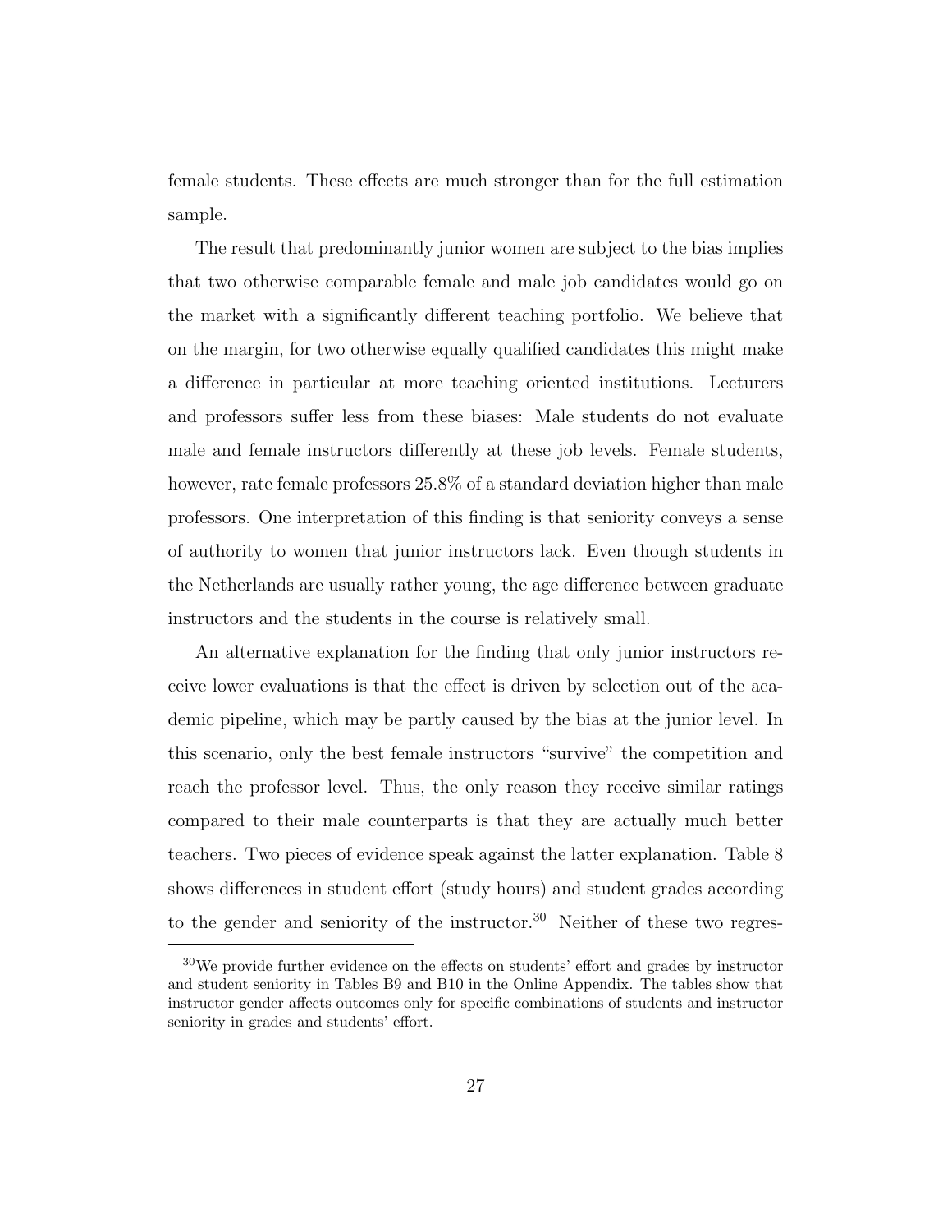female students. These effects are much stronger than for the full estimation sample.

The result that predominantly junior women are subject to the bias implies that two otherwise comparable female and male job candidates would go on the market with a significantly different teaching portfolio. We believe that on the margin, for two otherwise equally qualified candidates this might make a difference in particular at more teaching oriented institutions. Lecturers and professors suffer less from these biases: Male students do not evaluate male and female instructors differently at these job levels. Female students, however, rate female professors 25.8% of a standard deviation higher than male professors. One interpretation of this finding is that seniority conveys a sense of authority to women that junior instructors lack. Even though students in the Netherlands are usually rather young, the age difference between graduate instructors and the students in the course is relatively small.

An alternative explanation for the finding that only junior instructors receive lower evaluations is that the effect is driven by selection out of the academic pipeline, which may be partly caused by the bias at the junior level. In this scenario, only the best female instructors "survive" the competition and reach the professor level. Thus, the only reason they receive similar ratings compared to their male counterparts is that they are actually much better teachers. Two pieces of evidence speak against the latter explanation. Table 8 shows differences in student effort (study hours) and student grades according to the gender and seniority of the instructor.[30] Neither of these two regres-

[30] We provide further evidence on the effects on students' effort and grades by instructor and student seniority in Tables B9 and B10 in the Online Appendix. The tables show that instructor gender affects outcomes only for specific combinations of students and instructor seniority in grades and students' effort.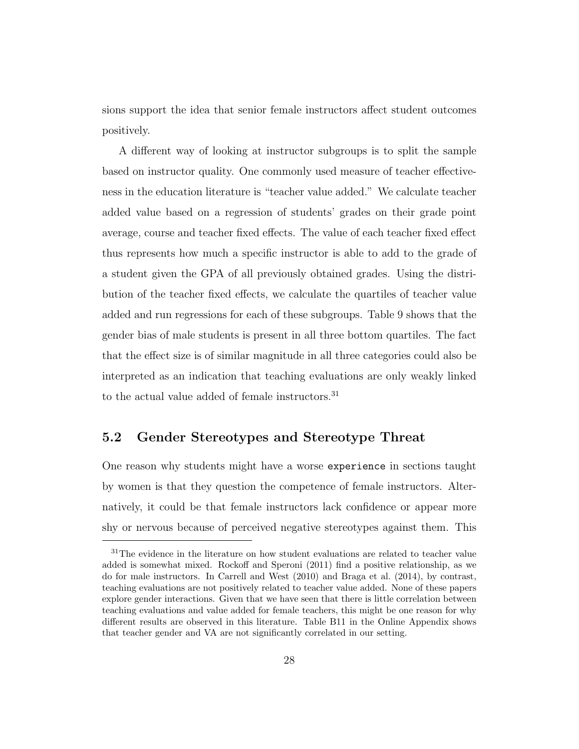sions support the idea that senior female instructors affect student outcomes positively.

A different way of looking at instructor subgroups is to split the sample based on instructor quality. One commonly used measure of teacher effectiveness in the education literature is "teacher value added." We calculate teacher added value based on a regression of students' grades on their grade point average, course and teacher fixed effects. The value of each teacher fixed effect thus represents how much a specific instructor is able to add to the grade of a student given the GPA of all previously obtained grades. Using the distribution of the teacher fixed effects, we calculate the quartiles of teacher value added and run regressions for each of these subgroups. Table 9 shows that the gender bias of male students is present in all three bottom quartiles. The fact that the effect size is of similar magnitude in all three categories could also be interpreted as an indication that teaching evaluations are only weakly linked to the actual value added of female instructors.[31]

## 5.2 Gender Stereotypes and Stereotype Threat

One reason why students might have a worse `experience` in sections taught by women is that they question the competence of female instructors. Alternatively, it could be that female instructors lack confidence or appear more shy or nervous because of perceived negative stereotypes against them. This

---

[31] The evidence in the literature on how student evaluations are related to teacher value added is somewhat mixed. Rockoff and Speroni (2011) find a positive relationship, as we do for male instructors. In Carrell and West (2010) and Braga et al. (2014), by contrast, teaching evaluations are not positively related to teacher value added. None of these papers explore gender interactions. Given that we have seen that there is little correlation between teaching evaluations and value added for female teachers, this might be one reason for why different results are observed in this literature. Table B11 in the Online Appendix shows that teacher gender and VA are not significantly correlated in our setting.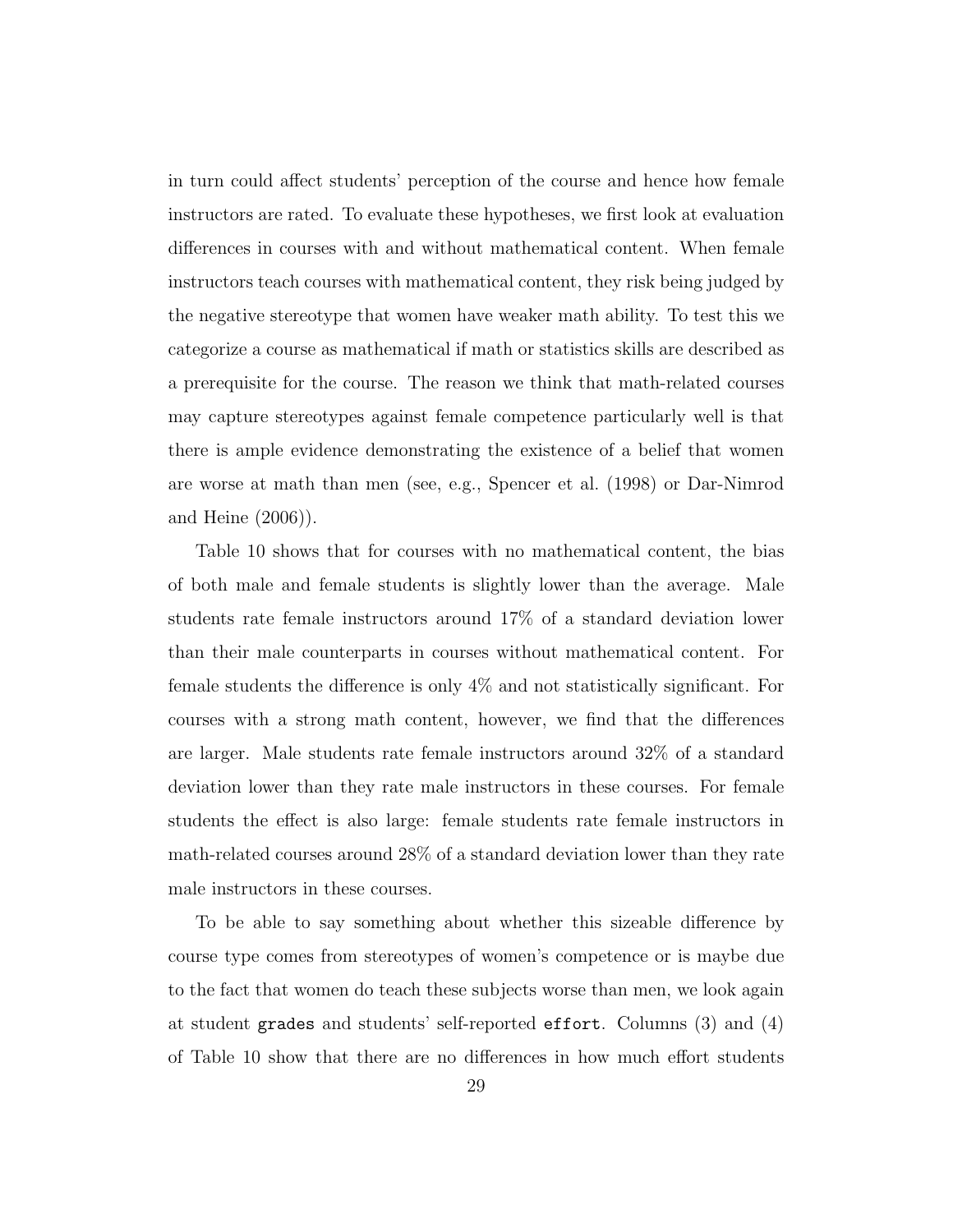in turn could affect students' perception of the course and hence how female instructors are rated. To evaluate these hypotheses, we first look at evaluation differences in courses with and without mathematical content. When female instructors teach courses with mathematical content, they risk being judged by the negative stereotype that women have weaker math ability. To test this we categorize a course as mathematical if math or statistics skills are described as a prerequisite for the course. The reason we think that math-related courses may capture stereotypes against female competence particularly well is that there is ample evidence demonstrating the existence of a belief that women are worse at math than men (see, e.g., Spencer et al. (1998) or Dar-Nimrod and Heine (2006)).

Table 10 shows that for courses with no mathematical content, the bias of both male and female students is slightly lower than the average. Male students rate female instructors around 17% of a standard deviation lower than their male counterparts in courses without mathematical content. For female students the difference is only 4% and not statistically significant. For courses with a strong math content, however, we find that the differences are larger. Male students rate female instructors around 32% of a standard deviation lower than they rate male instructors in these courses. For female students the effect is also large: female students rate female instructors in math-related courses around 28% of a standard deviation lower than they rate male instructors in these courses.

To be able to say something about whether this sizeable difference by course type comes from stereotypes of women's competence or is maybe due to the fact that women do teach these subjects worse than men, we look again at student `grades` and students' self-reported `effort`. Columns (3) and (4) of Table 10 show that there are no differences in how much effort students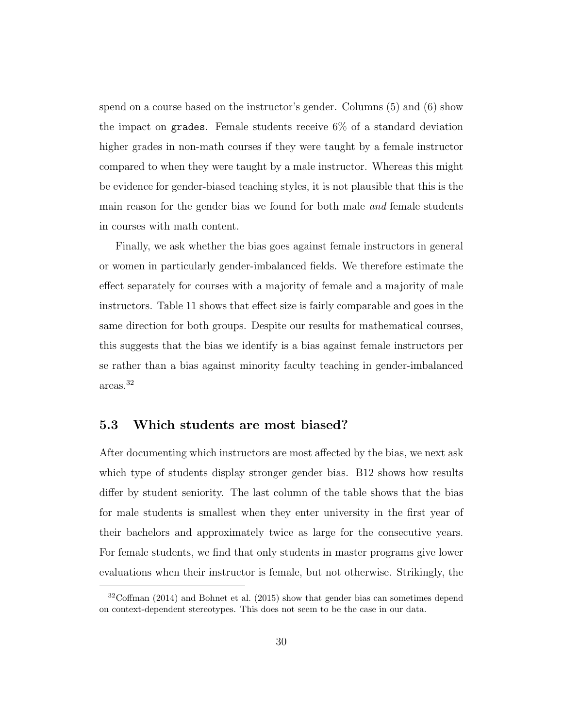spend on a course based on the instructor's gender. Columns (5) and (6) show the impact on `grades`. Female students receive 6% of a standard deviation higher grades in non-math courses if they were taught by a female instructor compared to when they were taught by a male instructor. Whereas this might be evidence for gender-biased teaching styles, it is not plausible that this is the main reason for the gender bias we found for both male *and* female students in courses with math content.

Finally, we ask whether the bias goes against female instructors in general or women in particularly gender-imbalanced fields. We therefore estimate the effect separately for courses with a majority of female and a majority of male instructors. Table 11 shows that effect size is fairly comparable and goes in the same direction for both groups. Despite our results for mathematical courses, this suggests that the bias we identify is a bias against female instructors per se rather than a bias against minority faculty teaching in gender-imbalanced areas.[32]

## 5.3 Which students are most biased?

After documenting which instructors are most affected by the bias, we next ask which type of students display stronger gender bias. B12 shows how results differ by student seniority. The last column of the table shows that the bias for male students is smallest when they enter university in the first year of their bachelors and approximately twice as large for the consecutive years. For female students, we find that only students in master programs give lower evaluations when their instructor is female, but not otherwise. Strikingly, the

[32] Coffman (2014) and Bohnet et al. (2015) show that gender bias can sometimes depend on context-dependent stereotypes. This does not seem to be the case in our data.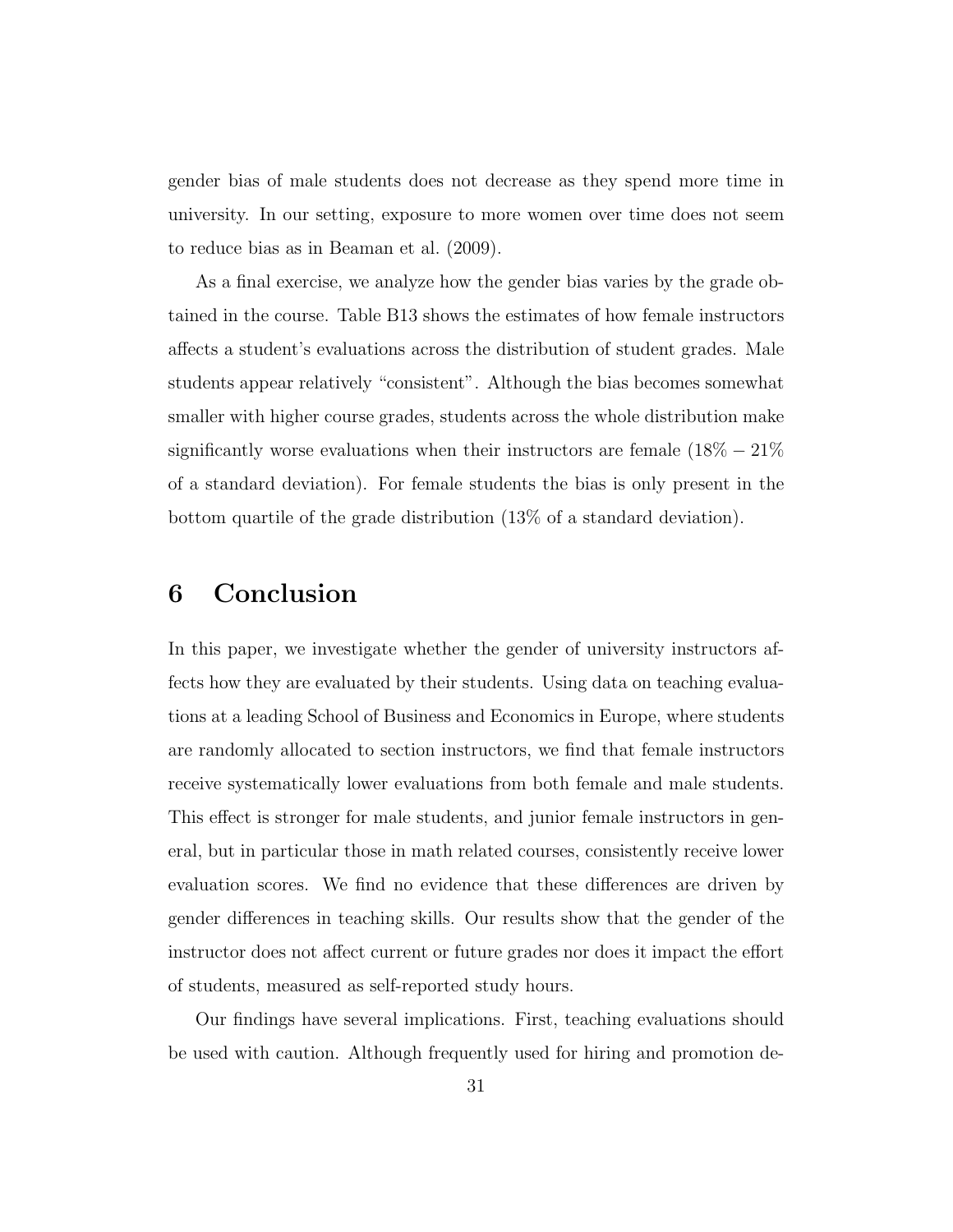gender bias of male students does not decrease as they spend more time in university. In our setting, exposure to more women over time does not seem to reduce bias as in Beaman et al. (2009).

As a final exercise, we analyze how the gender bias varies by the grade obtained in the course. Table B13 shows the estimates of how female instructors affects a student's evaluations across the distribution of student grades. Male students appear relatively "consistent". Although the bias becomes somewhat smaller with higher course grades, students across the whole distribution make significantly worse evaluations when their instructors are female ($18\% - 21\%$ of a standard deviation). For female students the bias is only present in the bottom quartile of the grade distribution (13% of a standard deviation).

# 6 Conclusion

In this paper, we investigate whether the gender of university instructors affects how they are evaluated by their students. Using data on teaching evaluations at a leading School of Business and Economics in Europe, where students are randomly allocated to section instructors, we find that female instructors receive systematically lower evaluations from both female and male students. This effect is stronger for male students, and junior female instructors in general, but in particular those in math related courses, consistently receive lower evaluation scores. We find no evidence that these differences are driven by gender differences in teaching skills. Our results show that the gender of the instructor does not affect current or future grades nor does it impact the effort of students, measured as self-reported study hours.

Our findings have several implications. First, teaching evaluations should be used with caution. Although frequently used for hiring and promotion de-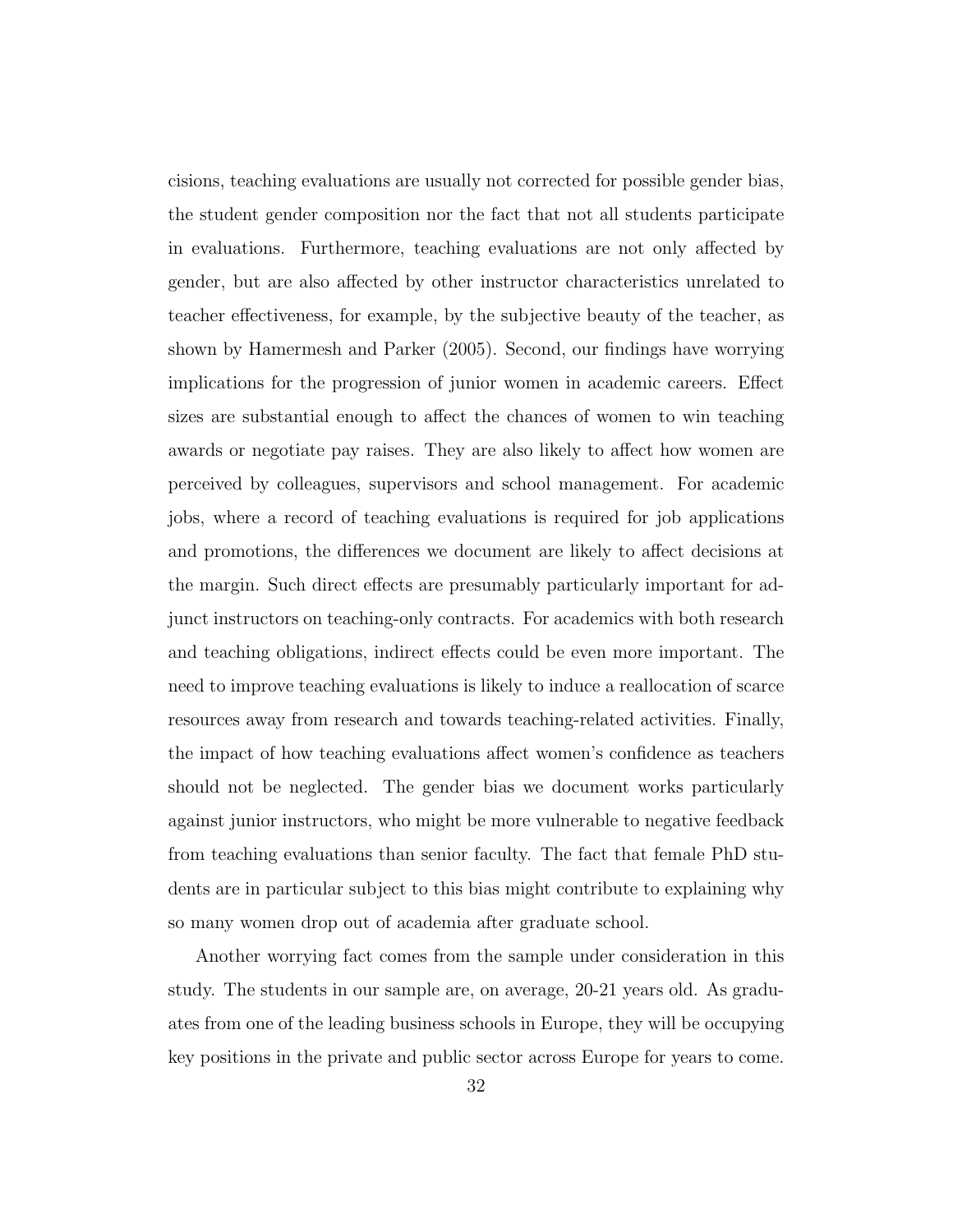cisions, teaching evaluations are usually not corrected for possible gender bias, the student gender composition nor the fact that not all students participate in evaluations. Furthermore, teaching evaluations are not only affected by gender, but are also affected by other instructor characteristics unrelated to teacher effectiveness, for example, by the subjective beauty of the teacher, as shown by Hamermesh and Parker (2005). Second, our findings have worrying implications for the progression of junior women in academic careers. Effect sizes are substantial enough to affect the chances of women to win teaching awards or negotiate pay raises. They are also likely to affect how women are perceived by colleagues, supervisors and school management. For academic jobs, where a record of teaching evaluations is required for job applications and promotions, the differences we document are likely to affect decisions at the margin. Such direct effects are presumably particularly important for adjunct instructors on teaching-only contracts. For academics with both research and teaching obligations, indirect effects could be even more important. The need to improve teaching evaluations is likely to induce a reallocation of scarce resources away from research and towards teaching-related activities. Finally, the impact of how teaching evaluations affect women's confidence as teachers should not be neglected. The gender bias we document works particularly against junior instructors, who might be more vulnerable to negative feedback from teaching evaluations than senior faculty. The fact that female PhD students are in particular subject to this bias might contribute to explaining why so many women drop out of academia after graduate school.

Another worrying fact comes from the sample under consideration in this study. The students in our sample are, on average, 20-21 years old. As graduates from one of the leading business schools in Europe, they will be occupying key positions in the private and public sector across Europe for years to come.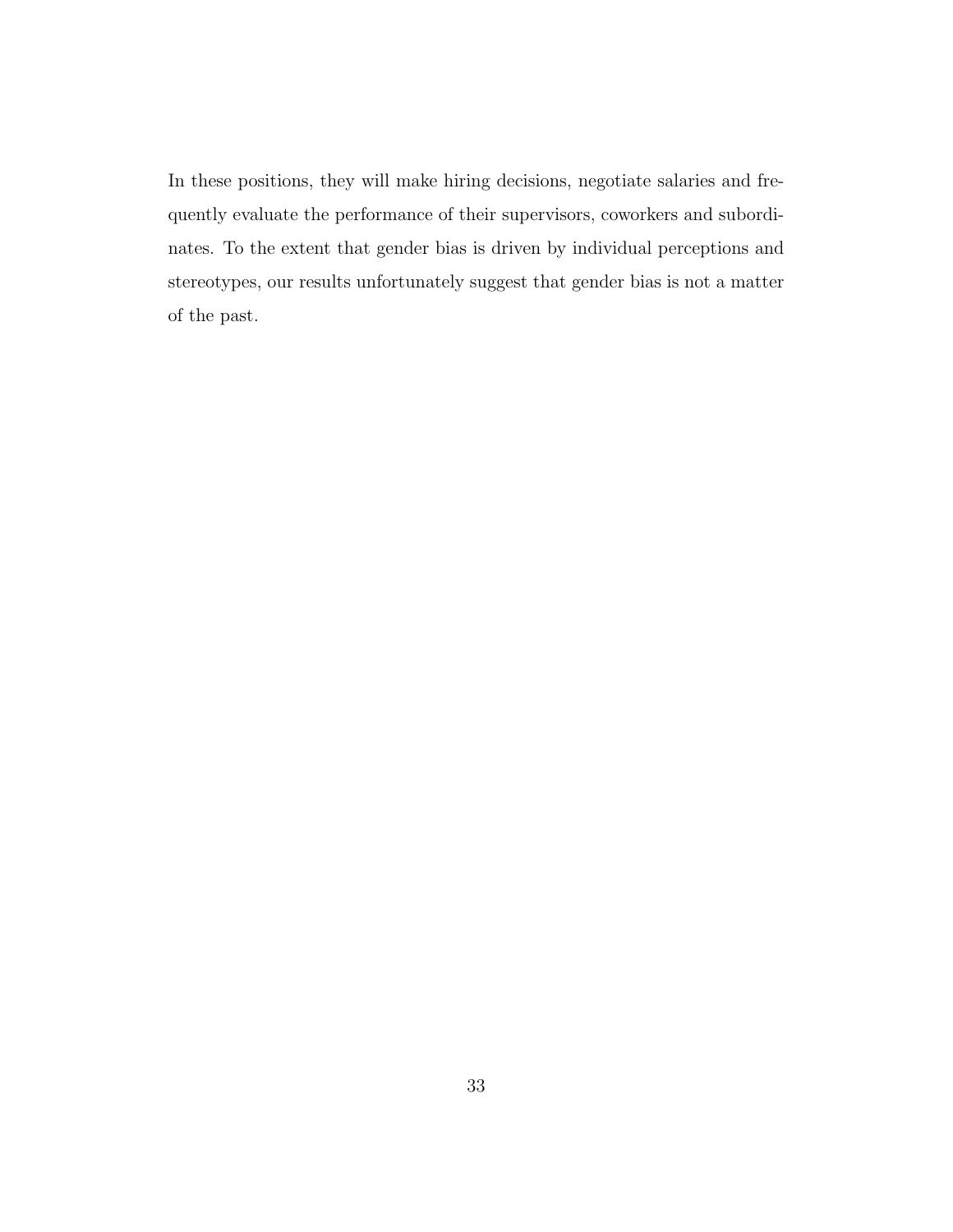In these positions, they will make hiring decisions, negotiate salaries and frequently evaluate the performance of their supervisors, coworkers and subordinates. To the extent that gender bias is driven by individual perceptions and stereotypes, our results unfortunately suggest that gender bias is not a matter of the past.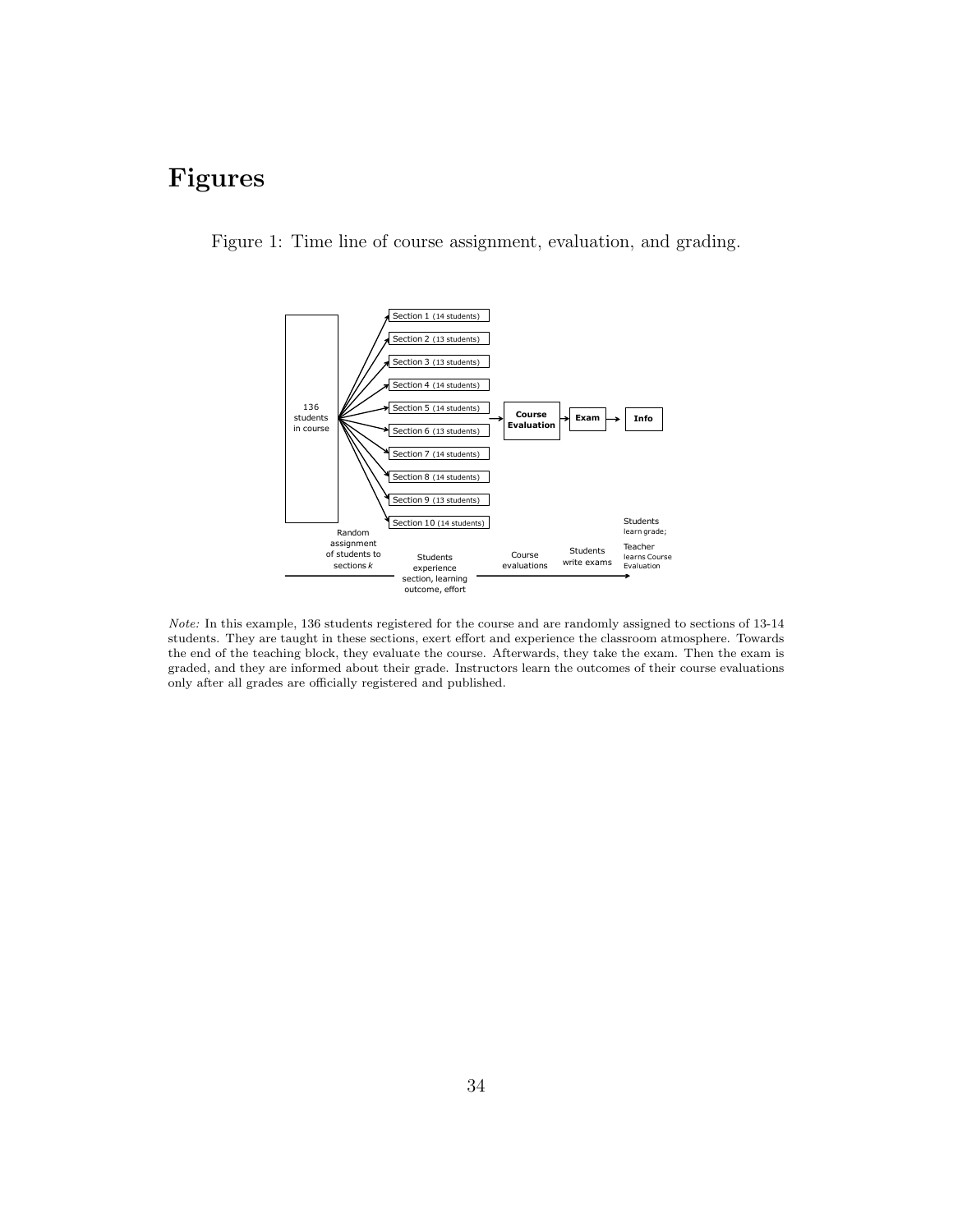# Figures

Figure 1: Time line of course assignment, evaluation, and grading.

*Note:* In this example, 136 students registered for the course and are randomly assigned to sections of 13-14 students. They are taught in these sections, exert effort and experience the classroom atmosphere. Towards the end of the teaching block, they evaluate the course. Afterwards, they take the exam. Then the exam is graded, and they are informed about their grade. Instructors learn the outcomes of their course evaluations only after all grades are officially registered and published.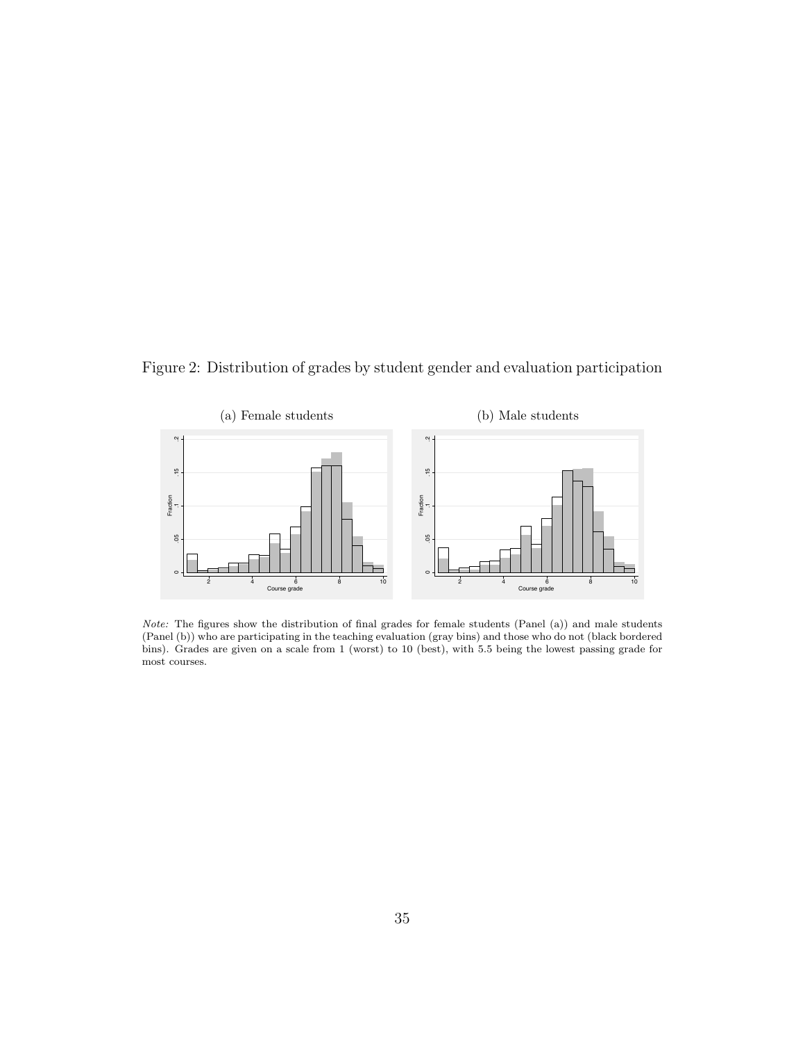Figure 2: Distribution of grades by student gender and evaluation participation

(a) Female students

(b) Male students

*Note:* The figures show the distribution of final grades for female students (Panel (a)) and male students (Panel (b)) who are participating in the teaching evaluation (gray bins) and those who do not (black bordered bins). Grades are given on a scale from 1 (worst) to 10 (best), with 5.5 being the lowest passing grade for most courses.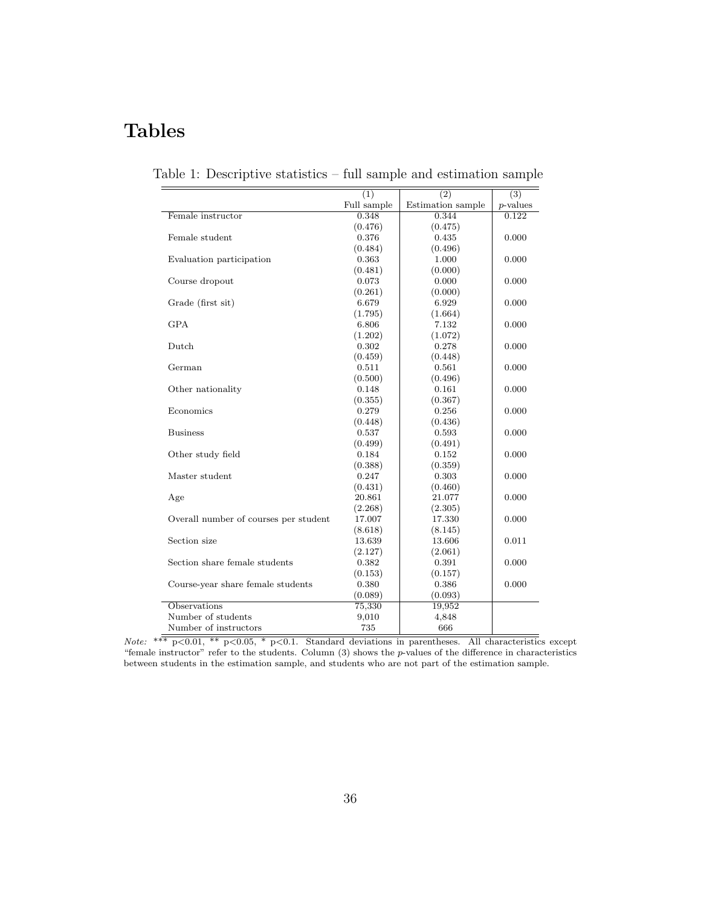# Tables

Table 1: Descriptive statistics – full sample and estimation sample

| | (1) Full sample | (2) Estimation sample | (3) *p*-values |
|---|---|---|---|
| Female instructor | 0.348 | 0.344 | 0.122 |
| | (0.476) | (0.475) | |
| Female student | 0.376 | 0.435 | 0.000 |
| | (0.484) | (0.496) | |
| Evaluation participation | 0.363 | 1.000 | 0.000 |
| | (0.481) | (0.000) | |
| Course dropout | 0.073 | 0.000 | 0.000 |
| | (0.261) | (0.000) | |
| Grade (first sit) | 6.679 | 6.929 | 0.000 |
| | (1.795) | (1.664) | |
| GPA | 6.806 | 7.132 | 0.000 |
| | (1.202) | (1.072) | |
| Dutch | 0.302 | 0.278 | 0.000 |
| | (0.459) | (0.448) | |
| German | 0.511 | 0.561 | 0.000 |
| | (0.500) | (0.496) | |
| Other nationality | 0.148 | 0.161 | 0.000 |
| | (0.355) | (0.367) | |
| Economics | 0.279 | 0.256 | 0.000 |
| | (0.448) | (0.436) | |
| Business | 0.537 | 0.593 | 0.000 |
| | (0.499) | (0.491) | |
| Other study field | 0.184 | 0.152 | 0.000 |
| | (0.388) | (0.359) | |
| Master student | 0.247 | 0.303 | 0.000 |
| | (0.431) | (0.460) | |
| Age | 20.861 | 21.077 | 0.000 |
| | (2.268) | (2.305) | |
| Overall number of courses per student | 17.007 | 17.330 | 0.000 |
| | (8.618) | (8.145) | |
| Section size | 13.639 | 13.606 | 0.011 |
| | (2.127) | (2.061) | |
| Section share female students | 0.382 | 0.391 | 0.000 |
| | (0.153) | (0.157) | |
| Course-year share female students | 0.380 | 0.386 | 0.000 |
| | (0.089) | (0.093) | |
| Observations | 75,330 | 19,952 | |
| Number of students | 9,010 | 4,848 | |
| Number of instructors | 735 | 666 | |

*Note:* *** p<0.01, ** p<0.05, * p<0.1. Standard deviations in parentheses. All characteristics except "female instructor" refer to the students. Column (3) shows the *p*-values of the difference in characteristics between students in the estimation sample, and students who are not part of the estimation sample.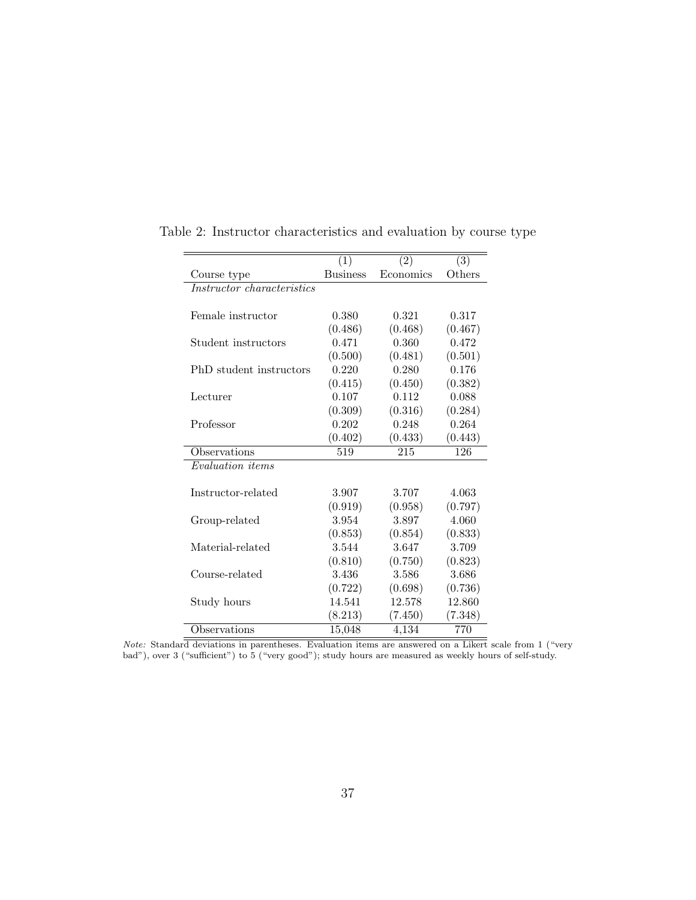Table 2: Instructor characteristics and evaluation by course type

| | (1) | (2) | (3) |
|---|---|---|---|
| Course type | Business | Economics | Others |
| *Instructor characteristics* | | | |
| Female instructor | 0.380 | 0.321 | 0.317 |
| | (0.486) | (0.468) | (0.467) |
| Student instructors | 0.471 | 0.360 | 0.472 |
| | (0.500) | (0.481) | (0.501) |
| PhD student instructors | 0.220 | 0.280 | 0.176 |
| | (0.415) | (0.450) | (0.382) |
| Lecturer | 0.107 | 0.112 | 0.088 |
| | (0.309) | (0.316) | (0.284) |
| Professor | 0.202 | 0.248 | 0.264 |
| | (0.402) | (0.433) | (0.443) |
| Observations | 519 | 215 | 126 |
| *Evaluation items* | | | |
| Instructor-related | 3.907 | 3.707 | 4.063 |
| | (0.919) | (0.958) | (0.797) |
| Group-related | 3.954 | 3.897 | 4.060 |
| | (0.853) | (0.854) | (0.833) |
| Material-related | 3.544 | 3.647 | 3.709 |
| | (0.810) | (0.750) | (0.823) |
| Course-related | 3.436 | 3.586 | 3.686 |
| | (0.722) | (0.698) | (0.736) |
| Study hours | 14.541 | 12.578 | 12.860 |
| | (8.213) | (7.450) | (7.348) |
| Observations | 15,048 | 4,134 | 770 |

*Note:* Standard deviations in parentheses. Evaluation items are answered on a Likert scale from 1 ("very bad"), over 3 ("sufficient") to 5 ("very good"); study hours are measured as weekly hours of self-study.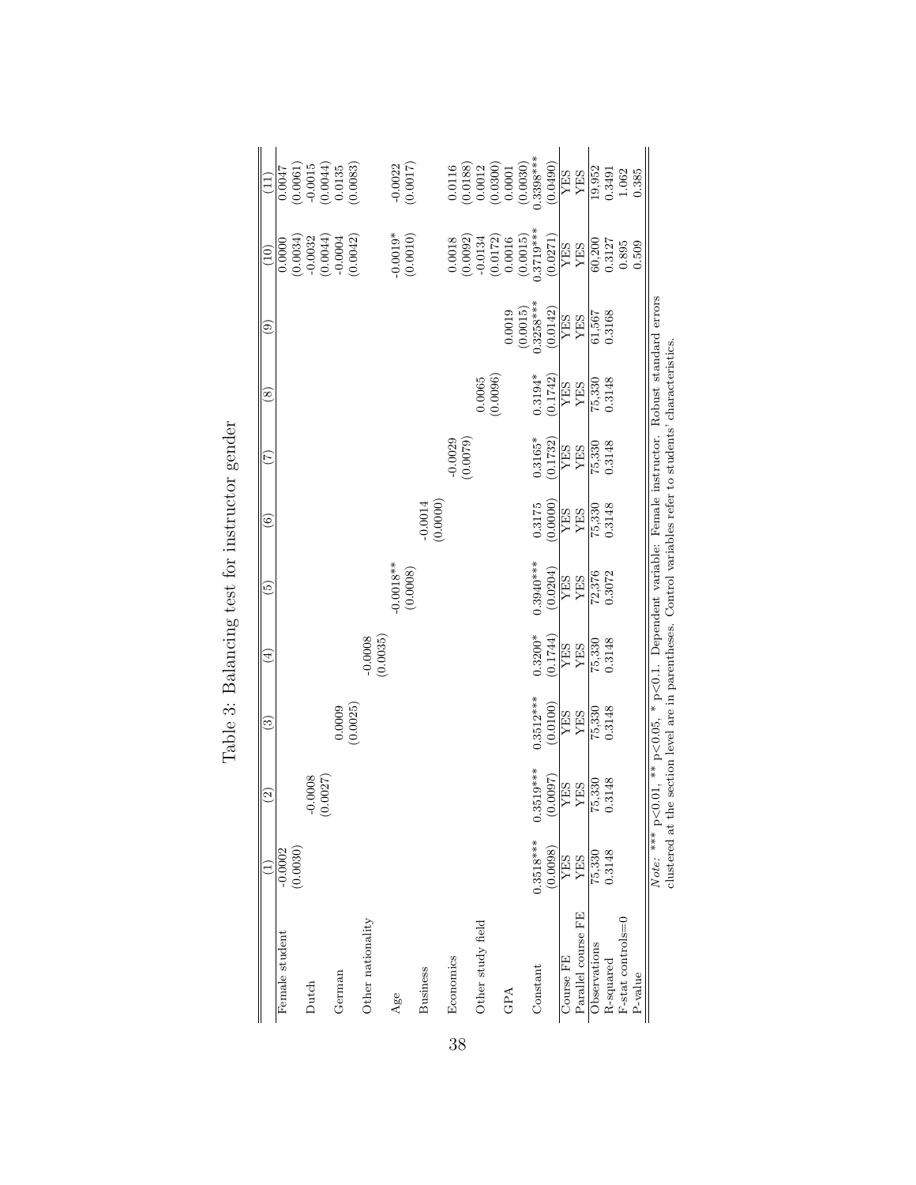Table 3: Balancing test for instructor gender

| | (1) | (2) | (3) | (4) | (5) | (6) | (7) | (8) | (9) | (10) | (11) |
|---|---|---|---|---|---|---|---|---|---|---|---|
| Female student | -0.0002 | | | | | | | | | 0.0000 | 0.0047 |
| | (0.0030) | | | | | | | | | (0.0034) | (0.0061) |
| Dutch | | -0.0008 | | | | | | | | -0.0032 | -0.0015 |
| | | (0.0027) | | | | | | | | (0.0044) | (0.0044) |
| German | | | 0.0009 | | | | | | | -0.0004 | 0.0135 |
| | | | (0.0025) | | | | | | | (0.0042) | (0.0083) |
| Other nationality | | | | -0.0008 | | | | | | | |
| | | | | (0.0035) | | | | | | | |
| Age | | | | | -0.0018** | | | | | -0.0019* | -0.0022 |
| | | | | | (0.0008) | | | | | (0.0010) | (0.0017) |
| Business | | | | | | -0.0014 | | | | | |
| | | | | | | (0.0000) | | | | | |
| Economics | | | | | | | -0.0029 | | | 0.0018 | 0.0116 |
| | | | | | | | (0.0079) | | | (0.0092) | (0.0188) |
| Other study field | | | | | | | | 0.0065 | | -0.0134 | 0.0012 |
| | | | | | | | | (0.0096) | | (0.0172) | (0.0300) |
| GPA | | | | | | | | | 0.0019 | 0.0016 | 0.0001 |
| | | | | | | | | | (0.0015) | (0.0015) | (0.0030) |
| Constant | 0.3518*** | 0.3519*** | 0.3512*** | 0.3200* | 0.3940*** | 0.3175 | 0.3165* | 0.3194* | 0.3258*** | 0.3719*** | 0.3398*** |
| | (0.0098) | (0.0097) | (0.0100) | (0.1744) | (0.0204) | (0.0000) | (0.1732) | (0.1742) | (0.0142) | (0.0271) | (0.0490) |
| Course FE | YES | YES | YES | YES | YES | YES | YES | YES | YES | YES | YES |
| Parallel course FE | YES | YES | YES | YES | YES | YES | YES | YES | YES | YES | YES |
| Observations | 75,330 | 75,330 | 75,330 | 75,330 | 72,376 | 75,330 | 75,330 | 75,330 | 61,567 | 60,200 | 19,952 |
| R-squared | 0.3148 | 0.3148 | 0.3148 | 0.3148 | 0.3072 | 0.3148 | 0.3148 | 0.3148 | 0.3168 | 0.3127 | 0.3491 |
| F-stat controls=0 | | | | | | | | | | 0.895 | 1.062 |
| P-value | | | | | | | | | | 0.509 | 0.385 |

*Note:* *** p<0.01, ** p<0.05, * p<0.1. Dependent variable: Female instructor. Robust standard errors clustered at the section level are in parentheses. Control variables refer to students' characteristics.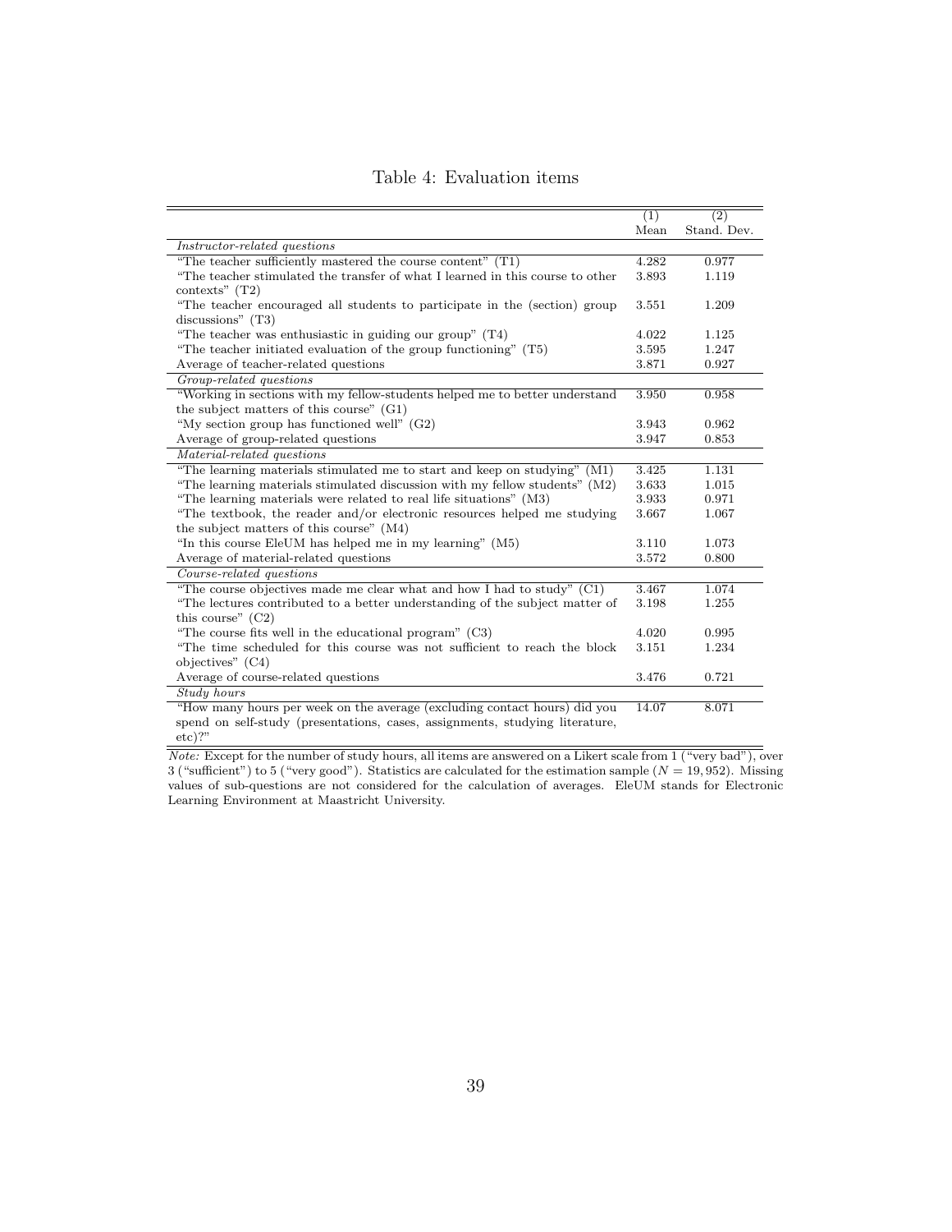Table 4: Evaluation items

| | (1) Mean | (2) Stand. Dev. |
|---|---|---|
| *Instructor-related questions* | | |
| "The teacher sufficiently mastered the course content" (T1) | 4.282 | 0.977 |
| "The teacher stimulated the transfer of what I learned in this course to other contexts" (T2) | 3.893 | 1.119 |
| "The teacher encouraged all students to participate in the (section) group discussions" (T3) | 3.551 | 1.209 |
| "The teacher was enthusiastic in guiding our group" (T4) | 4.022 | 1.125 |
| "The teacher initiated evaluation of the group functioning" (T5) | 3.595 | 1.247 |
| Average of teacher-related questions | 3.871 | 0.927 |
| *Group-related questions* | | |
| "Working in sections with my fellow-students helped me to better understand the subject matters of this course" (G1) | 3.950 | 0.958 |
| "My section group has functioned well" (G2) | 3.943 | 0.962 |
| Average of group-related questions | 3.947 | 0.853 |
| *Material-related questions* | | |
| "The learning materials stimulated me to start and keep on studying" (M1) | 3.425 | 1.131 |
| "The learning materials stimulated discussion with my fellow students" (M2) | 3.633 | 1.015 |
| "The learning materials were related to real life situations" (M3) | 3.933 | 0.971 |
| "The textbook, the reader and/or electronic resources helped me studying the subject matters of this course" (M4) | 3.667 | 1.067 |
| "In this course EleUM has helped me in my learning" (M5) | 3.110 | 1.073 |
| Average of material-related questions | 3.572 | 0.800 |
| *Course-related questions* | | |
| "The course objectives made me clear what and how I had to study" (C1) | 3.467 | 1.074 |
| "The lectures contributed to a better understanding of the subject matter of this course" (C2) | 3.198 | 1.255 |
| "The course fits well in the educational program" (C3) | 4.020 | 0.995 |
| "The time scheduled for this course was not sufficient to reach the block objectives" (C4) | 3.151 | 1.234 |
| Average of course-related questions | 3.476 | 0.721 |
| *Study hours* | | |
| "How many hours per week on the average (excluding contact hours) did you spend on self-study (presentations, cases, assignments, studying literature, etc)?" | 14.07 | 8.071 |

*Note:* Except for the number of study hours, all items are answered on a Likert scale from 1 ("very bad"), over 3 ("sufficient") to 5 ("very good"). Statistics are calculated for the estimation sample ($N = 19,952$). Missing values of sub-questions are not considered for the calculation of averages. EleUM stands for Electronic Learning Environment at Maastricht University.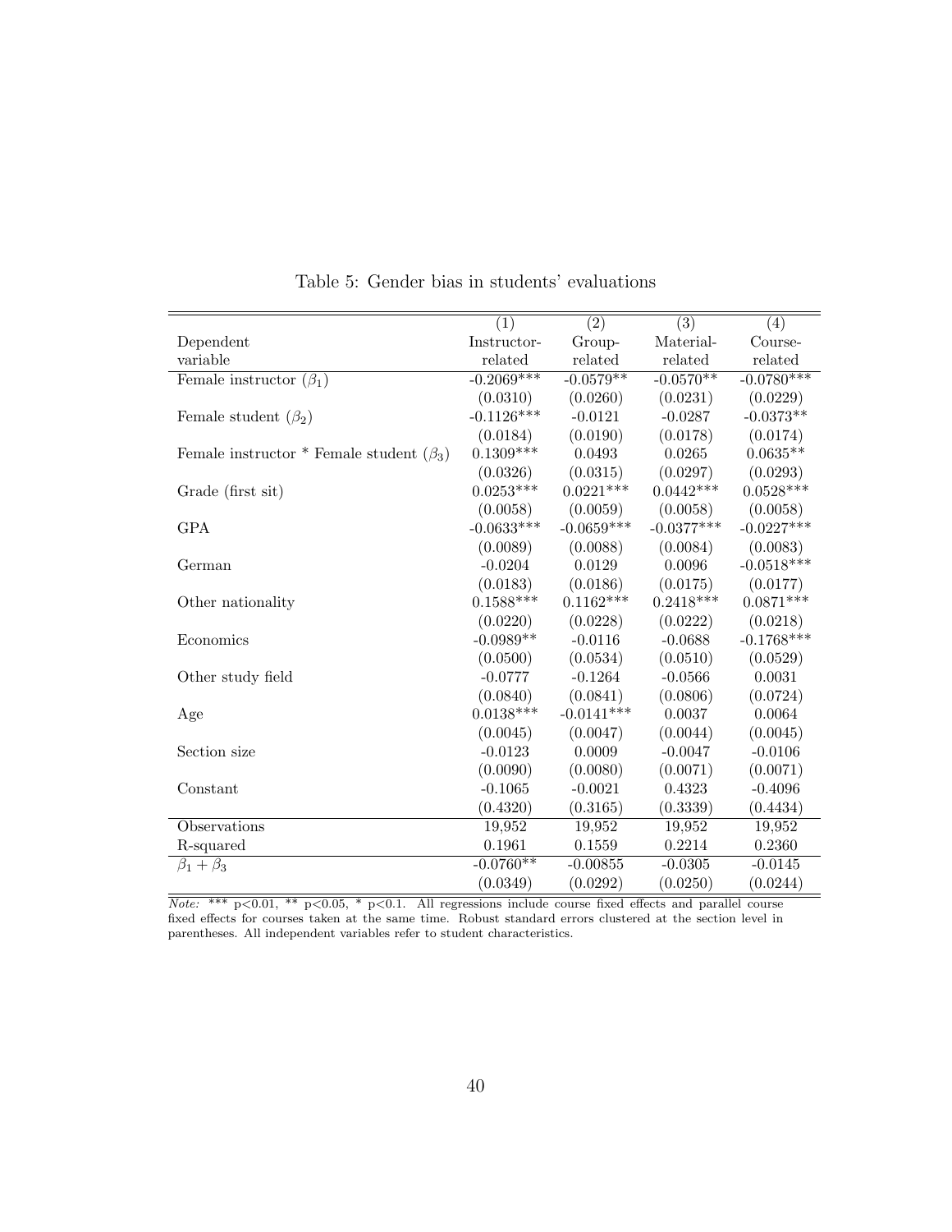Table 5: Gender bias in students' evaluations

| | (1) | (2) | (3) | (4) |
|---|---|---|---|---|
| Dependent variable | Instructor-related | Group-related | Material-related | Course-related |
| Female instructor ($\beta_1$) | -0.2069*** | -0.0579** | -0.0570** | -0.0780*** |
| | (0.0310) | (0.0260) | (0.0231) | (0.0229) |
| Female student ($\beta_2$) | -0.1126*** | -0.0121 | -0.0287 | -0.0373** |
| | (0.0184) | (0.0190) | (0.0178) | (0.0174) |
| Female instructor * Female student ($\beta_3$) | 0.1309*** | 0.0493 | 0.0265 | 0.0635** |
| | (0.0326) | (0.0315) | (0.0297) | (0.0293) |
| Grade (first sit) | 0.0253*** | 0.0221*** | 0.0442*** | 0.0528*** |
| | (0.0058) | (0.0059) | (0.0058) | (0.0058) |
| GPA | -0.0633*** | -0.0659*** | -0.0377*** | -0.0227*** |
| | (0.0089) | (0.0088) | (0.0084) | (0.0083) |
| German | -0.0204 | 0.0129 | 0.0096 | -0.0518*** |
| | (0.0183) | (0.0186) | (0.0175) | (0.0177) |
| Other nationality | 0.1588*** | 0.1162*** | 0.2418*** | 0.0871*** |
| | (0.0220) | (0.0228) | (0.0222) | (0.0218) |
| Economics | -0.0989** | -0.0116 | -0.0688 | -0.1768*** |
| | (0.0500) | (0.0534) | (0.0510) | (0.0529) |
| Other study field | -0.0777 | -0.1264 | -0.0566 | 0.0031 |
| | (0.0840) | (0.0841) | (0.0806) | (0.0724) |
| Age | 0.0138*** | -0.0141*** | 0.0037 | 0.0064 |
| | (0.0045) | (0.0047) | (0.0044) | (0.0045) |
| Section size | -0.0123 | 0.0009 | -0.0047 | -0.0106 |
| | (0.0090) | (0.0080) | (0.0071) | (0.0071) |
| Constant | -0.1065 | -0.0021 | 0.4323 | -0.4096 |
| | (0.4320) | (0.3165) | (0.3339) | (0.4434) |
| Observations | 19,952 | 19,952 | 19,952 | 19,952 |
| R-squared | 0.1961 | 0.1559 | 0.2214 | 0.2360 |
| $\beta_1 + \beta_3$ | -0.0760** | -0.00855 | -0.0305 | -0.0145 |
| | (0.0349) | (0.0292) | (0.0250) | (0.0244) |

*Note:* *** p<0.01, ** p<0.05, * p<0.1. All regressions include course fixed effects and parallel course fixed effects for courses taken at the same time. Robust standard errors clustered at the section level in parentheses. All independent variables refer to student characteristics.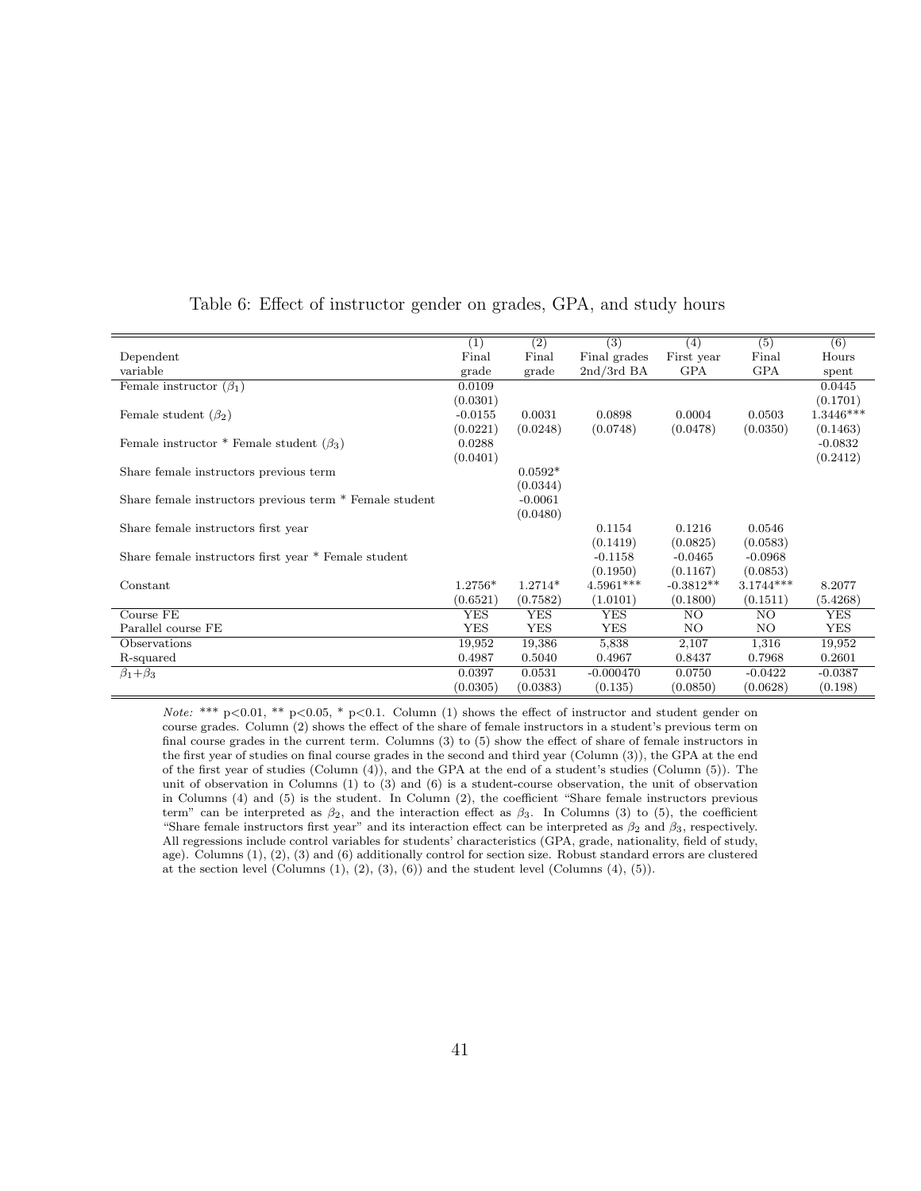Table 6: Effect of instructor gender on grades, GPA, and study hours

| | (1) | (2) | (3) | (4) | (5) | (6) |
|---|---|---|---|---|---|---|
| Dependent variable | Final grade | Final grade | Final grades 2nd/3rd BA | First year GPA | Final GPA | Hours spent |
| Female instructor ($\beta_1$) | 0.0109 | | | | | 0.0445 |
| | (0.0301) | | | | | (0.1701) |
| Female student ($\beta_2$) | -0.0155 | 0.0031 | 0.0898 | 0.0004 | 0.0503 | 1.3446*** |
| | (0.0221) | (0.0248) | (0.0748) | (0.0478) | (0.0350) | (0.1463) |
| Female instructor * Female student ($\beta_3$) | 0.0288 | | | | | -0.0832 |
| | (0.0401) | | | | | (0.2412) |
| Share female instructors previous term | | 0.0592* | | | | |
| | | (0.0344) | | | | |
| Share female instructors previous term * Female student | | -0.0061 | | | | |
| | | (0.0480) | | | | |
| Share female instructors first year | | | 0.1154 | 0.1216 | 0.0546 | |
| | | | (0.1419) | (0.0825) | (0.0583) | |
| Share female instructors first year * Female student | | | -0.1158 | -0.0465 | -0.0968 | |
| | | | (0.1950) | (0.1167) | (0.0853) | |
| Constant | 1.2756* | 1.2714* | 4.5961*** | -0.3812** | 3.1744*** | 8.2077 |
| | (0.6521) | (0.7582) | (1.0101) | (0.1800) | (0.1511) | (5.4268) |
| Course FE | YES | YES | YES | NO | NO | YES |
| Parallel course FE | YES | YES | YES | NO | NO | YES |
| Observations | 19,952 | 19,386 | 5,838 | 2,107 | 1,316 | 19,952 |
| R-squared | 0.4987 | 0.5040 | 0.4967 | 0.8437 | 0.7968 | 0.2601 |
| $\beta_1+\beta_3$ | 0.0397 | 0.0531 | -0.000470 | 0.0750 | -0.0422 | -0.0387 |
| | (0.0305) | (0.0383) | (0.135) | (0.0850) | (0.0628) | (0.198) |

*Note:* *** p<0.01, ** p<0.05, * p<0.1. Column (1) shows the effect of instructor and student gender on course grades. Column (2) shows the effect of the share of female instructors in a student's previous term on final course grades in the current term. Columns (3) to (5) show the effect of share of female instructors in the first year of studies on final course grades in the second and third year (Column (3)), the GPA at the end of the first year of studies (Column (4)), and the GPA at the end of a student's studies (Column (5)). The unit of observation in Columns (1) to (3) and (6) is a student-course observation, the unit of observation in Columns (4) and (5) is the student. In Column (2), the coefficient "Share female instructors previous term" can be interpreted as $\beta_2$, and the interaction effect as $\beta_3$. In Columns (3) to (5), the coefficient "Share female instructors first year" and its interaction effect can be interpreted as $\beta_2$ and $\beta_3$, respectively. All regressions include control variables for students' characteristics (GPA, grade, nationality, field of study, age). Columns (1), (2), (3) and (6) additionally control for section size. Robust standard errors are clustered at the section level (Columns (1), (2), (3), (6)) and the student level (Columns (4), (5)).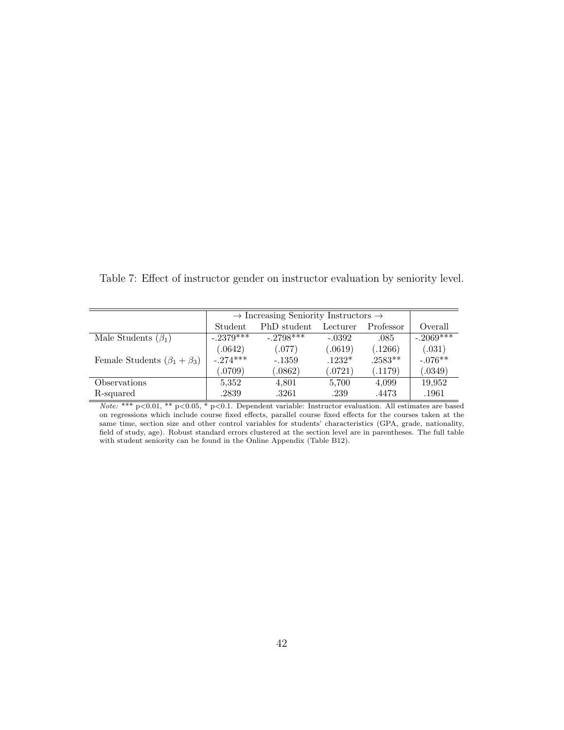Table 7: Effect of instructor gender on instructor evaluation by seniority level.

| | → Increasing Seniority Instructors → | | | | |
|---|---|---|---|---|---|
| | Student | PhD student | Lecturer | Professor | Overall |
| Male Students ($\beta_1$) | -.2379*** | -.2798*** | -.0392 | .085 | -.2069*** |
| | (.0642) | (.077) | (.0619) | (.1266) | (.031) |
| Female Students ($\beta_1 + \beta_3$) | -.274*** | -.1359 | .1232* | .2583** | -.076** |
| | (.0709) | (.0862) | (.0721) | (.1179) | (.0349) |
| Observations | 5,352 | 4,801 | 5,700 | 4,099 | 19,952 |
| R-squared | .2839 | .3261 | .239 | .4473 | .1961 |

*Note:* *** p<0.01, ** p<0.05, * p<0.1. Dependent variable: Instructor evaluation. All estimates are based on regressions which include course fixed effects, parallel course fixed effects for the courses taken at the same time, section size and other control variables for students' characteristics (GPA, grade, nationality, field of study, age). Robust standard errors clustered at the section level are in parentheses. The full table with student seniority can be found in the Online Appendix (Table B12).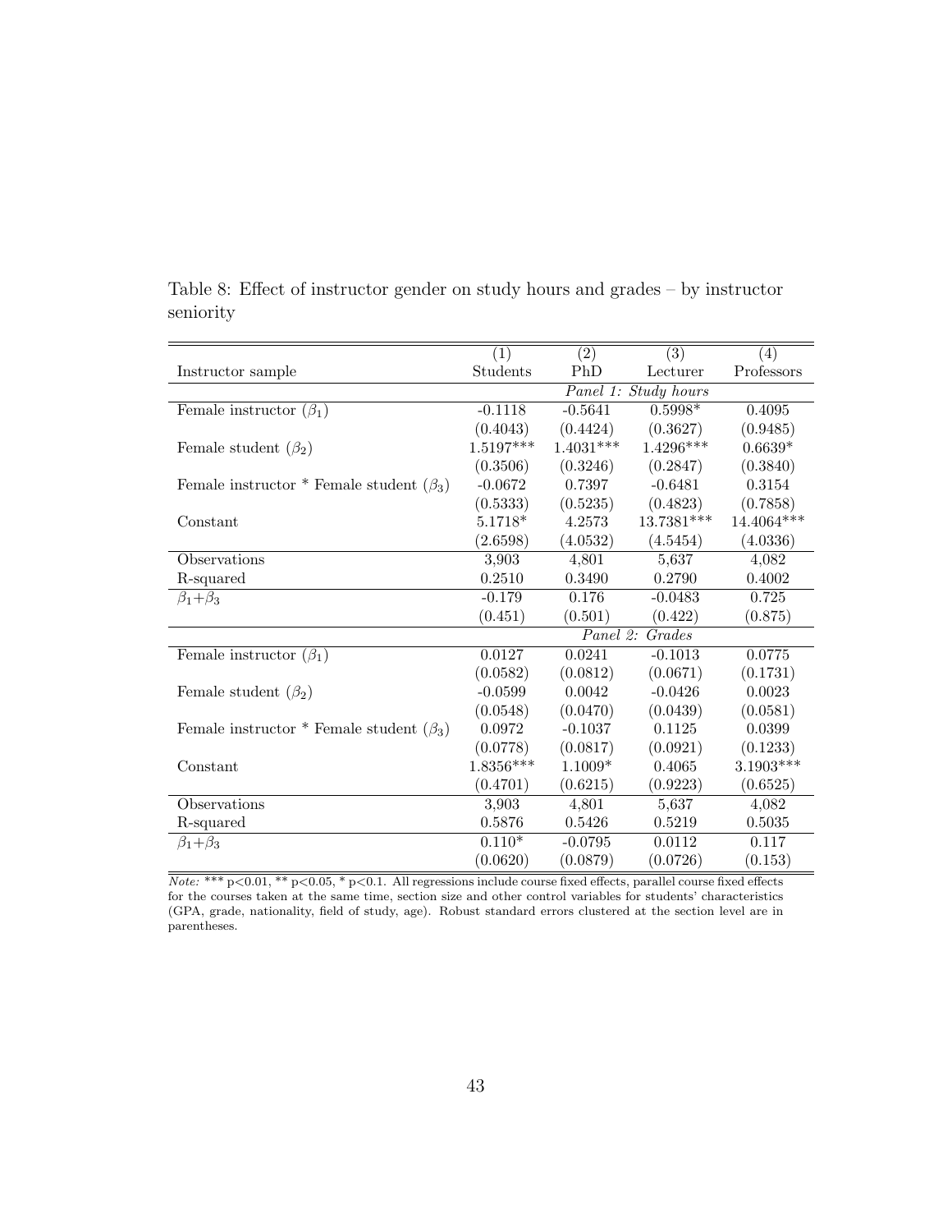Table 8: Effect of instructor gender on study hours and grades – by instructor seniority

| | (1) | (2) | (3) | (4) |
|---|---|---|---|---|
| Instructor sample | Students | PhD | Lecturer | Professors |
| | *Panel 1: Study hours* | | | |
| Female instructor ($\beta_1$) | -0.1118 | -0.5641 | 0.5998* | 0.4095 |
| | (0.4043) | (0.4424) | (0.3627) | (0.9485) |
| Female student ($\beta_2$) | 1.5197*** | 1.4031*** | 1.4296*** | 0.6639* |
| | (0.3506) | (0.3246) | (0.2847) | (0.3840) |
| Female instructor * Female student ($\beta_3$) | -0.0672 | 0.7397 | -0.6481 | 0.3154 |
| | (0.5333) | (0.5235) | (0.4823) | (0.7858) |
| Constant | 5.1718* | 4.2573 | 13.7381*** | 14.4064*** |
| | (2.6598) | (4.0532) | (4.5454) | (4.0336) |
| Observations | 3,903 | 4,801 | 5,637 | 4,082 |
| R-squared | 0.2510 | 0.3490 | 0.2790 | 0.4002 |
| $\beta_1$+$\beta_3$ | -0.179 | 0.176 | -0.0483 | 0.725 |
| | (0.451) | (0.501) | (0.422) | (0.875) |
| | *Panel 2: Grades* | | | |
| Female instructor ($\beta_1$) | 0.0127 | 0.0241 | -0.1013 | 0.0775 |
| | (0.0582) | (0.0812) | (0.0671) | (0.1731) |
| Female student ($\beta_2$) | -0.0599 | 0.0042 | -0.0426 | 0.0023 |
| | (0.0548) | (0.0470) | (0.0439) | (0.0581) |
| Female instructor * Female student ($\beta_3$) | 0.0972 | -0.1037 | 0.1125 | 0.0399 |
| | (0.0778) | (0.0817) | (0.0921) | (0.1233) |
| Constant | 1.8356*** | 1.1009* | 0.4065 | 3.1903*** |
| | (0.4701) | (0.6215) | (0.9223) | (0.6525) |
| Observations | 3,903 | 4,801 | 5,637 | 4,082 |
| R-squared | 0.5876 | 0.5426 | 0.5219 | 0.5035 |
| $\beta_1$+$\beta_3$ | 0.110* | -0.0795 | 0.0112 | 0.117 |
| | (0.0620) | (0.0879) | (0.0726) | (0.153) |

*Note:* *** p<0.01, ** p<0.05, * p<0.1. All regressions include course fixed effects, parallel course fixed effects for the courses taken at the same time, section size and other control variables for students' characteristics (GPA, grade, nationality, field of study, age). Robust standard errors clustered at the section level are in parentheses.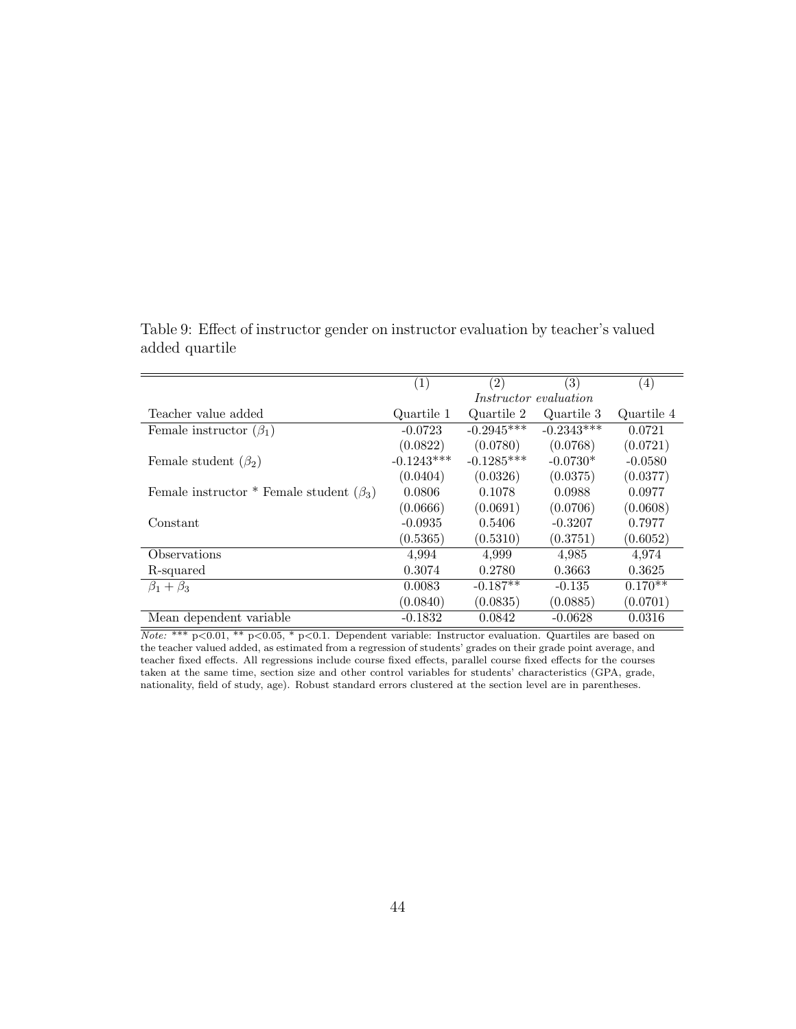Table 9: Effect of instructor gender on instructor evaluation by teacher's valued added quartile

| | (1) | (2) | (3) | (4) |
|---|---|---|---|---|
| | *Instructor evaluation* | | | |
| Teacher value added | Quartile 1 | Quartile 2 | Quartile 3 | Quartile 4 |
| Female instructor ($\beta_1$) | -0.0723 | -0.2945*** | -0.2343*** | 0.0721 |
| | (0.0822) | (0.0780) | (0.0768) | (0.0721) |
| Female student ($\beta_2$) | -0.1243*** | -0.1285*** | -0.0730* | -0.0580 |
| | (0.0404) | (0.0326) | (0.0375) | (0.0377) |
| Female instructor * Female student ($\beta_3$) | 0.0806 | 0.1078 | 0.0988 | 0.0977 |
| | (0.0666) | (0.0691) | (0.0706) | (0.0608) |
| Constant | -0.0935 | 0.5406 | -0.3207 | 0.7977 |
| | (0.5365) | (0.5310) | (0.3751) | (0.6052) |
| Observations | 4,994 | 4,999 | 4,985 | 4,974 |
| R-squared | 0.3074 | 0.2780 | 0.3663 | 0.3625 |
| $\beta_1 + \beta_3$ | 0.0083 | -0.187** | -0.135 | 0.170** |
| | (0.0840) | (0.0835) | (0.0885) | (0.0701) |
| Mean dependent variable | -0.1832 | 0.0842 | -0.0628 | 0.0316 |

*Note:* *** p<0.01, ** p<0.05, * p<0.1. Dependent variable: Instructor evaluation. Quartiles are based on the teacher valued added, as estimated from a regression of students' grades on their grade point average, and teacher fixed effects. All regressions include course fixed effects, parallel course fixed effects for the courses taken at the same time, section size and other control variables for students' characteristics (GPA, grade, nationality, field of study, age). Robust standard errors clustered at the section level are in parentheses.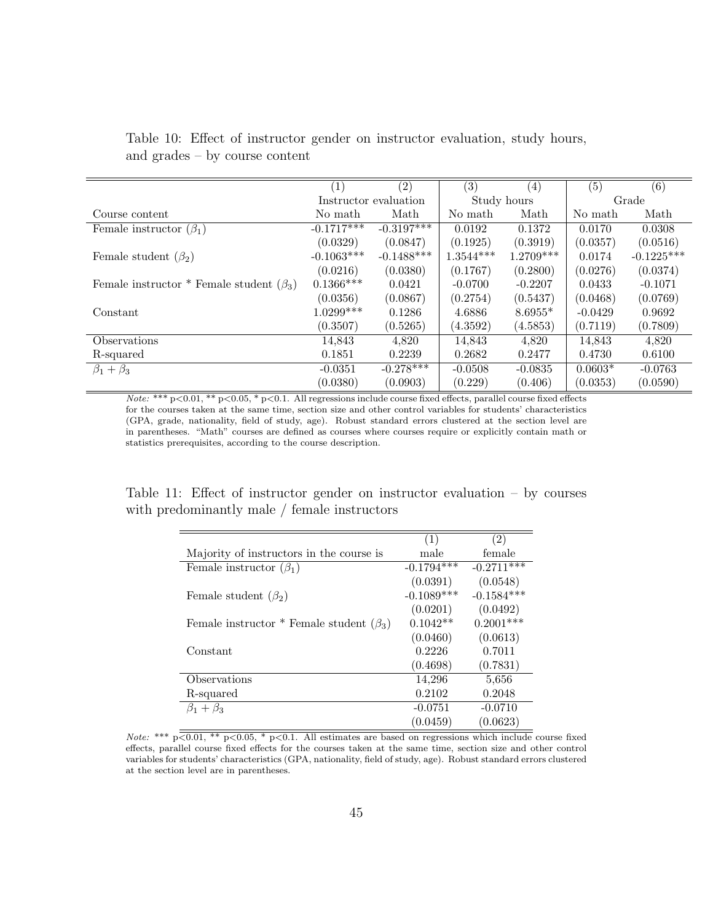Table 10: Effect of instructor gender on instructor evaluation, study hours, and grades – by course content

| | (1) | (2) | (3) | (4) | (5) | (6) |
|---|---|---|---|---|---|---|
| | Instructor evaluation | | Study hours | | Grade | |
| Course content | No math | Math | No math | Math | No math | Math |
| Female instructor ($\beta_1$) | -0.1717*** | -0.3197*** | 0.0192 | 0.1372 | 0.0170 | 0.0308 |
| | (0.0329) | (0.0847) | (0.1925) | (0.3919) | (0.0357) | (0.0516) |
| Female student ($\beta_2$) | -0.1063*** | -0.1488*** | 1.3544*** | 1.2709*** | 0.0174 | -0.1225*** |
| | (0.0216) | (0.0380) | (0.1767) | (0.2800) | (0.0276) | (0.0374) |
| Female instructor * Female student ($\beta_3$) | 0.1366*** | 0.0421 | -0.0700 | -0.2207 | 0.0433 | -0.1071 |
| | (0.0356) | (0.0867) | (0.2754) | (0.5437) | (0.0468) | (0.0769) |
| Constant | 1.0299*** | 0.1286 | 4.6886 | 8.6955* | -0.0429 | 0.9692 |
| | (0.3507) | (0.5265) | (4.3592) | (4.5853) | (0.7119) | (0.7809) |
| Observations | 14,843 | 4,820 | 14,843 | 4,820 | 14,843 | 4,820 |
| R-squared | 0.1851 | 0.2239 | 0.2682 | 0.2477 | 0.4730 | 0.6100 |
| $\beta_1 + \beta_3$ | -0.0351 | -0.278*** | -0.0508 | -0.0835 | 0.0603* | -0.0763 |
| | (0.0380) | (0.0903) | (0.229) | (0.406) | (0.0353) | (0.0590) |

*Note:* *** p<0.01, ** p<0.05, * p<0.1. All regressions include course fixed effects, parallel course fixed effects for the courses taken at the same time, section size and other control variables for students' characteristics (GPA, grade, nationality, field of study, age). Robust standard errors clustered at the section level are in parentheses. "Math" courses are defined as courses where courses require or explicitly contain math or statistics prerequisites, according to the course description.

Table 11: Effect of instructor gender on instructor evaluation – by courses with predominantly male / female instructors

| | (1) | (2) |
|---|---|---|
| Majority of instructors in the course is | male | female |
| Female instructor ($\beta_1$) | -0.1794*** | -0.2711*** |
| | (0.0391) | (0.0548) |
| Female student ($\beta_2$) | -0.1089*** | -0.1584*** |
| | (0.0201) | (0.0492) |
| Female instructor * Female student ($\beta_3$) | 0.1042** | 0.2001*** |
| | (0.0460) | (0.0613) |
| Constant | 0.2226 | 0.7011 |
| | (0.4698) | (0.7831) |
| Observations | 14,296 | 5,656 |
| R-squared | 0.2102 | 0.2048 |
| $\beta_1 + \beta_3$ | -0.0751 | -0.0710 |
| | (0.0459) | (0.0623) |

*Note:* *** p<0.01, ** p<0.05, * p<0.1. All estimates are based on regressions which include course fixed effects, parallel course fixed effects for the courses taken at the same time, section size and other control variables for students' characteristics (GPA, nationality, field of study, age). Robust standard errors clustered at the section level are in parentheses.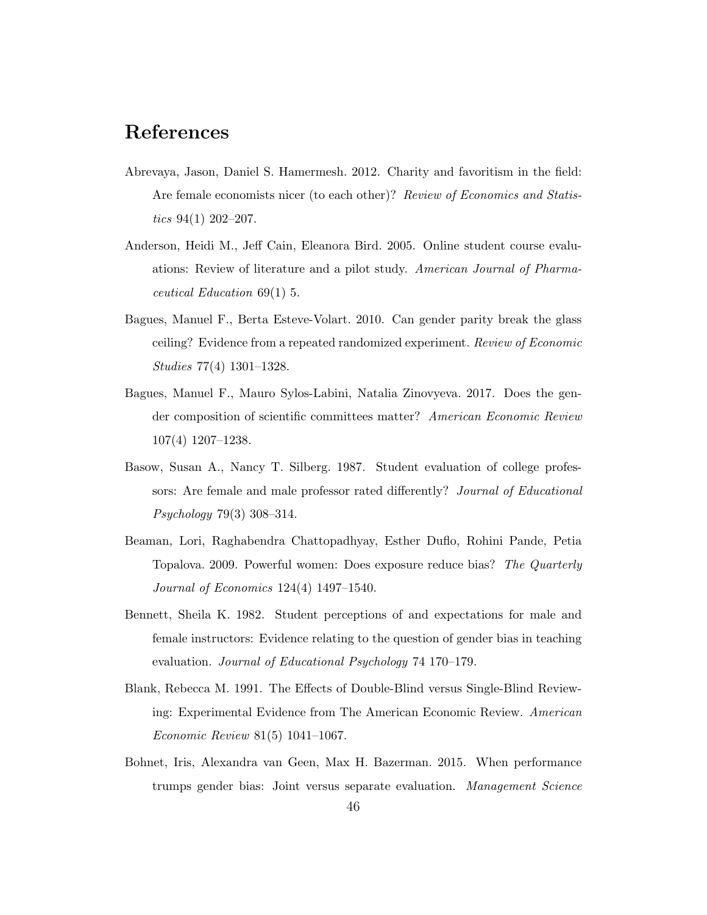# References

Abrevaya, Jason, Daniel S. Hamermesh. 2012. Charity and favoritism in the field: Are female economists nicer (to each other)? *Review of Economics and Statistics* 94(1) 202–207.

Anderson, Heidi M., Jeff Cain, Eleanora Bird. 2005. Online student course evaluations: Review of literature and a pilot study. *American Journal of Pharmaceutical Education* 69(1) 5.

Bagues, Manuel F., Berta Esteve-Volart. 2010. Can gender parity break the glass ceiling? Evidence from a repeated randomized experiment. *Review of Economic Studies* 77(4) 1301–1328.

Bagues, Manuel F., Mauro Sylos-Labini, Natalia Zinovyeva. 2017. Does the gender composition of scientific committees matter? *American Economic Review* 107(4) 1207–1238.

Basow, Susan A., Nancy T. Silberg. 1987. Student evaluation of college professors: Are female and male professor rated differently? *Journal of Educational Psychology* 79(3) 308–314.

Beaman, Lori, Raghabendra Chattopadhyay, Esther Duflo, Rohini Pande, Petia Topalova. 2009. Powerful women: Does exposure reduce bias? *The Quarterly Journal of Economics* 124(4) 1497–1540.

Bennett, Sheila K. 1982. Student perceptions of and expectations for male and female instructors: Evidence relating to the question of gender bias in teaching evaluation. *Journal of Educational Psychology* 74 170–179.

Blank, Rebecca M. 1991. The Effects of Double-Blind versus Single-Blind Reviewing: Experimental Evidence from The American Economic Review. *American Economic Review* 81(5) 1041–1067.

Bohnet, Iris, Alexandra van Geen, Max H. Bazerman. 2015. When performance trumps gender bias: Joint versus separate evaluation. *Management Science*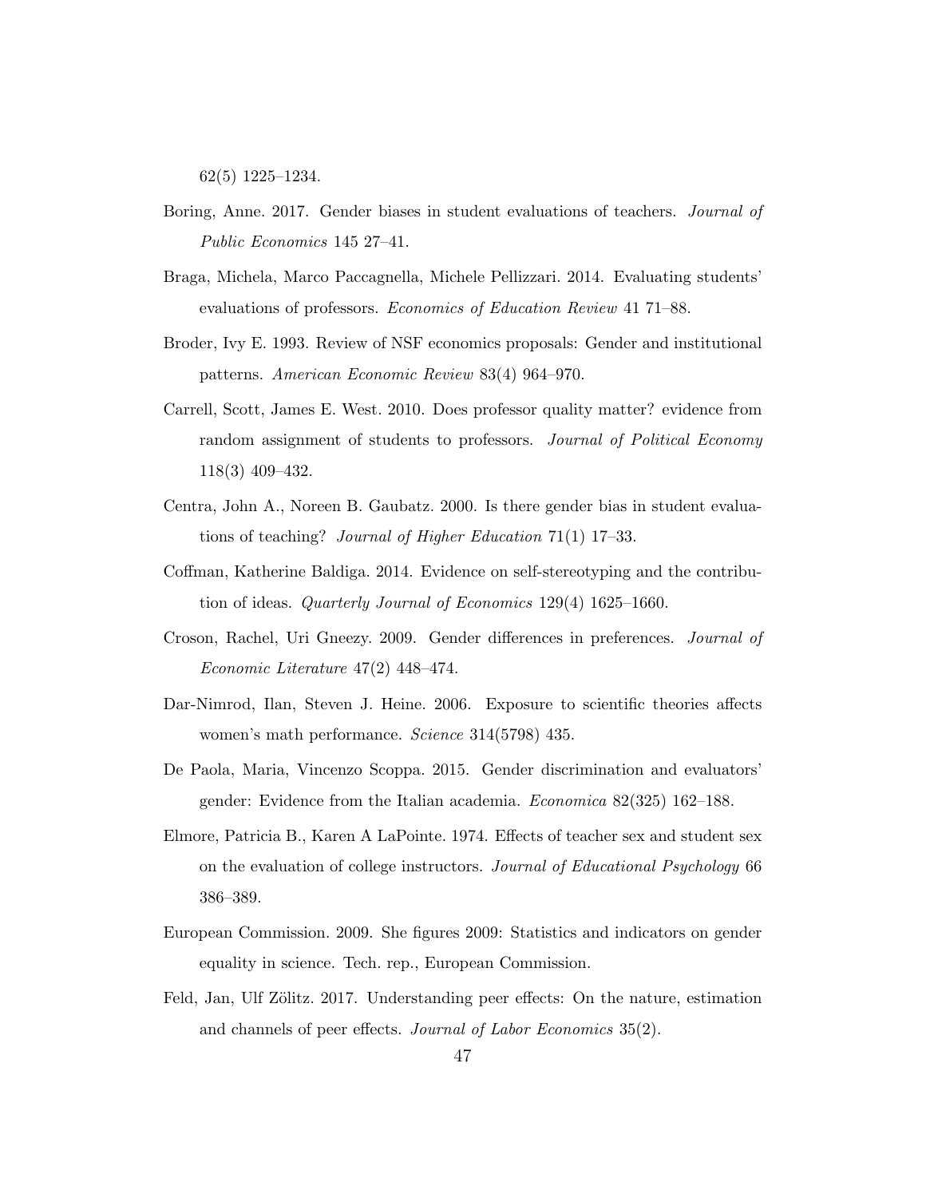62(5) 1225–1234.

Boring, Anne. 2017. Gender biases in student evaluations of teachers. *Journal of Public Economics* 145 27–41.

Braga, Michela, Marco Paccagnella, Michele Pellizzari. 2014. Evaluating students' evaluations of professors. *Economics of Education Review* 41 71–88.

Broder, Ivy E. 1993. Review of NSF economics proposals: Gender and institutional patterns. *American Economic Review* 83(4) 964–970.

Carrell, Scott, James E. West. 2010. Does professor quality matter? evidence from random assignment of students to professors. *Journal of Political Economy* 118(3) 409–432.

Centra, John A., Noreen B. Gaubatz. 2000. Is there gender bias in student evaluations of teaching? *Journal of Higher Education* 71(1) 17–33.

Coffman, Katherine Baldiga. 2014. Evidence on self-stereotyping and the contribution of ideas. *Quarterly Journal of Economics* 129(4) 1625–1660.

Croson, Rachel, Uri Gneezy. 2009. Gender differences in preferences. *Journal of Economic Literature* 47(2) 448–474.

Dar-Nimrod, Ilan, Steven J. Heine. 2006. Exposure to scientific theories affects women's math performance. *Science* 314(5798) 435.

De Paola, Maria, Vincenzo Scoppa. 2015. Gender discrimination and evaluators' gender: Evidence from the Italian academia. *Economica* 82(325) 162–188.

Elmore, Patricia B., Karen A LaPointe. 1974. Effects of teacher sex and student sex on the evaluation of college instructors. *Journal of Educational Psychology* 66 386–389.

European Commission. 2009. She figures 2009: Statistics and indicators on gender equality in science. Tech. rep., European Commission.

Feld, Jan, Ulf Zölitz. 2017. Understanding peer effects: On the nature, estimation and channels of peer effects. *Journal of Labor Economics* 35(2).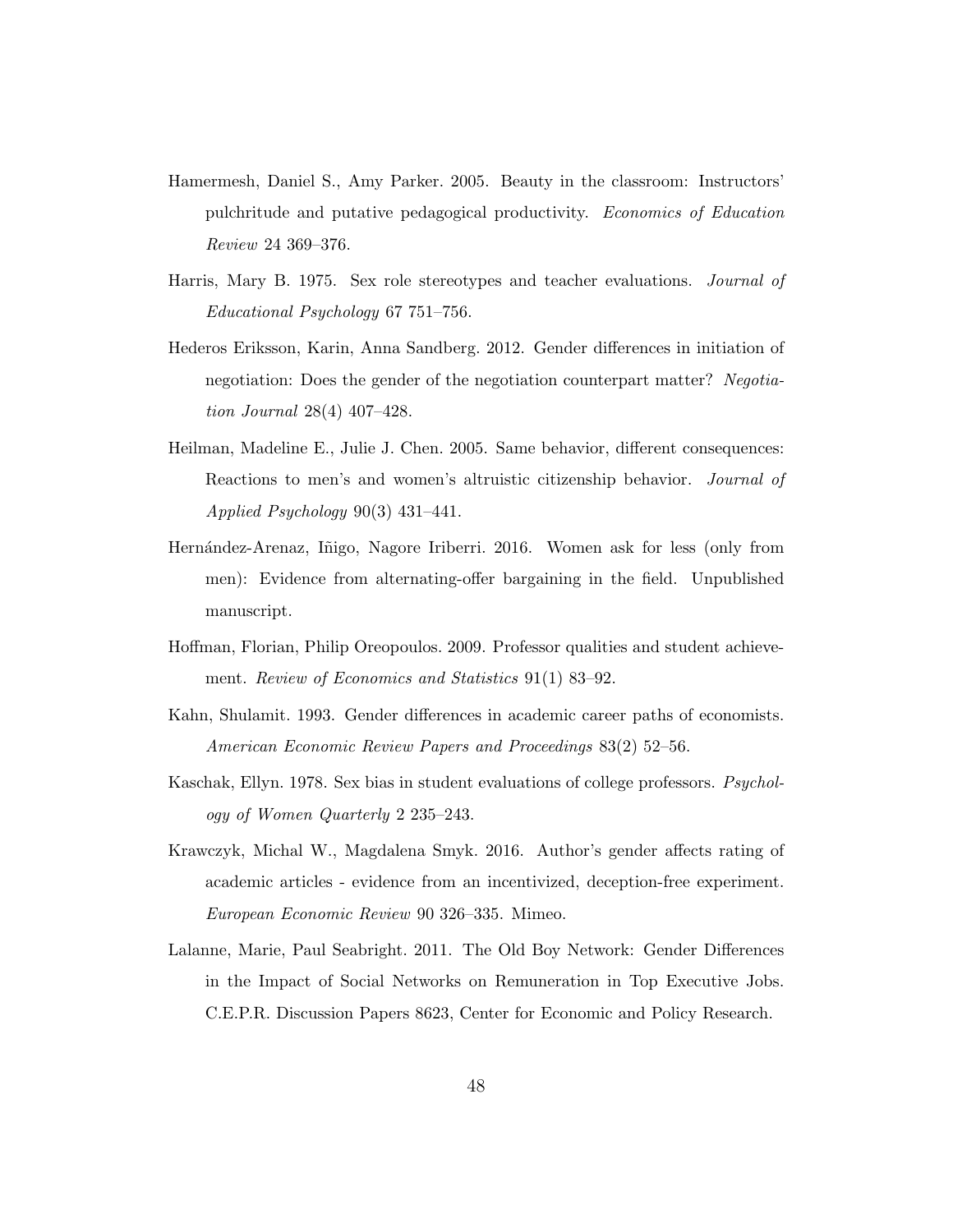Hamermesh, Daniel S., Amy Parker. 2005. Beauty in the classroom: Instructors' pulchritude and putative pedagogical productivity. *Economics of Education Review* 24 369–376.

Harris, Mary B. 1975. Sex role stereotypes and teacher evaluations. *Journal of Educational Psychology* 67 751–756.

Hederos Eriksson, Karin, Anna Sandberg. 2012. Gender differences in initiation of negotiation: Does the gender of the negotiation counterpart matter? *Negotiation Journal* 28(4) 407–428.

Heilman, Madeline E., Julie J. Chen. 2005. Same behavior, different consequences: Reactions to men's and women's altruistic citizenship behavior. *Journal of Applied Psychology* 90(3) 431–441.

Hernández-Arenaz, Iñigo, Nagore Iriberri. 2016. Women ask for less (only from men): Evidence from alternating-offer bargaining in the field. Unpublished manuscript.

Hoffman, Florian, Philip Oreopoulos. 2009. Professor qualities and student achievement. *Review of Economics and Statistics* 91(1) 83–92.

Kahn, Shulamit. 1993. Gender differences in academic career paths of economists. *American Economic Review Papers and Proceedings* 83(2) 52–56.

Kaschak, Ellyn. 1978. Sex bias in student evaluations of college professors. *Psychology of Women Quarterly* 2 235–243.

Krawczyk, Michal W., Magdalena Smyk. 2016. Author's gender affects rating of academic articles - evidence from an incentivized, deception-free experiment. *European Economic Review* 90 326–335. Mimeo.

Lalanne, Marie, Paul Seabright. 2011. The Old Boy Network: Gender Differences in the Impact of Social Networks on Remuneration in Top Executive Jobs. C.E.P.R. Discussion Papers 8623, Center for Economic and Policy Research.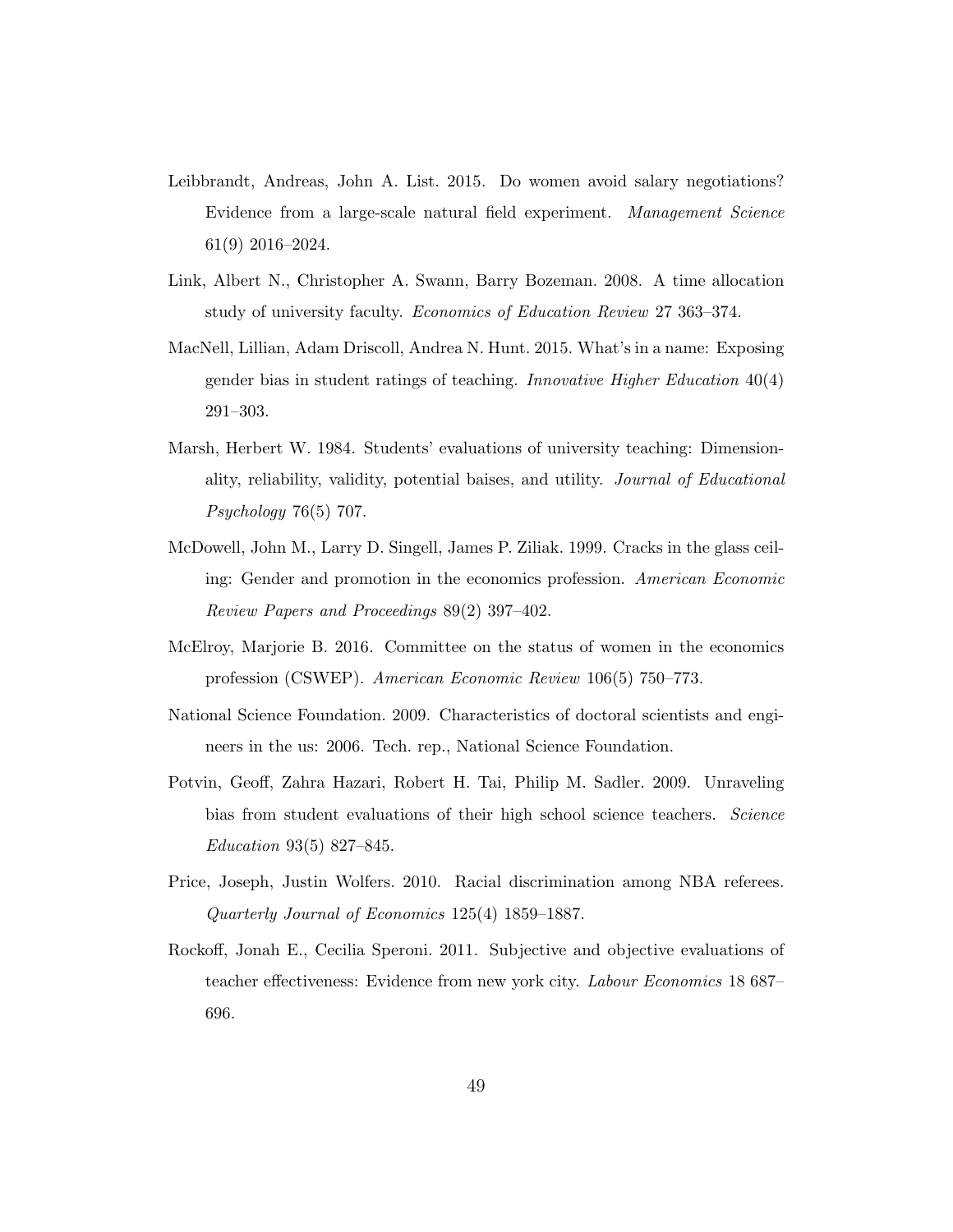Leibbrandt, Andreas, John A. List. 2015. Do women avoid salary negotiations? Evidence from a large-scale natural field experiment. *Management Science* 61(9) 2016–2024.

Link, Albert N., Christopher A. Swann, Barry Bozeman. 2008. A time allocation study of university faculty. *Economics of Education Review* 27 363–374.

MacNell, Lillian, Adam Driscoll, Andrea N. Hunt. 2015. What's in a name: Exposing gender bias in student ratings of teaching. *Innovative Higher Education* 40(4) 291–303.

Marsh, Herbert W. 1984. Students' evaluations of university teaching: Dimensionality, reliability, validity, potential baises, and utility. *Journal of Educational Psychology* 76(5) 707.

McDowell, John M., Larry D. Singell, James P. Ziliak. 1999. Cracks in the glass ceiling: Gender and promotion in the economics profession. *American Economic Review Papers and Proceedings* 89(2) 397–402.

McElroy, Marjorie B. 2016. Committee on the status of women in the economics profession (CSWEP). *American Economic Review* 106(5) 750–773.

National Science Foundation. 2009. Characteristics of doctoral scientists and engineers in the us: 2006. Tech. rep., National Science Foundation.

Potvin, Geoff, Zahra Hazari, Robert H. Tai, Philip M. Sadler. 2009. Unraveling bias from student evaluations of their high school science teachers. *Science Education* 93(5) 827–845.

Price, Joseph, Justin Wolfers. 2010. Racial discrimination among NBA referees. *Quarterly Journal of Economics* 125(4) 1859–1887.

Rockoff, Jonah E., Cecilia Speroni. 2011. Subjective and objective evaluations of teacher effectiveness: Evidence from new york city. *Labour Economics* 18 687–696.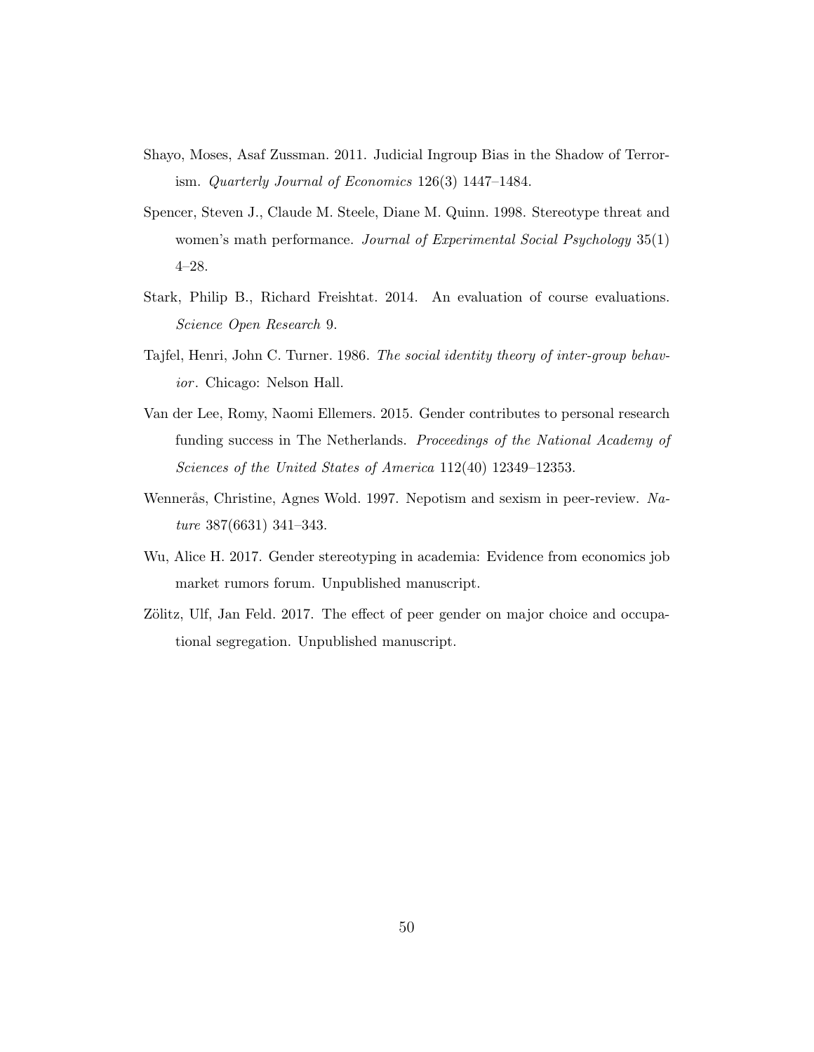Shayo, Moses, Asaf Zussman. 2011. Judicial Ingroup Bias in the Shadow of Terrorism. *Quarterly Journal of Economics* 126(3) 1447–1484.

Spencer, Steven J., Claude M. Steele, Diane M. Quinn. 1998. Stereotype threat and women's math performance. *Journal of Experimental Social Psychology* 35(1) 4–28.

Stark, Philip B., Richard Freishtat. 2014. An evaluation of course evaluations. *Science Open Research* 9.

Tajfel, Henri, John C. Turner. 1986. *The social identity theory of inter-group behavior*. Chicago: Nelson Hall.

Van der Lee, Romy, Naomi Ellemers. 2015. Gender contributes to personal research funding success in The Netherlands. *Proceedings of the National Academy of Sciences of the United States of America* 112(40) 12349–12353.

Wennerås, Christine, Agnes Wold. 1997. Nepotism and sexism in peer-review. *Nature* 387(6631) 341–343.

Wu, Alice H. 2017. Gender stereotyping in academia: Evidence from economics job market rumors forum. Unpublished manuscript.

Zölitz, Ulf, Jan Feld. 2017. The effect of peer gender on major choice and occupational segregation. Unpublished manuscript.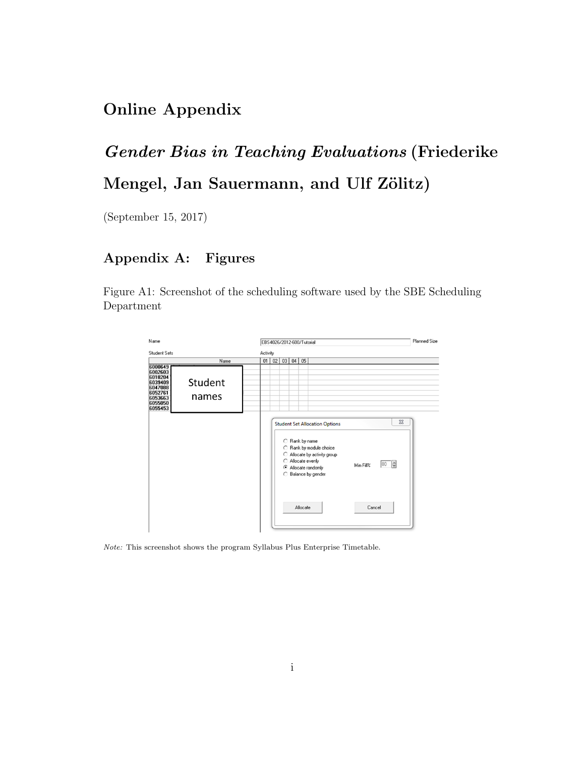# Online Appendix

## *Gender Bias in Teaching Evaluations* (Friederike Mengel, Jan Sauermann, and Ulf Zölitz)

(September 15, 2017)

## Appendix A: Figures

Figure A1: Screenshot of the scheduling software used by the SBE Scheduling Department

*Note:* This screenshot shows the program Syllabus Plus Enterprise Timetable.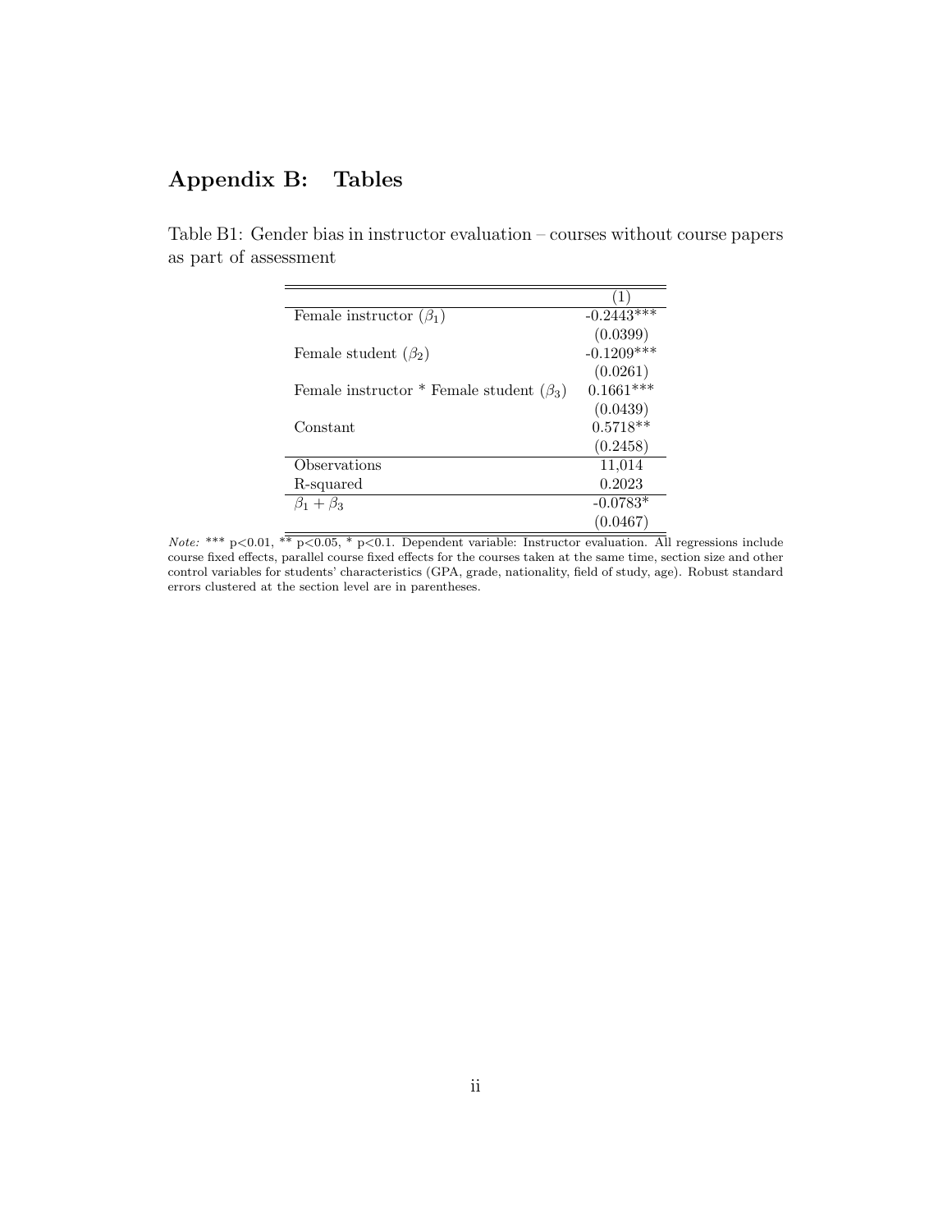# Appendix B: Tables

Table B1: Gender bias in instructor evaluation – courses without course papers as part of assessment

| | (1) |
|---|---|
| Female instructor ($\beta_1$) | -0.2443*** |
| | (0.0399) |
| Female student ($\beta_2$) | -0.1209*** |
| | (0.0261) |
| Female instructor * Female student ($\beta_3$) | 0.1661*** |
| | (0.0439) |
| Constant | 0.5718** |
| | (0.2458) |
| Observations | 11,014 |
| R-squared | 0.2023 |
| $\beta_1 + \beta_3$ | -0.0783* |
| | (0.0467) |

*Note:* *** p<0.01, ** p<0.05, * p<0.1. Dependent variable: Instructor evaluation. All regressions include course fixed effects, parallel course fixed effects for the courses taken at the same time, section size and other control variables for students' characteristics (GPA, grade, nationality, field of study, age). Robust standard errors clustered at the section level are in parentheses.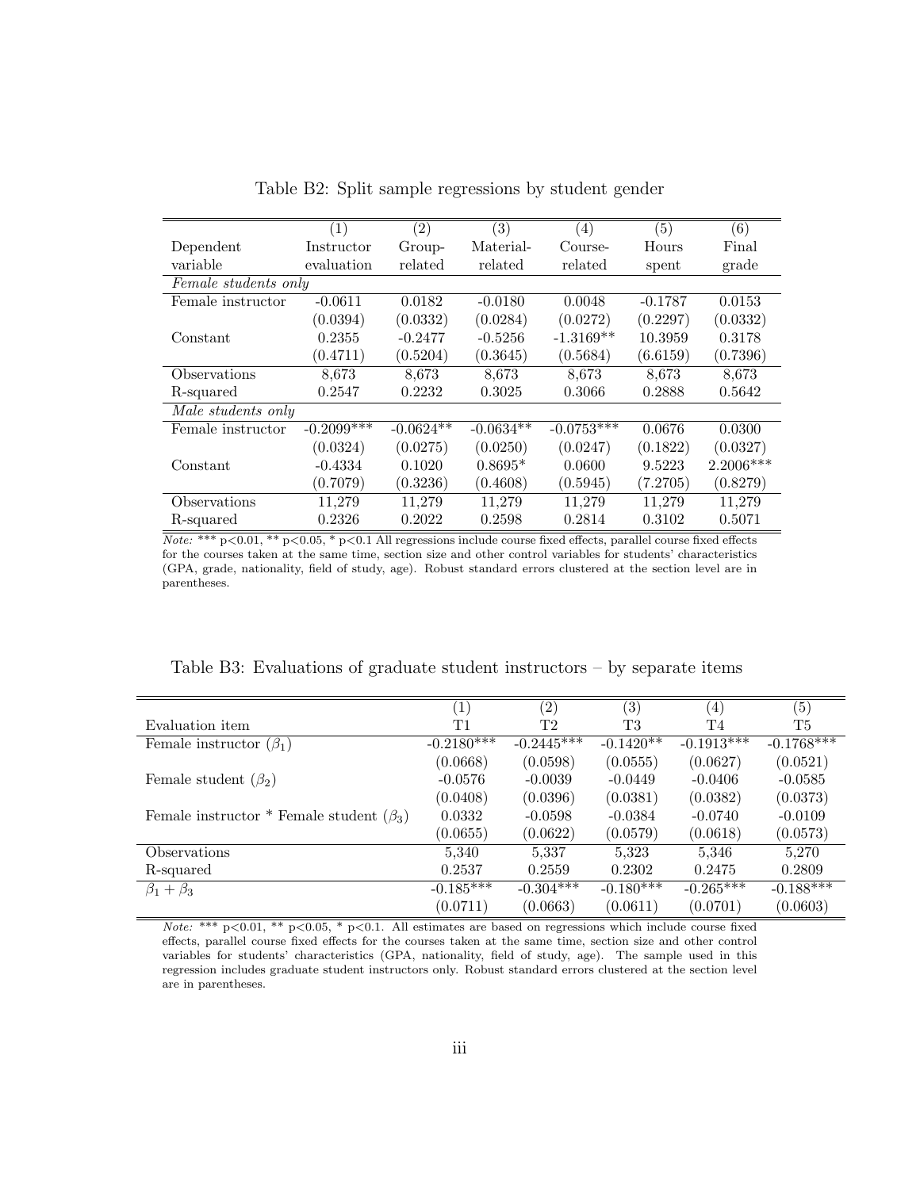Table B2: Split sample regressions by student gender

| | (1) | (2) | (3) | (4) | (5) | (6) |
|---|---|---|---|---|---|---|
| Dependent variable | Instructor evaluation | Group-related | Material-related | Course-related | Hours spent | Final grade |
| *Female students only* | | | | | | |
| Female instructor | -0.0611 | 0.0182 | -0.0180 | 0.0048 | -0.1787 | 0.0153 |
| | (0.0394) | (0.0332) | (0.0284) | (0.0272) | (0.2297) | (0.0332) |
| Constant | 0.2355 | -0.2477 | -0.5256 | -1.3169** | 10.3959 | 0.3178 |
| | (0.4711) | (0.5204) | (0.3645) | (0.5684) | (6.6159) | (0.7396) |
| Observations | 8,673 | 8,673 | 8,673 | 8,673 | 8,673 | 8,673 |
| R-squared | 0.2547 | 0.2232 | 0.3025 | 0.3066 | 0.2888 | 0.5642 |
| *Male students only* | | | | | | |
| Female instructor | -0.2099*** | -0.0624** | -0.0634** | -0.0753*** | 0.0676 | 0.0300 |
| | (0.0324) | (0.0275) | (0.0250) | (0.0247) | (0.1822) | (0.0327) |
| Constant | -0.4334 | 0.1020 | 0.8695* | 0.0600 | 9.5223 | 2.2006*** |
| | (0.7079) | (0.3236) | (0.4608) | (0.5945) | (7.2705) | (0.8279) |
| Observations | 11,279 | 11,279 | 11,279 | 11,279 | 11,279 | 11,279 |
| R-squared | 0.2326 | 0.2022 | 0.2598 | 0.2814 | 0.3102 | 0.5071 |

*Note:* *** p<0.01, ** p<0.05, * p<0.1 All regressions include course fixed effects, parallel course fixed effects for the courses taken at the same time, section size and other control variables for students' characteristics (GPA, grade, nationality, field of study, age). Robust standard errors clustered at the section level are in parentheses.

Table B3: Evaluations of graduate student instructors – by separate items

| | (1) | (2) | (3) | (4) | (5) |
|---|---|---|---|---|---|
| Evaluation item | T1 | T2 | T3 | T4 | T5 |
| Female instructor ($\beta_1$) | -0.2180*** | -0.2445*** | -0.1420** | -0.1913*** | -0.1768*** |
| | (0.0668) | (0.0598) | (0.0555) | (0.0627) | (0.0521) |
| Female student ($\beta_2$) | -0.0576 | -0.0039 | -0.0449 | -0.0406 | -0.0585 |
| | (0.0408) | (0.0396) | (0.0381) | (0.0382) | (0.0373) |
| Female instructor * Female student ($\beta_3$) | 0.0332 | -0.0598 | -0.0384 | -0.0740 | -0.0109 |
| | (0.0655) | (0.0622) | (0.0579) | (0.0618) | (0.0573) |
| Observations | 5,340 | 5,337 | 5,323 | 5,346 | 5,270 |
| R-squared | 0.2537 | 0.2559 | 0.2302 | 0.2475 | 0.2809 |
| $\beta_1 + \beta_3$ | -0.185*** | -0.304*** | -0.180*** | -0.265*** | -0.188*** |
| | (0.0711) | (0.0663) | (0.0611) | (0.0701) | (0.0603) |

*Note:* *** p<0.01, ** p<0.05, * p<0.1. All estimates are based on regressions which include course fixed effects, parallel course fixed effects for the courses taken at the same time, section size and other control variables for students' characteristics (GPA, nationality, field of study, age). The sample used in this regression includes graduate student instructors only. Robust standard errors clustered at the section level are in parentheses.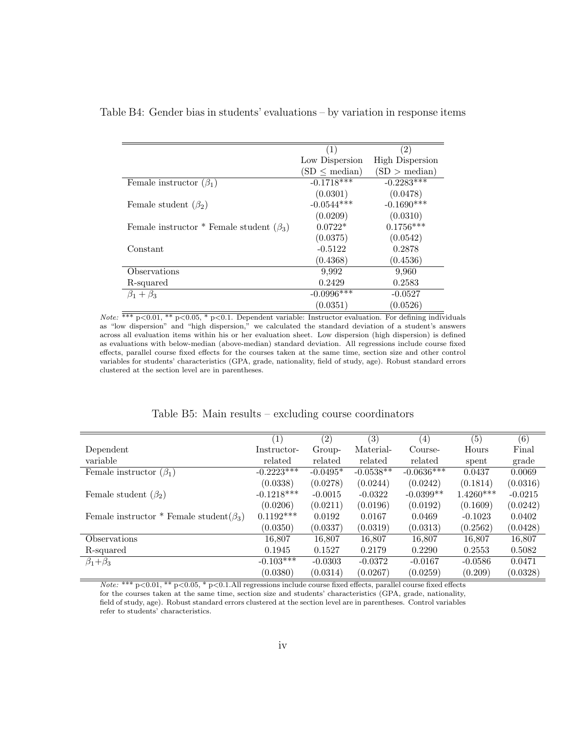Table B4: Gender bias in students' evaluations – by variation in response items

| | (1) | (2) |
|---|---|---|
| | Low Dispersion | High Dispersion |
| | (SD $\leq$ median) | (SD $>$ median) |
| Female instructor ($\beta_1$) | -0.1718*** | -0.2283*** |
| | (0.0301) | (0.0478) |
| Female student ($\beta_2$) | -0.0544*** | -0.1690*** |
| | (0.0209) | (0.0310) |
| Female instructor * Female student ($\beta_3$) | 0.0722* | 0.1756*** |
| | (0.0375) | (0.0542) |
| Constant | -0.5122 | 0.2878 |
| | (0.4368) | (0.4536) |
| Observations | 9,992 | 9,960 |
| R-squared | 0.2429 | 0.2583 |
| $\beta_1 + \beta_3$ | -0.0996*** | -0.0527 |
| | (0.0351) | (0.0526) |

*Note:* *** p<0.01, ** p<0.05, * p<0.1. Dependent variable: Instructor evaluation. For defining individuals as "low dispersion" and "high dispersion," we calculated the standard deviation of a student's answers across all evaluation items within his or her evaluation sheet. Low dispersion (high dispersion) is defined as evaluations with below-median (above-median) standard deviation. All regressions include course fixed effects, parallel course fixed effects for the courses taken at the same time, section size and other control variables for students' characteristics (GPA, grade, nationality, field of study, age). Robust standard errors clustered at the section level are in parentheses.

Table B5: Main results – excluding course coordinators

| | (1) | (2) | (3) | (4) | (5) | (6) |
|---|---|---|---|---|---|---|
| Dependent variable | Instructor-related | Group-related | Material-related | Course-related | Hours spent | Final grade |
| Female instructor ($\beta_1$) | -0.2223*** | -0.0495* | -0.0538** | -0.0636*** | 0.0437 | 0.0069 |
| | (0.0338) | (0.0278) | (0.0244) | (0.0242) | (0.1814) | (0.0316) |
| Female student ($\beta_2$) | -0.1218*** | -0.0015 | -0.0322 | -0.0399** | 1.4260*** | -0.0215 |
| | (0.0206) | (0.0211) | (0.0196) | (0.0192) | (0.1609) | (0.0242) |
| Female instructor * Female student($\beta_3$) | 0.1192*** | 0.0192 | 0.0167 | 0.0469 | -0.1023 | 0.0402 |
| | (0.0350) | (0.0337) | (0.0319) | (0.0313) | (0.2562) | (0.0428) |
| Observations | 16,807 | 16,807 | 16,807 | 16,807 | 16,807 | 16,807 |
| R-squared | 0.1945 | 0.1527 | 0.2179 | 0.2290 | 0.2553 | 0.5082 |
| $\beta_1$+$\beta_3$ | -0.103*** | -0.0303 | -0.0372 | -0.0167 | -0.0586 | 0.0471 |
| | (0.0380) | (0.0314) | (0.0267) | (0.0259) | (0.209) | (0.0328) |

*Note:* *** p<0.01, ** p<0.05, * p<0.1.All regressions include course fixed effects, parallel course fixed effects for the courses taken at the same time, section size and students' characteristics (GPA, grade, nationality, field of study, age). Robust standard errors clustered at the section level are in parentheses. Control variables refer to students' characteristics.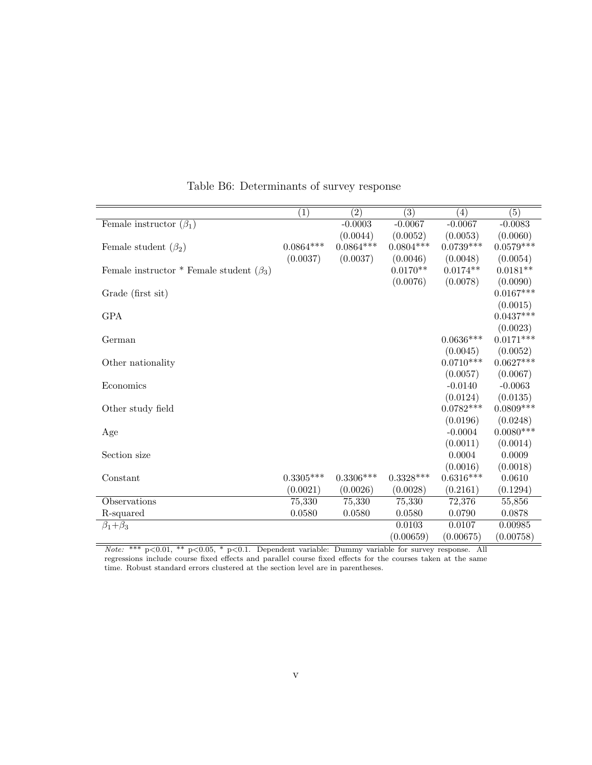Table B6: Determinants of survey response

| | (1) | (2) | (3) | (4) | (5) |
|---|---|---|---|---|---|
| Female instructor ($\beta_1$) | | -0.0003 | -0.0067 | -0.0067 | -0.0083 |
| | | (0.0044) | (0.0052) | (0.0053) | (0.0060) |
| Female student ($\beta_2$) | 0.0864*** | 0.0864*** | 0.0804*** | 0.0739*** | 0.0579*** |
| | (0.0037) | (0.0037) | (0.0046) | (0.0048) | (0.0054) |
| Female instructor * Female student ($\beta_3$) | | | 0.0170** | 0.0174** | 0.0181** |
| | | | (0.0076) | (0.0078) | (0.0090) |
| Grade (first sit) | | | | | 0.0167*** |
| | | | | | (0.0015) |
| GPA | | | | | 0.0437*** |
| | | | | | (0.0023) |
| German | | | | 0.0636*** | 0.0171*** |
| | | | | (0.0045) | (0.0052) |
| Other nationality | | | | 0.0710*** | 0.0627*** |
| | | | | (0.0057) | (0.0067) |
| Economics | | | | -0.0140 | -0.0063 |
| | | | | (0.0124) | (0.0135) |
| Other study field | | | | 0.0782*** | 0.0809*** |
| | | | | (0.0196) | (0.0248) |
| Age | | | | -0.0004 | 0.0080*** |
| | | | | (0.0011) | (0.0014) |
| Section size | | | | 0.0004 | 0.0009 |
| | | | | (0.0016) | (0.0018) |
| Constant | 0.3305*** | 0.3306*** | 0.3328*** | 0.6316*** | 0.0610 |
| | (0.0021) | (0.0026) | (0.0028) | (0.2161) | (0.1294) |
| Observations | 75,330 | 75,330 | 75,330 | 72,376 | 55,856 |
| R-squared | 0.0580 | 0.0580 | 0.0580 | 0.0790 | 0.0878 |
| $\beta_1$+$\beta_3$ | | | 0.0103 | 0.0107 | 0.00985 |
| | | | (0.00659) | (0.00675) | (0.00758) |

*Note:* *** p<0.01, ** p<0.05, * p<0.1. Dependent variable: Dummy variable for survey response. All regressions include course fixed effects and parallel course fixed effects for the courses taken at the same time. Robust standard errors clustered at the section level are in parentheses.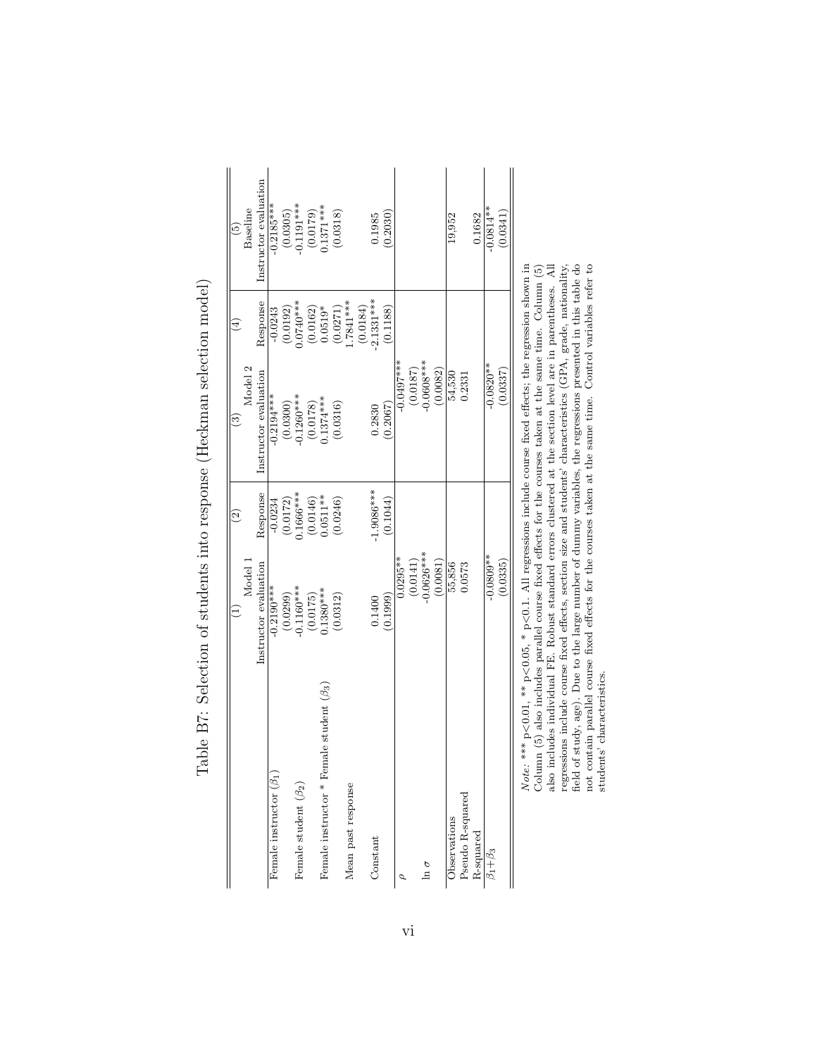Table B7: Selection of students into response (Heckman selection model)

| | (1) | (2) | (3) | (4) | (5) |
|---|---|---|---|---|---|
| | Model 1 | | Model 2 | | Baseline |
| | Instructor evaluation | Response | Instructor evaluation | Response | Instructor evaluation |
| Female instructor ($\beta_1$) | -0.2190*** | -0.0234 | -0.2194*** | -0.0243 | -0.2185*** |
| | (0.0299) | (0.0172) | (0.0300) | (0.0192) | (0.0305) |
| Female student ($\beta_2$) | -0.1160*** | 0.1666*** | -0.1260*** | 0.0740*** | -0.1191*** |
| | (0.0175) | (0.0146) | (0.0178) | (0.0162) | (0.0179) |
| Female instructor * Female student ($\beta_3$) | 0.1380*** | 0.0511** | 0.1374*** | 0.0519* | 0.1371*** |
| | (0.0312) | (0.0246) | (0.0316) | (0.0271) | (0.0318) |
| Mean past response | | | | 1.7841*** | |
| | | | | (0.0184) | |
| Constant | 0.1400 | -1.9086*** | 0.2830 | -2.1331*** | 0.1985 |
| | (0.1999) | (0.1044) | (0.2067) | (0.1188) | (0.2030) |
| $\rho$ | 0.0295** | | -0.0497*** | | |
| | (0.0141) | | (0.0187) | | |
| $\ln\sigma$ | -0.0626*** | | -0.0608*** | | |
| | (0.0081) | | (0.0082) | | |
| Observations | 55,856 | | 54,530 | | 19,952 |
| Pseudo R-squared | 0.0573 | | 0.2331 | | |
| R-squared | | | | | 0.1682 |
| $\beta_1+\beta_3$ | -0.0809** | | -0.0820** | | -0.0814** |
| | (0.0335) | | (0.0337) | | (0.0341) |

*Note:* *** p<0.01, ** p<0.05, * p<0.1. All regressions include course fixed effects; the regression shown in Column (5) also includes parallel course fixed effects for the courses taken at the same time. Column (5) also includes individual FE. Robust standard errors clustered at the section level are in parentheses. All regressions include course fixed effects, section size and students' characteristics (GPA, grade, nationality, field of study, age). Due to the large number of dummy variables, the regressions presented in this table do not contain parallel course fixed effects for the courses taken at the same time. Control variables refer to students' characteristics.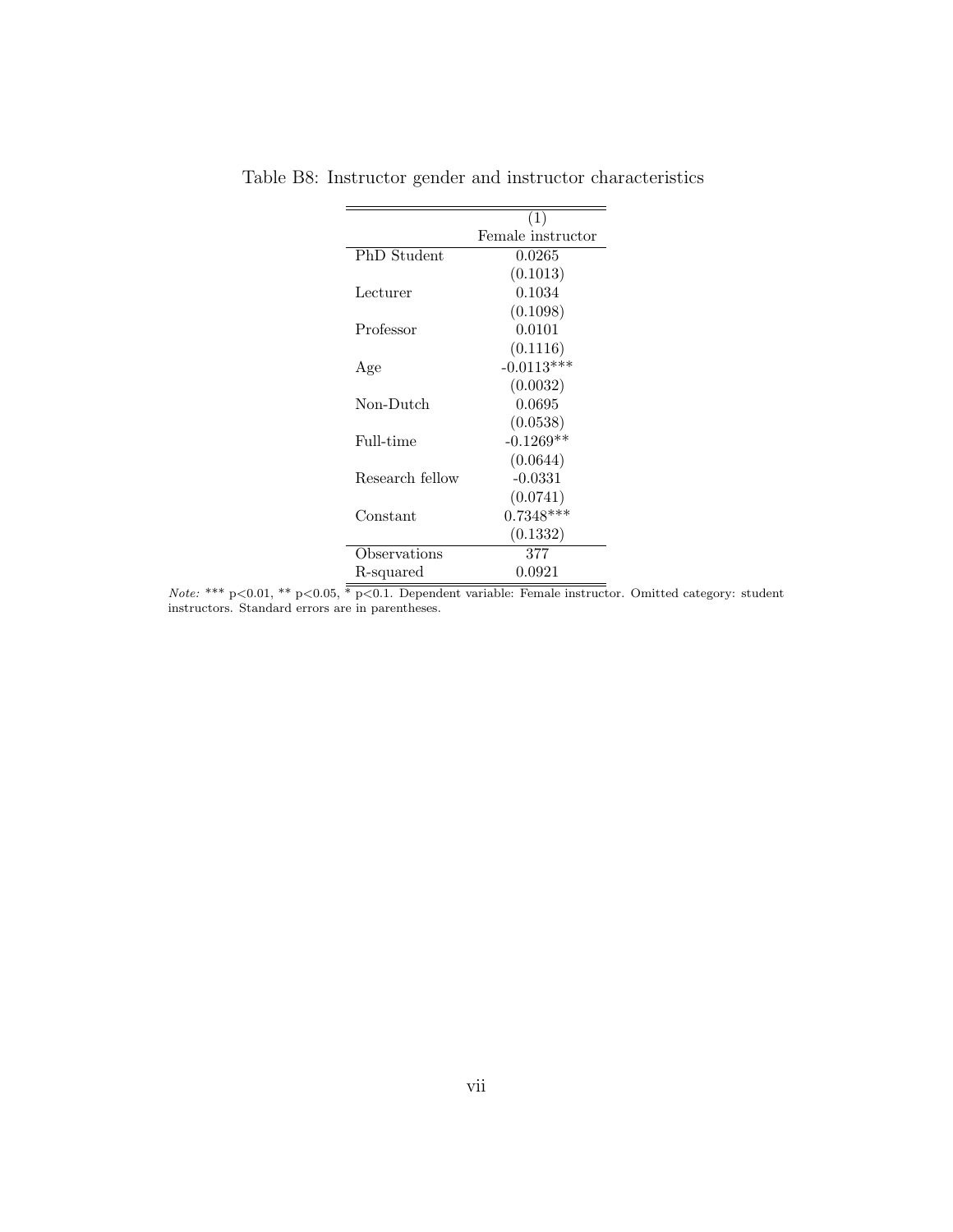Table B8: Instructor gender and instructor characteristics

| | (1) |
|---|---|
| | Female instructor |
| PhD Student | 0.0265 |
| | (0.1013) |
| Lecturer | 0.1034 |
| | (0.1098) |
| Professor | 0.0101 |
| | (0.1116) |
| Age | -0.0113*** |
| | (0.0032) |
| Non-Dutch | 0.0695 |
| | (0.0538) |
| Full-time | -0.1269** |
| | (0.0644) |
| Research fellow | -0.0331 |
| | (0.0741) |
| Constant | 0.7348*** |
| | (0.1332) |
| Observations | 377 |
| R-squared | 0.0921 |

*Note:* *** p<0.01, ** p<0.05, * p<0.1. Dependent variable: Female instructor. Omitted category: student instructors. Standard errors are in parentheses.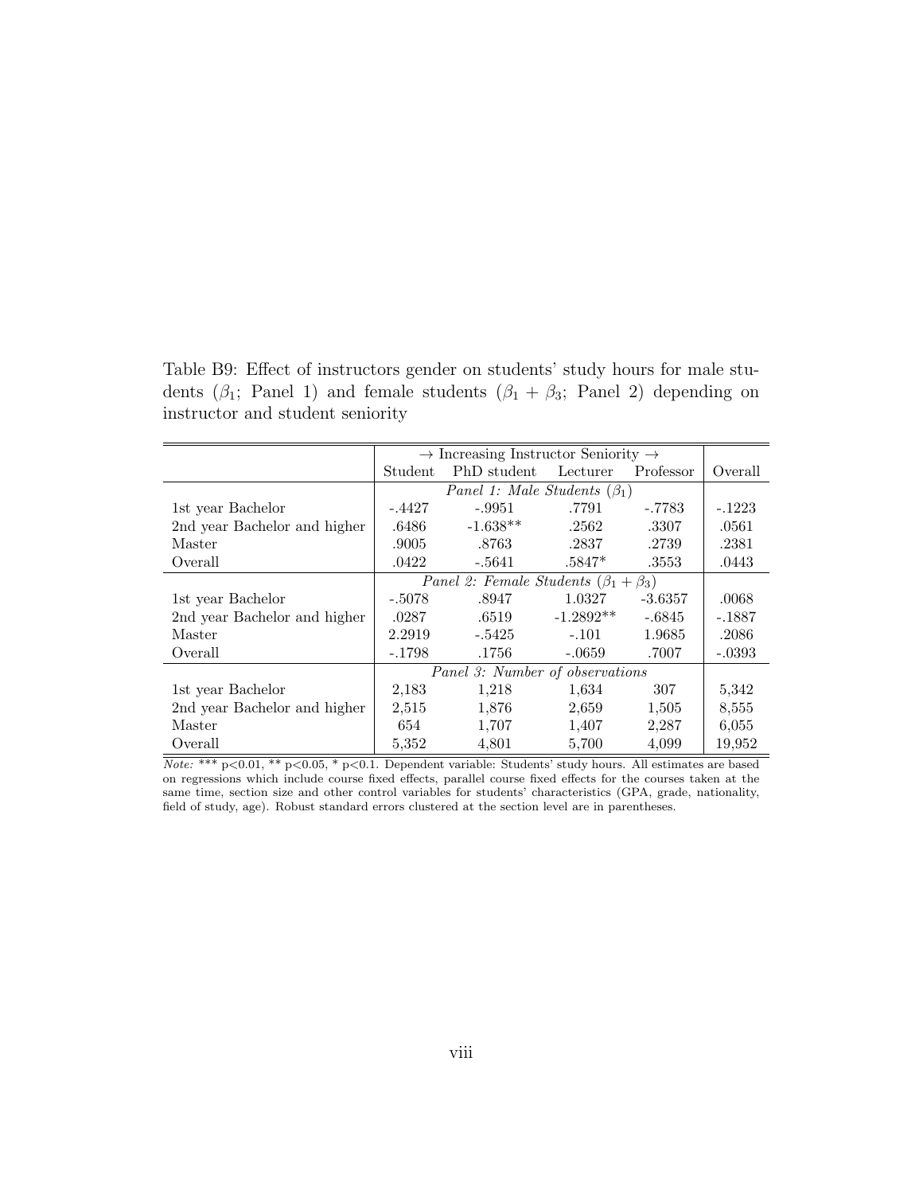Table B9: Effect of instructors gender on students' study hours for male students ($\beta_1$; Panel 1) and female students ($\beta_1 + \beta_3$; Panel 2) depending on instructor and student seniority

| | → Increasing Instructor Seniority → | | | | |
|---|---|---|---|---|---|
| | Student | PhD student | Lecturer | Professor | Overall |
| | *Panel 1: Male Students ($\beta_1$)* | | | | |
| 1st year Bachelor | -.4427 | -.9951 | .7791 | -.7783 | -.1223 |
| 2nd year Bachelor and higher | .6486 | -1.638** | .2562 | .3307 | .0561 |
| Master | .9005 | .8763 | .2837 | .2739 | .2381 |
| Overall | .0422 | -.5641 | .5847* | .3553 | .0443 |
| | *Panel 2: Female Students ($\beta_1 + \beta_3$)* | | | | |
| 1st year Bachelor | -.5078 | .8947 | 1.0327 | -3.6357 | .0068 |
| 2nd year Bachelor and higher | .0287 | .6519 | -1.2892** | -.6845 | -.1887 |
| Master | 2.2919 | -.5425 | -.101 | 1.9685 | .2086 |
| Overall | -.1798 | .1756 | -.0659 | .7007 | -.0393 |
| | *Panel 3: Number of observations* | | | | |
| 1st year Bachelor | 2,183 | 1,218 | 1,634 | 307 | 5,342 |
| 2nd year Bachelor and higher | 2,515 | 1,876 | 2,659 | 1,505 | 8,555 |
| Master | 654 | 1,707 | 1,407 | 2,287 | 6,055 |
| Overall | 5,352 | 4,801 | 5,700 | 4,099 | 19,952 |

*Note:* *** p<0.01, ** p<0.05, * p<0.1. Dependent variable: Students' study hours. All estimates are based on regressions which include course fixed effects, parallel course fixed effects for the courses taken at the same time, section size and other control variables for students' characteristics (GPA, grade, nationality, field of study, age). Robust standard errors clustered at the section level are in parentheses.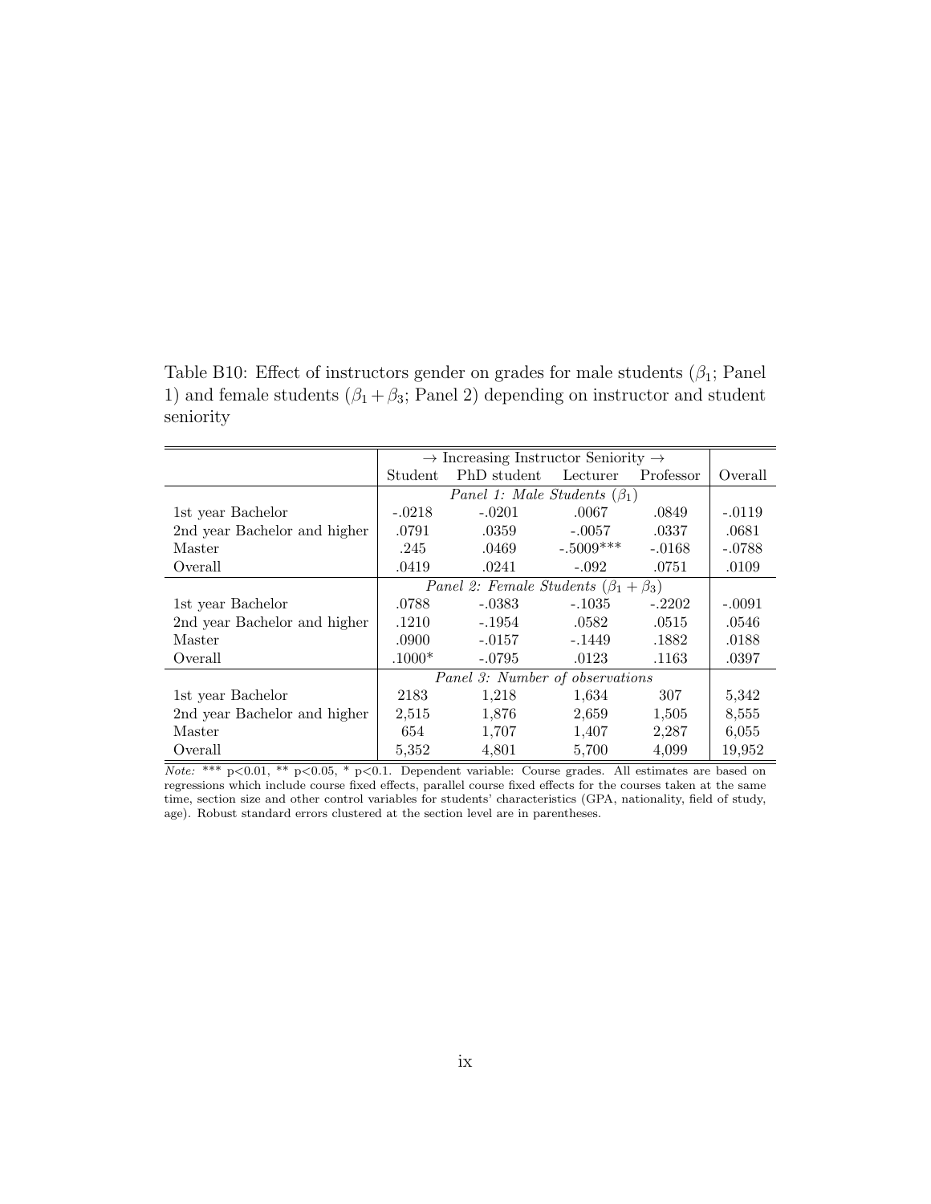Table B10: Effect of instructors gender on grades for male students ($\beta_1$; Panel 1) and female students ($\beta_1 + \beta_3$; Panel 2) depending on instructor and student seniority

| | → Increasing Instructor Seniority → | | | | |
|---|---|---|---|---|---|
| | Student | PhD student | Lecturer | Professor | Overall |
| | *Panel 1: Male Students ($\beta_1$)* | | | | |
| 1st year Bachelor | -.0218 | -.0201 | .0067 | .0849 | -.0119 |
| 2nd year Bachelor and higher | .0791 | .0359 | -.0057 | .0337 | .0681 |
| Master | .245 | .0469 | -.5009*** | -.0168 | -.0788 |
| Overall | .0419 | .0241 | -.092 | .0751 | .0109 |
| | *Panel 2: Female Students ($\beta_1 + \beta_3$)* | | | | |
| 1st year Bachelor | .0788 | -.0383 | -.1035 | -.2202 | -.0091 |
| 2nd year Bachelor and higher | .1210 | -.1954 | .0582 | .0515 | .0546 |
| Master | .0900 | -.0157 | -.1449 | .1882 | .0188 |
| Overall | .1000* | -.0795 | .0123 | .1163 | .0397 |
| | *Panel 3: Number of observations* | | | | |
| 1st year Bachelor | 2183 | 1,218 | 1,634 | 307 | 5,342 |
| 2nd year Bachelor and higher | 2,515 | 1,876 | 2,659 | 1,505 | 8,555 |
| Master | 654 | 1,707 | 1,407 | 2,287 | 6,055 |
| Overall | 5,352 | 4,801 | 5,700 | 4,099 | 19,952 |

*Note:* *** p<0.01, ** p<0.05, * p<0.1. Dependent variable: Course grades. All estimates are based on regressions which include course fixed effects, parallel course fixed effects for the courses taken at the same time, section size and other control variables for students' characteristics (GPA, nationality, field of study, age). Robust standard errors clustered at the section level are in parentheses.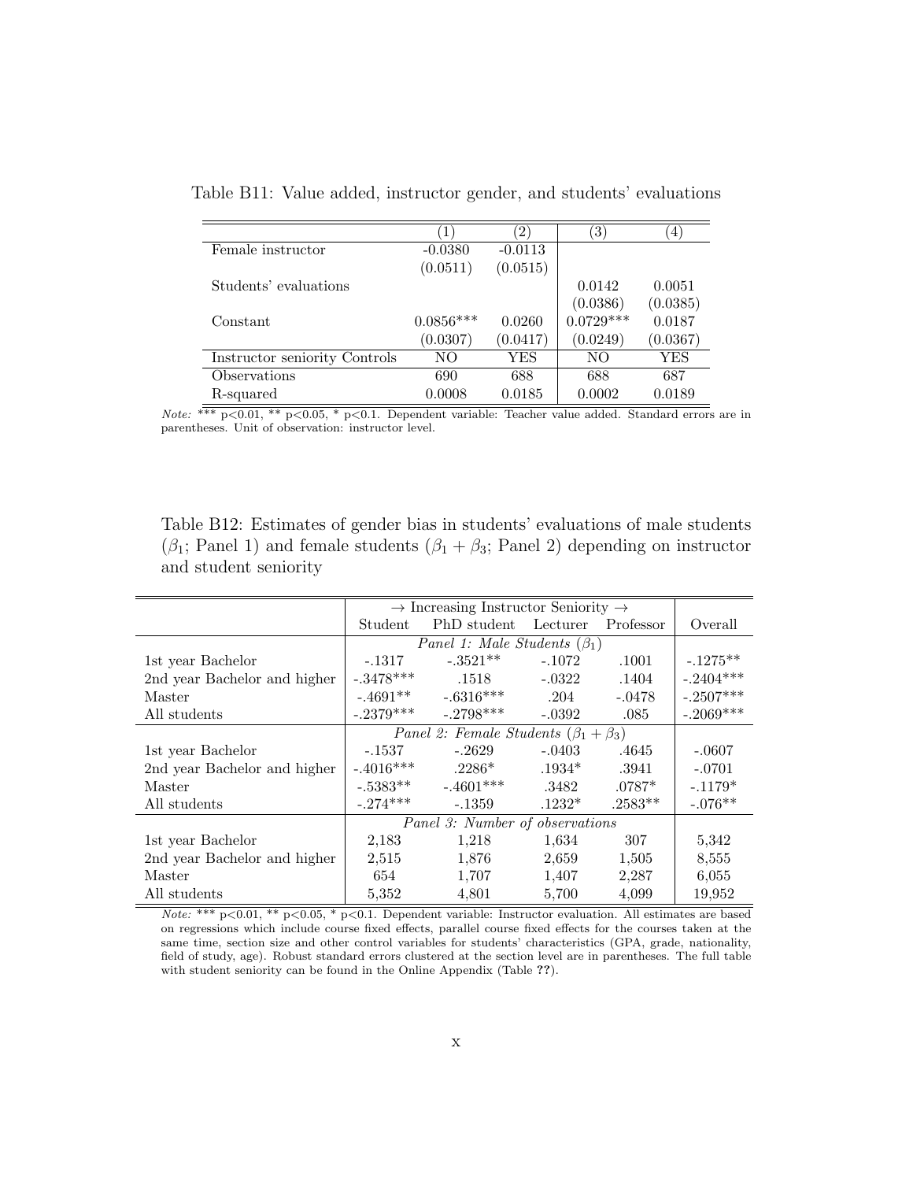Table B11: Value added, instructor gender, and students' evaluations

| | (1) | (2) | (3) | (4) |
|---|---|---|---|---|
| Female instructor | -0.0380 | -0.0113 | | |
| | (0.0511) | (0.0515) | | |
| Students' evaluations | | | 0.0142 | 0.0051 |
| | | | (0.0386) | (0.0385) |
| Constant | 0.0856*** | 0.0260 | 0.0729*** | 0.0187 |
| | (0.0307) | (0.0417) | (0.0249) | (0.0367) |
| Instructor seniority Controls | NO | YES | NO | YES |
| Observations | 690 | 688 | 688 | 687 |
| R-squared | 0.0008 | 0.0185 | 0.0002 | 0.0189 |

*Note:* *** p<0.01, ** p<0.05, * p<0.1. Dependent variable: Teacher value added. Standard errors are in parentheses. Unit of observation: instructor level.

Table B12: Estimates of gender bias in students' evaluations of male students ($\beta_1$; Panel 1) and female students ($\beta_1 + \beta_3$; Panel 2) depending on instructor and student seniority

| | → Increasing Instructor Seniority → | | | | |
|---|---|---|---|---|---|
| | Student | PhD student | Lecturer | Professor | Overall |
| | *Panel 1: Male Students ($\beta_1$)* | | | | |
| 1st year Bachelor | -.1317 | -.3521** | -.1072 | .1001 | -.1275** |
| 2nd year Bachelor and higher | -.3478*** | .1518 | -.0322 | .1404 | -.2404*** |
| Master | -.4691** | -.6316*** | .204 | -.0478 | -.2507*** |
| All students | -.2379*** | -.2798*** | -.0392 | .085 | -.2069*** |
| | *Panel 2: Female Students ($\beta_1 + \beta_3$)* | | | | |
| 1st year Bachelor | -.1537 | -.2629 | -.0403 | .4645 | -.0607 |
| 2nd year Bachelor and higher | -.4016*** | .2286* | .1934* | .3941 | -.0701 |
| Master | -.5383** | -.4601*** | .3482 | .0787* | -.1179* |
| All students | -.274*** | -.1359 | .1232* | .2583** | -.076** |
| | *Panel 3: Number of observations* | | | | |
| 1st year Bachelor | 2,183 | 1,218 | 1,634 | 307 | 5,342 |
| 2nd year Bachelor and higher | 2,515 | 1,876 | 2,659 | 1,505 | 8,555 |
| Master | 654 | 1,707 | 1,407 | 2,287 | 6,055 |
| All students | 5,352 | 4,801 | 5,700 | 4,099 | 19,952 |

*Note:* *** p<0.01, ** p<0.05, * p<0.1. Dependent variable: Instructor evaluation. All estimates are based on regressions which include course fixed effects, parallel course fixed effects for the courses taken at the same time, section size and other control variables for students' characteristics (GPA, grade, nationality, field of study, age). Robust standard errors clustered at the section level are in parentheses. The full table with student seniority can be found in the Online Appendix (Table **??**).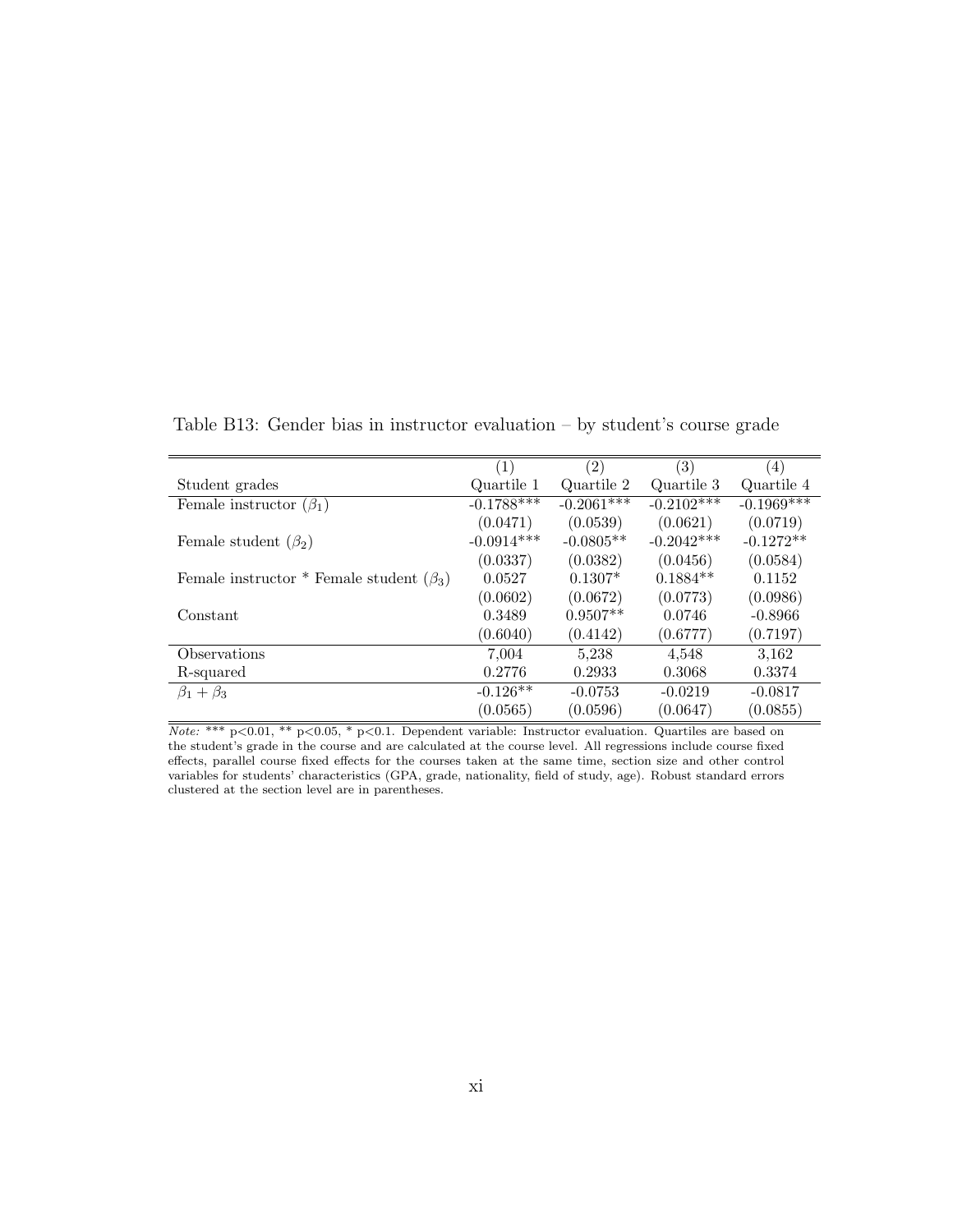Table B13: Gender bias in instructor evaluation – by student's course grade

| | (1) | (2) | (3) | (4) |
|---|---|---|---|---|
| Student grades | Quartile 1 | Quartile 2 | Quartile 3 | Quartile 4 |
| Female instructor ($\beta_1$) | -0.1788*** | -0.2061*** | -0.2102*** | -0.1969*** |
| | (0.0471) | (0.0539) | (0.0621) | (0.0719) |
| Female student ($\beta_2$) | -0.0914*** | -0.0805** | -0.2042*** | -0.1272** |
| | (0.0337) | (0.0382) | (0.0456) | (0.0584) |
| Female instructor * Female student ($\beta_3$) | 0.0527 | 0.1307* | 0.1884** | 0.1152 |
| | (0.0602) | (0.0672) | (0.0773) | (0.0986) |
| Constant | 0.3489 | 0.9507** | 0.0746 | -0.8966 |
| | (0.6040) | (0.4142) | (0.6777) | (0.7197) |
| Observations | 7,004 | 5,238 | 4,548 | 3,162 |
| R-squared | 0.2776 | 0.2933 | 0.3068 | 0.3374 |
| $\beta_1 + \beta_3$ | -0.126** | -0.0753 | -0.0219 | -0.0817 |
| | (0.0565) | (0.0596) | (0.0647) | (0.0855) |

*Note:* *** p<0.01, ** p<0.05, * p<0.1. Dependent variable: Instructor evaluation. Quartiles are based on the student's grade in the course and are calculated at the course level. All regressions include course fixed effects, parallel course fixed effects for the courses taken at the same time, section size and other control variables for students' characteristics (GPA, grade, nationality, field of study, age). Robust standard errors clustered at the section level are in parentheses.